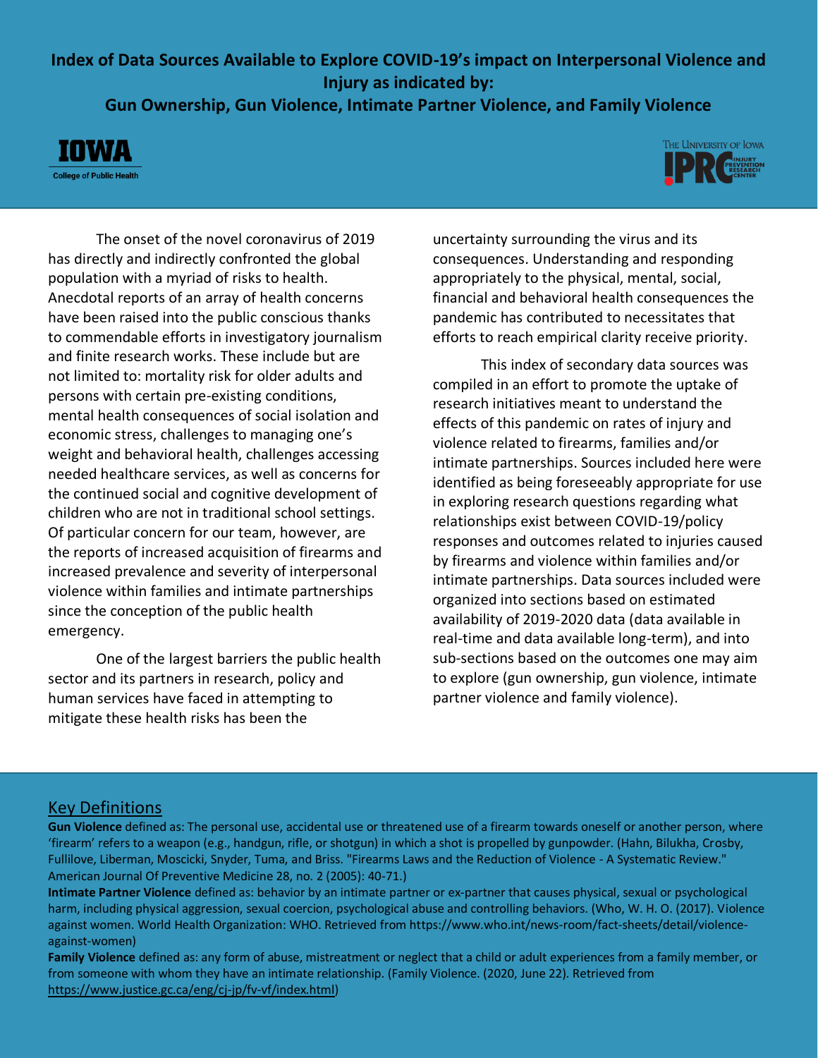# Index of Data Sources Available to Explore COVID-19's impact on Interpersonal Violence and Injury as indicated by:

## Gun Ownership, Gun Violence, Intimate Partner Violence, and Family Violence

IOWA
College of Public Health

The University of Iowa
IPRC Injury Prevention Research Center

The onset of the novel coronavirus of 2019 has directly and indirectly confronted the global population with a myriad of risks to health. Anecdotal reports of an array of health concerns have been raised into the public conscious thanks to commendable efforts in investigatory journalism and finite research works. These include but are not limited to: mortality risk for older adults and persons with certain pre-existing conditions, mental health consequences of social isolation and economic stress, challenges to managing one's weight and behavioral health, challenges accessing needed healthcare services, as well as concerns for the continued social and cognitive development of children who are not in traditional school settings. Of particular concern for our team, however, are the reports of increased acquisition of firearms and increased prevalence and severity of interpersonal violence within families and intimate partnerships since the conception of the public health emergency.

One of the largest barriers the public health sector and its partners in research, policy and human services have faced in attempting to mitigate these health risks has been the uncertainty surrounding the virus and its consequences. Understanding and responding appropriately to the physical, mental, social, financial and behavioral health consequences the pandemic has contributed to necessitates that efforts to reach empirical clarity receive priority.

This index of secondary data sources was compiled in an effort to promote the uptake of research initiatives meant to understand the effects of this pandemic on rates of injury and violence related to firearms, families and/or intimate partnerships. Sources included here were identified as being foreseeably appropriate for use in exploring research questions regarding what relationships exist between COVID-19/policy responses and outcomes related to injuries caused by firearms and violence within families and/or intimate partnerships. Data sources included were organized into sections based on estimated availability of 2019-2020 data (data available in real-time and data available long-term), and into sub-sections based on the outcomes one may aim to explore (gun ownership, gun violence, intimate partner violence and family violence).

## Key Definitions

**Gun Violence** defined as: The personal use, accidental use or threatened use of a firearm towards oneself or another person, where 'firearm' refers to a weapon (e.g., handgun, rifle, or shotgun) in which a shot is propelled by gunpowder. (Hahn, Bilukha, Crosby, Fullilove, Liberman, Moscicki, Snyder, Tuma, and Briss. "Firearms Laws and the Reduction of Violence - A Systematic Review." American Journal Of Preventive Medicine 28, no. 2 (2005): 40-71.)

**Intimate Partner Violence** defined as: behavior by an intimate partner or ex-partner that causes physical, sexual or psychological harm, including physical aggression, sexual coercion, psychological abuse and controlling behaviors. (Who, W. H. O. (2017). Violence against women. World Health Organization: WHO. Retrieved from https://www.who.int/news-room/fact-sheets/detail/violence-against-women)

**Family Violence** defined as: any form of abuse, mistreatment or neglect that a child or adult experiences from a family member, or from someone with whom they have an intimate relationship. (Family Violence. (2020, June 22). Retrieved from https://www.justice.gc.ca/eng/cj-jp/fv-vf/index.html)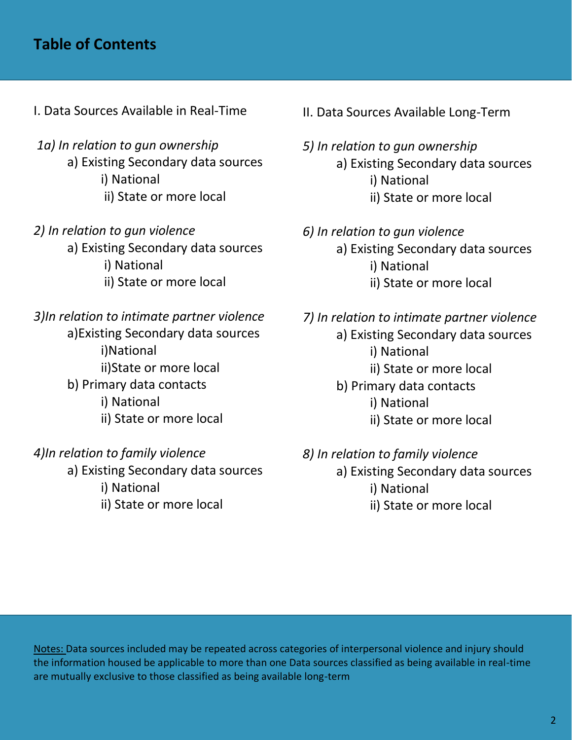# Table of Contents

I. Data Sources Available in Real-Time

*1a) In relation to gun ownership*
- a) Existing Secondary data sources
  - i) National
  - ii) State or more local

*2) In relation to gun violence*
- a) Existing Secondary data sources
  - i) National
  - ii) State or more local

*3)In relation to intimate partner violence*
- a)Existing Secondary data sources
  - i)National
  - ii)State or more local
- b) Primary data contacts
  - i) National
  - ii) State or more local

*4)In relation to family violence*
- a) Existing Secondary data sources
  - i) National
  - ii) State or more local

II. Data Sources Available Long-Term

*5) In relation to gun ownership*
- a) Existing Secondary data sources
  - i) National
  - ii) State or more local

*6) In relation to gun violence*
- a) Existing Secondary data sources
  - i) National
  - ii) State or more local

*7) In relation to intimate partner violence*
- a) Existing Secondary data sources
  - i) National
  - ii) State or more local
- b) Primary data contacts
  - i) National
  - ii) State or more local

*8) In relation to family violence*
- a) Existing Secondary data sources
  - i) National
  - ii) State or more local

Notes: Data sources included may be repeated across categories of interpersonal violence and injury should the information housed be applicable to more than one Data sources classified as being available in real-time are mutually exclusive to those classified as being available long-term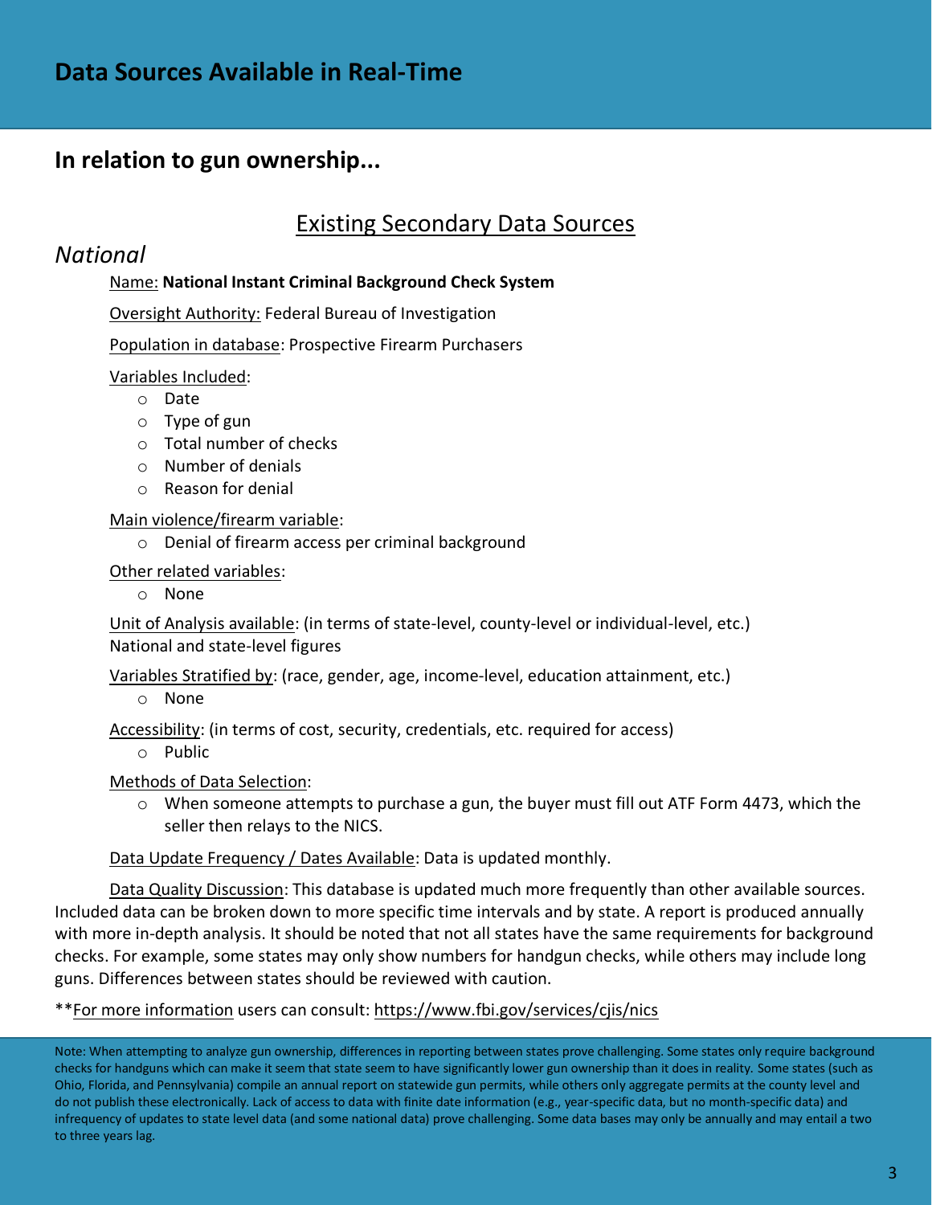# Data Sources Available in Real-Time

## In relation to gun ownership...

### Existing Secondary Data Sources

*National*

Name: **National Instant Criminal Background Check System**

Oversight Authority: Federal Bureau of Investigation

Population in database: Prospective Firearm Purchasers

Variables Included:

- Date
- Type of gun
- Total number of checks
- Number of denials
- Reason for denial

Main violence/firearm variable:

- Denial of firearm access per criminal background

Other related variables:

- None

Unit of Analysis available: (in terms of state-level, county-level or individual-level, etc.) National and state-level figures

Variables Stratified by: (race, gender, age, income-level, education attainment, etc.)

- None

Accessibility: (in terms of cost, security, credentials, etc. required for access)

- Public

Methods of Data Selection:

- When someone attempts to purchase a gun, the buyer must fill out ATF Form 4473, which the seller then relays to the NICS.

Data Update Frequency / Dates Available: Data is updated monthly.

Data Quality Discussion: This database is updated much more frequently than other available sources. Included data can be broken down to more specific time intervals and by state. A report is produced annually with more in-depth analysis. It should be noted that not all states have the same requirements for background checks. For example, some states may only show numbers for handgun checks, while others may include long guns. Differences between states should be reviewed with caution.

**For more information users can consult: https://www.fbi.gov/services/cjis/nics

Note: When attempting to analyze gun ownership, differences in reporting between states prove challenging. Some states only require background checks for handguns which can make it seem that state seem to have significantly lower gun ownership than it does in reality. Some states (such as Ohio, Florida, and Pennsylvania) compile an annual report on statewide gun permits, while others only aggregate permits at the county level and do not publish these electronically. Lack of access to data with finite date information (e.g., year-specific data, but no month-specific data) and infrequency of updates to state level data (and some national data) prove challenging. Some data bases may only be annually and may entail a two to three years lag.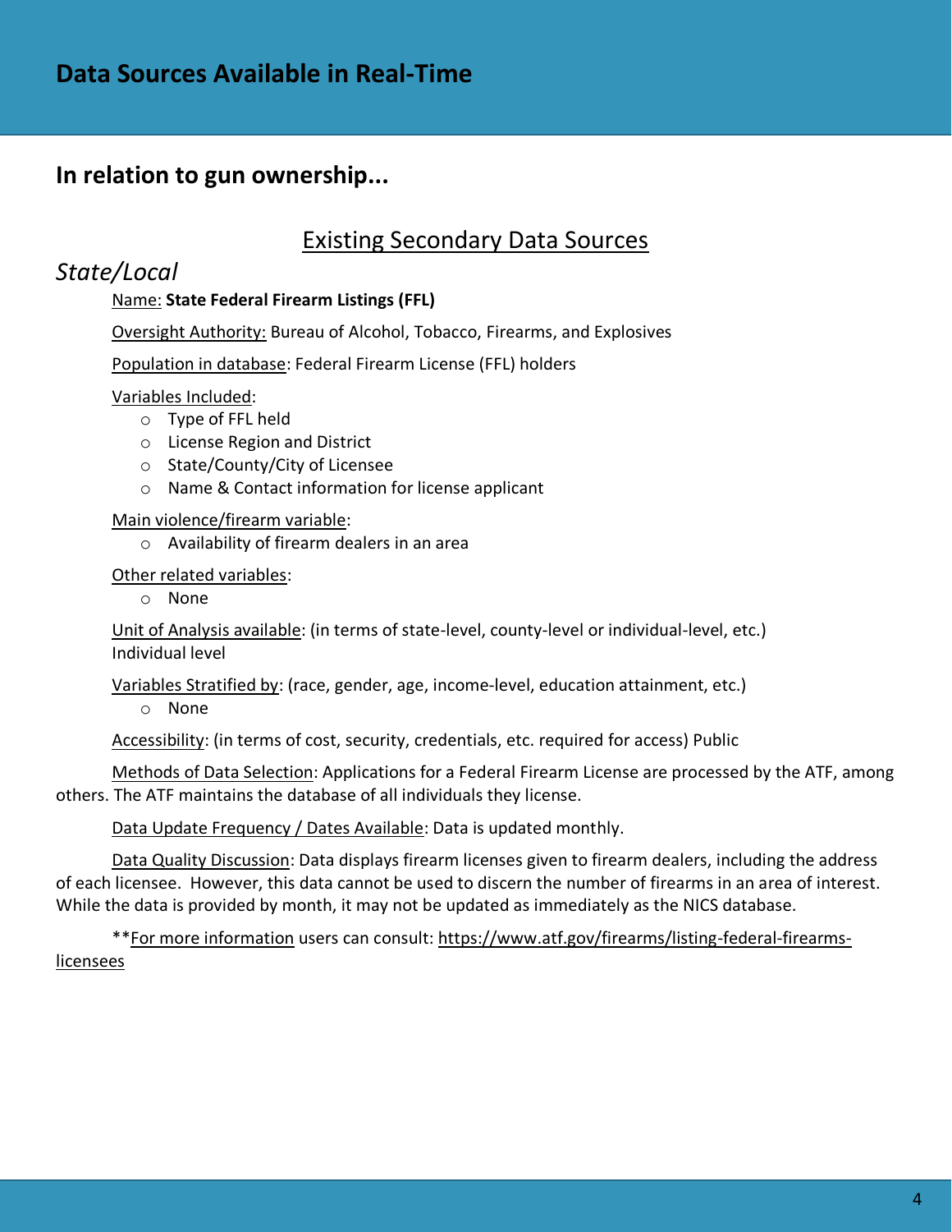# Data Sources Available in Real-Time

## In relation to gun ownership...

### Existing Secondary Data Sources

*State/Local*

Name: **State Federal Firearm Listings (FFL)**

Oversight Authority: Bureau of Alcohol, Tobacco, Firearms, and Explosives

Population in database: Federal Firearm License (FFL) holders

Variables Included:

- Type of FFL held
- License Region and District
- State/County/City of Licensee
- Name & Contact information for license applicant

Main violence/firearm variable:

- Availability of firearm dealers in an area

Other related variables:

- None

Unit of Analysis available: (in terms of state-level, county-level or individual-level, etc.) Individual level

Variables Stratified by: (race, gender, age, income-level, education attainment, etc.)

- None

Accessibility: (in terms of cost, security, credentials, etc. required for access) Public

Methods of Data Selection: Applications for a Federal Firearm License are processed by the ATF, among others. The ATF maintains the database of all individuals they license.

Data Update Frequency / Dates Available: Data is updated monthly.

Data Quality Discussion: Data displays firearm licenses given to firearm dealers, including the address of each licensee. However, this data cannot be used to discern the number of firearms in an area of interest. While the data is provided by month, it may not be updated as immediately as the NICS database.

**For more information users can consult: https://www.atf.gov/firearms/listing-federal-firearms-licensees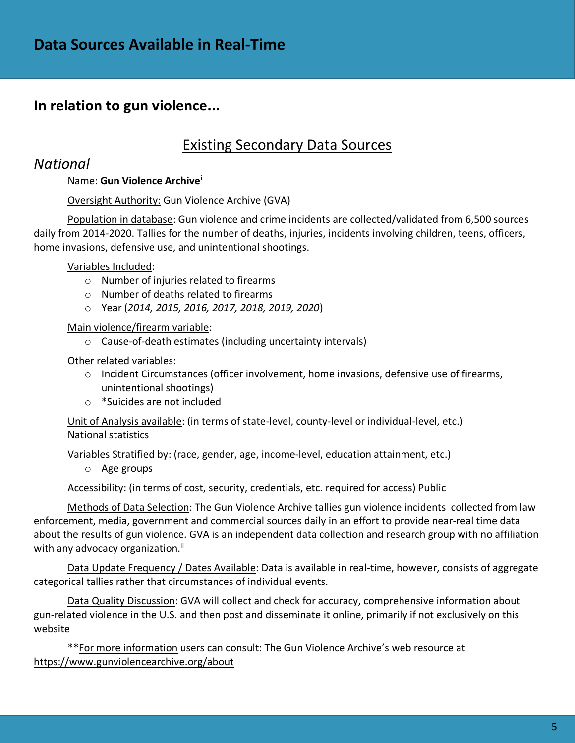# Data Sources Available in Real-Time

## In relation to gun violence...

### Existing Secondary Data Sources

*National*

Name: **Gun Violence Archive**[i]

Oversight Authority: Gun Violence Archive (GVA)

Population in database: Gun violence and crime incidents are collected/validated from 6,500 sources daily from 2014-2020. Tallies for the number of deaths, injuries, incidents involving children, teens, officers, home invasions, defensive use, and unintentional shootings.

Variables Included:

- Number of injuries related to firearms
- Number of deaths related to firearms
- Year (*2014, 2015, 2016, 2017, 2018, 2019, 2020*)

Main violence/firearm variable:

- Cause-of-death estimates (including uncertainty intervals)

Other related variables:

- Incident Circumstances (officer involvement, home invasions, defensive use of firearms, unintentional shootings)
- *Suicides are not included

Unit of Analysis available: (in terms of state-level, county-level or individual-level, etc.) National statistics

Variables Stratified by: (race, gender, age, income-level, education attainment, etc.)

- Age groups

Accessibility: (in terms of cost, security, credentials, etc. required for access) Public

Methods of Data Selection: The Gun Violence Archive tallies gun violence incidents collected from law enforcement, media, government and commercial sources daily in an effort to provide near-real time data about the results of gun violence. GVA is an independent data collection and research group with no affiliation with any advocacy organization.[ii]

Data Update Frequency / Dates Available: Data is available in real-time, however, consists of aggregate categorical tallies rather that circumstances of individual events.

Data Quality Discussion: GVA will collect and check for accuracy, comprehensive information about gun-related violence in the U.S. and then post and disseminate it online, primarily if not exclusively on this website

**For more information users can consult: The Gun Violence Archive's web resource at https://www.gunviolencearchive.org/about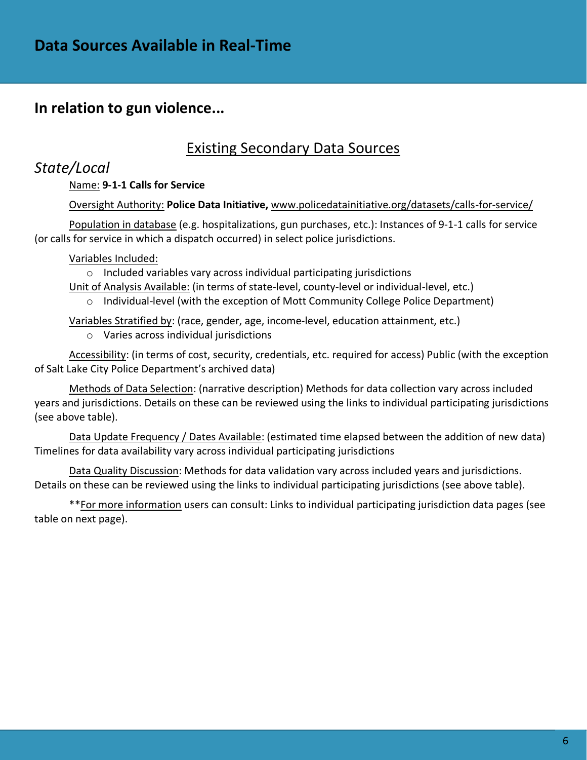# Data Sources Available in Real-Time

## In relation to gun violence...

### Existing Secondary Data Sources

*State/Local*

Name: **9-1-1 Calls for Service**

Oversight Authority: **Police Data Initiative,** www.policedatainitiative.org/datasets/calls-for-service/

Population in database (e.g. hospitalizations, gun purchases, etc.): Instances of 9-1-1 calls for service (or calls for service in which a dispatch occurred) in select police jurisdictions.

Variables Included:

- Included variables vary across individual participating jurisdictions

Unit of Analysis Available: (in terms of state-level, county-level or individual-level, etc.)

- Individual-level (with the exception of Mott Community College Police Department)

Variables Stratified by: (race, gender, age, income-level, education attainment, etc.)

- Varies across individual jurisdictions

Accessibility: (in terms of cost, security, credentials, etc. required for access) Public (with the exception of Salt Lake City Police Department's archived data)

Methods of Data Selection: (narrative description) Methods for data collection vary across included years and jurisdictions. Details on these can be reviewed using the links to individual participating jurisdictions (see above table).

Data Update Frequency / Dates Available: (estimated time elapsed between the addition of new data) Timelines for data availability vary across individual participating jurisdictions

Data Quality Discussion: Methods for data validation vary across included years and jurisdictions. Details on these can be reviewed using the links to individual participating jurisdictions (see above table).

**For more information users can consult: Links to individual participating jurisdiction data pages (see table on next page).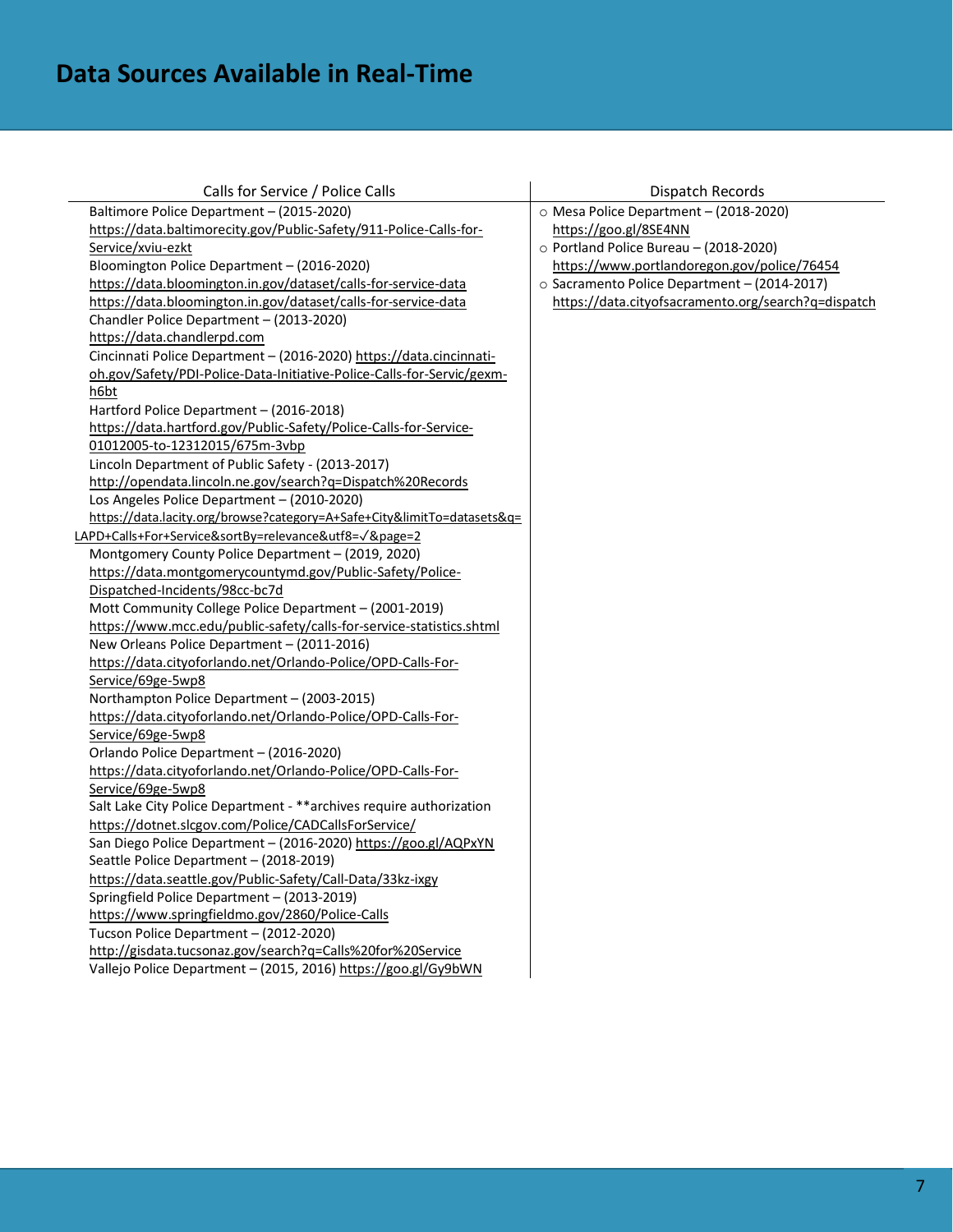# Data Sources Available in Real-Time

| Calls for Service / Police Calls | Dispatch Records |
|---|---|
| Baltimore Police Department – (2015-2020) https://data.baltimorecity.gov/Public-Safety/911-Police-Calls-for-Service/xviu-ezkt<br>Bloomington Police Department – (2016-2020) https://data.bloomington.in.gov/dataset/calls-for-service-data https://data.bloomington.in.gov/dataset/calls-for-service-data<br>Chandler Police Department – (2013-2020) https://data.chandlerpd.com<br>Cincinnati Police Department – (2016-2020) https://data.cincinnati-oh.gov/Safety/PDI-Police-Data-Initiative-Police-Calls-for-Servic/gexm-h6bt<br>Hartford Police Department – (2016-2018) https://data.hartford.gov/Public-Safety/Police-Calls-for-Service-01012005-to-12312015/675m-3vbp<br>Lincoln Department of Public Safety - (2013-2017) http://opendata.lincoln.ne.gov/search?q=Dispatch%20Records<br>Los Angeles Police Department – (2010-2020) https://data.lacity.org/browse?category=A+Safe+City&limitTo=datasets&q=LAPD+Calls+For+Service&sortBy=relevance&utf8=✓&page=2<br>Montgomery County Police Department – (2019, 2020) https://data.montgomerycountymd.gov/Public-Safety/Police-Dispatched-Incidents/98cc-bc7d<br>Mott Community College Police Department – (2001-2019) https://www.mcc.edu/public-safety/calls-for-service-statistics.shtml<br>New Orleans Police Department – (2011-2016) https://data.cityoforlando.net/Orlando-Police/OPD-Calls-For-Service/69ge-5wp8<br>Northampton Police Department – (2003-2015) https://data.cityoforlando.net/Orlando-Police/OPD-Calls-For-Service/69ge-5wp8<br>Orlando Police Department – (2016-2020) https://data.cityoforlando.net/Orlando-Police/OPD-Calls-For-Service/69ge-5wp8<br>Salt Lake City Police Department - **archives require authorization https://dotnet.slcgov.com/Police/CADCallsForService/<br>San Diego Police Department – (2016-2020) https://goo.gl/AQPxYN<br>Seattle Police Department – (2018-2019) https://data.seattle.gov/Public-Safety/Call-Data/33kz-ixgy<br>Springfield Police Department – (2013-2019) https://www.springfieldmo.gov/2860/Police-Calls<br>Tucson Police Department – (2012-2020) http://gisdata.tucsonaz.gov/search?q=Calls%20for%20Service<br>Vallejo Police Department – (2015, 2016) https://goo.gl/Gy9bWN | ○ Mesa Police Department – (2018-2020) https://goo.gl/8SE4NN<br>○ Portland Police Bureau – (2018-2020) https://www.portlandoregon.gov/police/76454<br>○ Sacramento Police Department – (2014-2017) https://data.cityofsacramento.org/search?q=dispatch |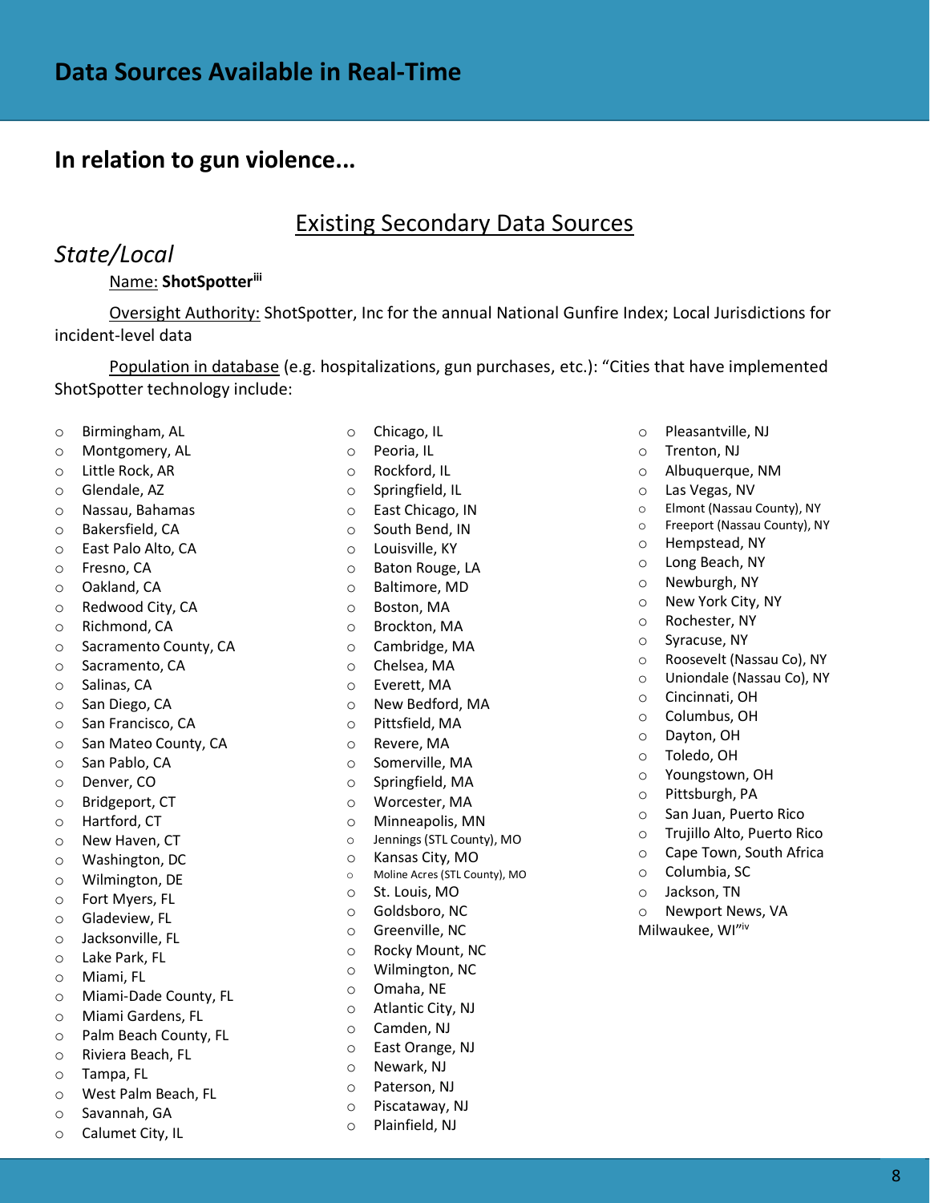# Data Sources Available in Real-Time

## In relation to gun violence...

### Existing Secondary Data Sources

*State/Local*

Name: **ShotSpotter**[iii]

Oversight Authority: ShotSpotter, Inc for the annual National Gunfire Index; Local Jurisdictions for incident-level data

Population in database (e.g. hospitalizations, gun purchases, etc.): "Cities that have implemented ShotSpotter technology include:

- Birmingham, AL
- Montgomery, AL
- Little Rock, AR
- Glendale, AZ
- Nassau, Bahamas
- Bakersfield, CA
- East Palo Alto, CA
- Fresno, CA
- Oakland, CA
- Redwood City, CA
- Richmond, CA
- Sacramento County, CA
- Sacramento, CA
- Salinas, CA
- San Diego, CA
- San Francisco, CA
- San Mateo County, CA
- San Pablo, CA
- Denver, CO
- Bridgeport, CT
- Hartford, CT
- New Haven, CT
- Washington, DC
- Wilmington, DE
- Fort Myers, FL
- Gladeview, FL
- Jacksonville, FL
- Lake Park, FL
- Miami, FL
- Miami-Dade County, FL
- Miami Gardens, FL
- Palm Beach County, FL
- Riviera Beach, FL
- Tampa, FL
- West Palm Beach, FL
- Savannah, GA
- Calumet City, IL
- Chicago, IL
- Peoria, IL
- Rockford, IL
- Springfield, IL
- East Chicago, IN
- South Bend, IN
- Louisville, KY
- Baton Rouge, LA
- Baltimore, MD
- Boston, MA
- Brockton, MA
- Cambridge, MA
- Chelsea, MA
- Everett, MA
- New Bedford, MA
- Pittsfield, MA
- Revere, MA
- Somerville, MA
- Springfield, MA
- Worcester, MA
- Minneapolis, MN
- Jennings (STL County), MO
- Kansas City, MO
- Moline Acres (STL County), MO
- St. Louis, MO
- Goldsboro, NC
- Greenville, NC
- Rocky Mount, NC
- Wilmington, NC
- Omaha, NE
- Atlantic City, NJ
- Camden, NJ
- East Orange, NJ
- Newark, NJ
- Paterson, NJ
- Piscataway, NJ
- Plainfield, NJ
- Pleasantville, NJ
- Trenton, NJ
- Albuquerque, NM
- Las Vegas, NV
- Elmont (Nassau County), NY
- Freeport (Nassau County), NY
- Hempstead, NY
- Long Beach, NY
- Newburgh, NY
- New York City, NY
- Rochester, NY
- Syracuse, NY
- Roosevelt (Nassau Co), NY
- Uniondale (Nassau Co), NY
- Cincinnati, OH
- Columbus, OH
- Dayton, OH
- Toledo, OH
- Youngstown, OH
- Pittsburgh, PA
- San Juan, Puerto Rico
- Trujillo Alto, Puerto Rico
- Cape Town, South Africa
- Columbia, SC
- Jackson, TN
- Newport News, VA

Milwaukee, WI"[iv]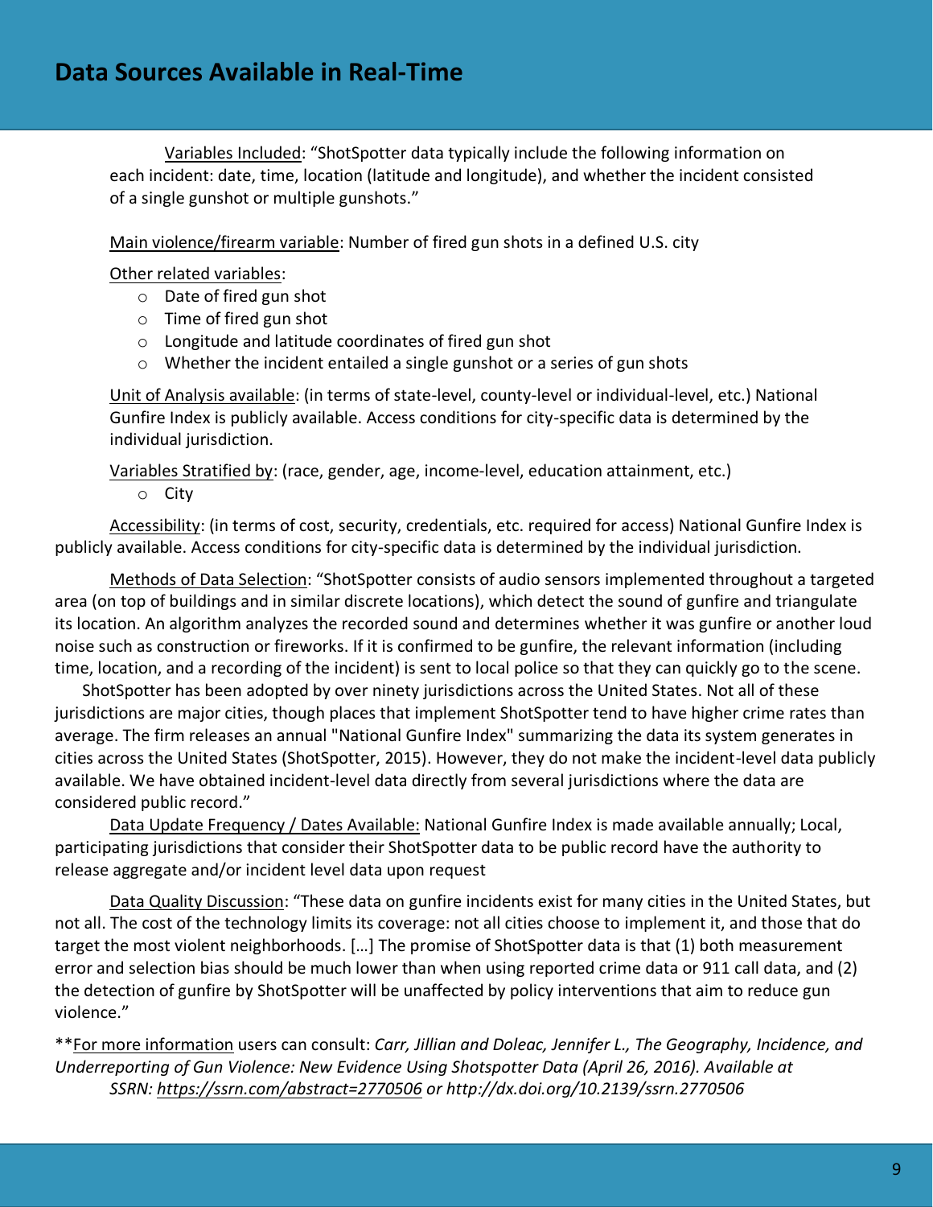## Data Sources Available in Real-Time

Variables Included: "ShotSpotter data typically include the following information on each incident: date, time, location (latitude and longitude), and whether the incident consisted of a single gunshot or multiple gunshots."

Main violence/firearm variable: Number of fired gun shots in a defined U.S. city

Other related variables:

- Date of fired gun shot
- Time of fired gun shot
- Longitude and latitude coordinates of fired gun shot
- Whether the incident entailed a single gunshot or a series of gun shots

Unit of Analysis available: (in terms of state-level, county-level or individual-level, etc.) National Gunfire Index is publicly available. Access conditions for city-specific data is determined by the individual jurisdiction.

Variables Stratified by: (race, gender, age, income-level, education attainment, etc.)

- City

Accessibility: (in terms of cost, security, credentials, etc. required for access) National Gunfire Index is publicly available. Access conditions for city-specific data is determined by the individual jurisdiction.

Methods of Data Selection: "ShotSpotter consists of audio sensors implemented throughout a targeted area (on top of buildings and in similar discrete locations), which detect the sound of gunfire and triangulate its location. An algorithm analyzes the recorded sound and determines whether it was gunfire or another loud noise such as construction or fireworks. If it is confirmed to be gunfire, the relevant information (including time, location, and a recording of the incident) is sent to local police so that they can quickly go to the scene.

ShotSpotter has been adopted by over ninety jurisdictions across the United States. Not all of these jurisdictions are major cities, though places that implement ShotSpotter tend to have higher crime rates than average. The firm releases an annual "National Gunfire Index" summarizing the data its system generates in cities across the United States (ShotSpotter, 2015). However, they do not make the incident-level data publicly available. We have obtained incident-level data directly from several jurisdictions where the data are considered public record."

Data Update Frequency / Dates Available: National Gunfire Index is made available annually; Local, participating jurisdictions that consider their ShotSpotter data to be public record have the authority to release aggregate and/or incident level data upon request

Data Quality Discussion: "These data on gunfire incidents exist for many cities in the United States, but not all. The cost of the technology limits its coverage: not all cities choose to implement it, and those that do target the most violent neighborhoods. [...] The promise of ShotSpotter data is that (1) both measurement error and selection bias should be much lower than when using reported crime data or 911 call data, and (2) the detection of gunfire by ShotSpotter will be unaffected by policy interventions that aim to reduce gun violence."

**For more information users can consult: *Carr, Jillian and Doleac, Jennifer L., The Geography, Incidence, and Underreporting of Gun Violence: New Evidence Using Shotspotter Data (April 26, 2016). Available at SSRN: https://ssrn.com/abstract=2770506 or http://dx.doi.org/10.2139/ssrn.2770506*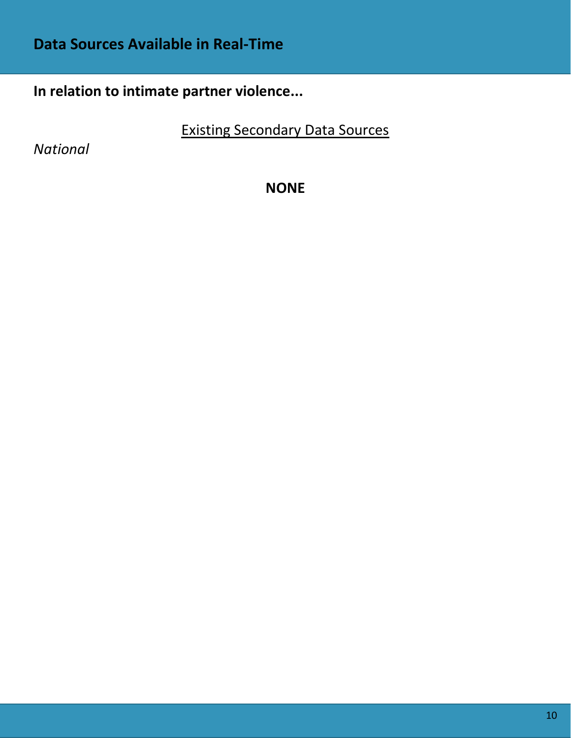## Data Sources Available in Real-Time

**In relation to intimate partner violence...**

Existing Secondary Data Sources

*National*

**NONE**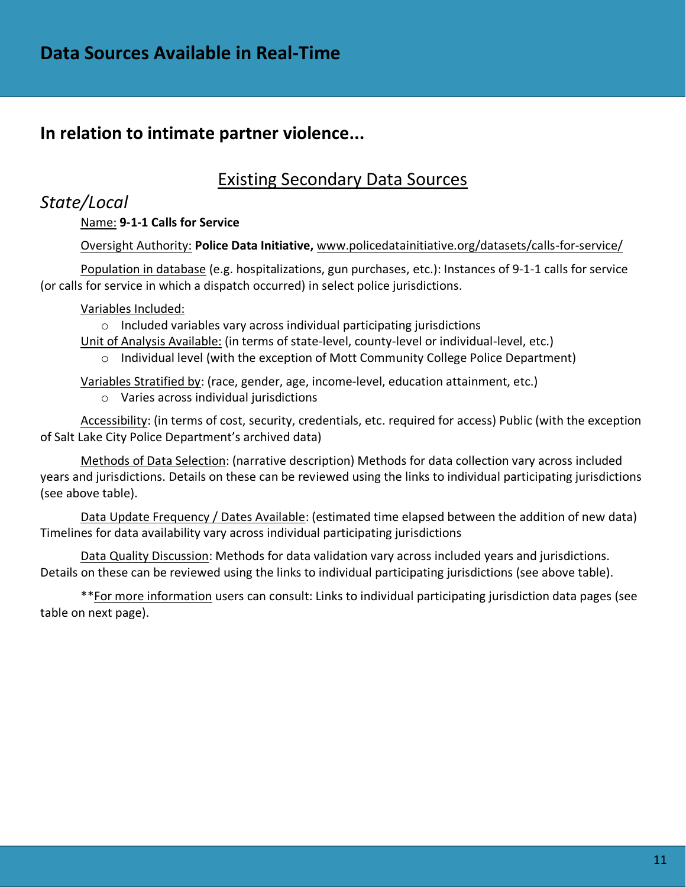# Data Sources Available in Real-Time

## In relation to intimate partner violence...

### Existing Secondary Data Sources

*State/Local*

Name: **9-1-1 Calls for Service**

Oversight Authority: **Police Data Initiative,** www.policedatainitiative.org/datasets/calls-for-service/

Population in database (e.g. hospitalizations, gun purchases, etc.): Instances of 9-1-1 calls for service (or calls for service in which a dispatch occurred) in select police jurisdictions.

Variables Included:

- Included variables vary across individual participating jurisdictions

Unit of Analysis Available: (in terms of state-level, county-level or individual-level, etc.)

- Individual level (with the exception of Mott Community College Police Department)

Variables Stratified by: (race, gender, age, income-level, education attainment, etc.)

- Varies across individual jurisdictions

Accessibility: (in terms of cost, security, credentials, etc. required for access) Public (with the exception of Salt Lake City Police Department's archived data)

Methods of Data Selection: (narrative description) Methods for data collection vary across included years and jurisdictions. Details on these can be reviewed using the links to individual participating jurisdictions (see above table).

Data Update Frequency / Dates Available: (estimated time elapsed between the addition of new data) Timelines for data availability vary across individual participating jurisdictions

Data Quality Discussion: Methods for data validation vary across included years and jurisdictions. Details on these can be reviewed using the links to individual participating jurisdictions (see above table).

**For more information users can consult: Links to individual participating jurisdiction data pages (see table on next page).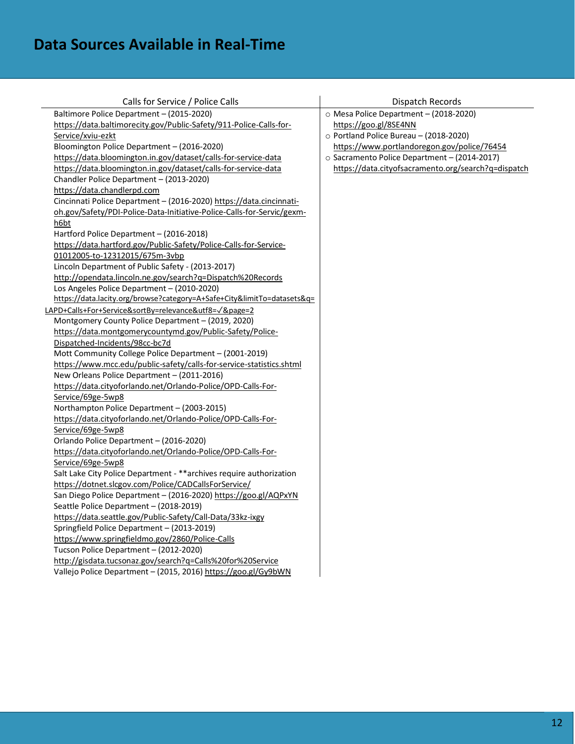# Data Sources Available in Real-Time

| Calls for Service / Police Calls | Dispatch Records |
|---|---|
| Baltimore Police Department – (2015-2020) https://data.baltimorecity.gov/Public-Safety/911-Police-Calls-for-Service/xviu-ezkt<br>Bloomington Police Department – (2016-2020) https://data.bloomington.in.gov/dataset/calls-for-service-data https://data.bloomington.in.gov/dataset/calls-for-service-data<br>Chandler Police Department – (2013-2020) https://data.chandlerpd.com<br>Cincinnati Police Department – (2016-2020) https://data.cincinnati-oh.gov/Safety/PDI-Police-Data-Initiative-Police-Calls-for-Servic/gexm-h6bt<br>Hartford Police Department – (2016-2018) https://data.hartford.gov/Public-Safety/Police-Calls-for-Service-01012005-to-12312015/675m-3vbp<br>Lincoln Department of Public Safety - (2013-2017) http://opendata.lincoln.ne.gov/search?q=Dispatch%20Records<br>Los Angeles Police Department – (2010-2020) https://data.lacity.org/browse?category=A+Safe+City&limitTo=datasets&q=LAPD+Calls+For+Service&sortBy=relevance&utf8=✓&page=2<br>Montgomery County Police Department – (2019, 2020) https://data.montgomerycountymd.gov/Public-Safety/Police-Dispatched-Incidents/98cc-bc7d<br>Mott Community College Police Department – (2001-2019) https://www.mcc.edu/public-safety/calls-for-service-statistics.shtml<br>New Orleans Police Department – (2011-2016) https://data.cityoforlando.net/Orlando-Police/OPD-Calls-For-Service/69ge-5wp8<br>Northampton Police Department – (2003-2015) https://data.cityoforlando.net/Orlando-Police/OPD-Calls-For-Service/69ge-5wp8<br>Orlando Police Department – (2016-2020) https://data.cityoforlando.net/Orlando-Police/OPD-Calls-For-Service/69ge-5wp8<br>Salt Lake City Police Department - **archives require authorization https://dotnet.slcgov.com/Police/CADCallsForService/<br>San Diego Police Department – (2016-2020) https://goo.gl/AQPxYN<br>Seattle Police Department – (2018-2019) https://data.seattle.gov/Public-Safety/Call-Data/33kz-ixgy<br>Springfield Police Department – (2013-2019) https://www.springfieldmo.gov/2860/Police-Calls<br>Tucson Police Department – (2012-2020) http://gisdata.tucsonaz.gov/search?q=Calls%20for%20Service<br>Vallejo Police Department – (2015, 2016) https://goo.gl/Gy9bWN | ○ Mesa Police Department – (2018-2020) https://goo.gl/8SE4NN<br>○ Portland Police Bureau – (2018-2020) https://www.portlandoregon.gov/police/76454<br>○ Sacramento Police Department – (2014-2017) https://data.cityofsacramento.org/search?q=dispatch |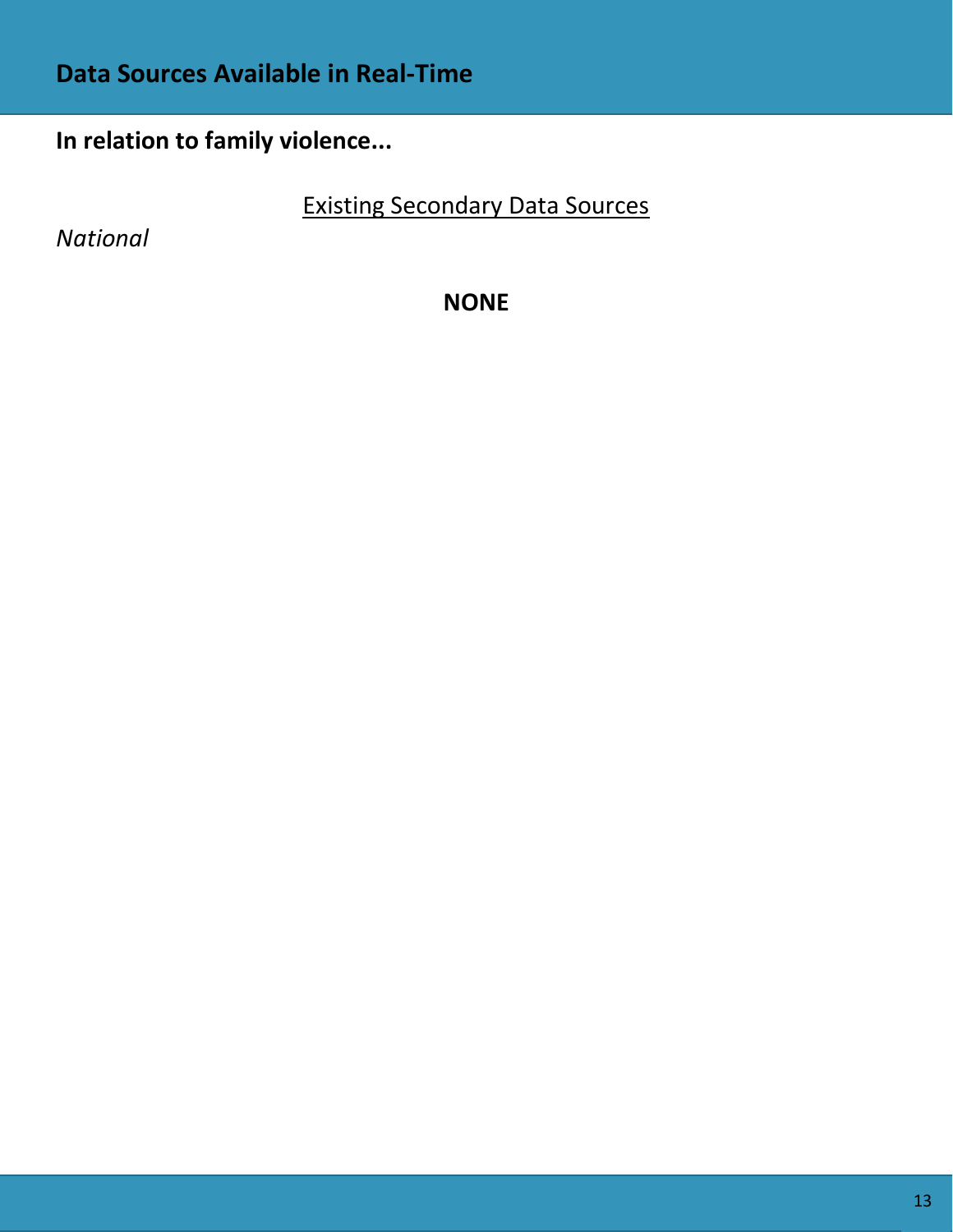## Data Sources Available in Real-Time

**In relation to family violence...**

Existing Secondary Data Sources

*National*

**NONE**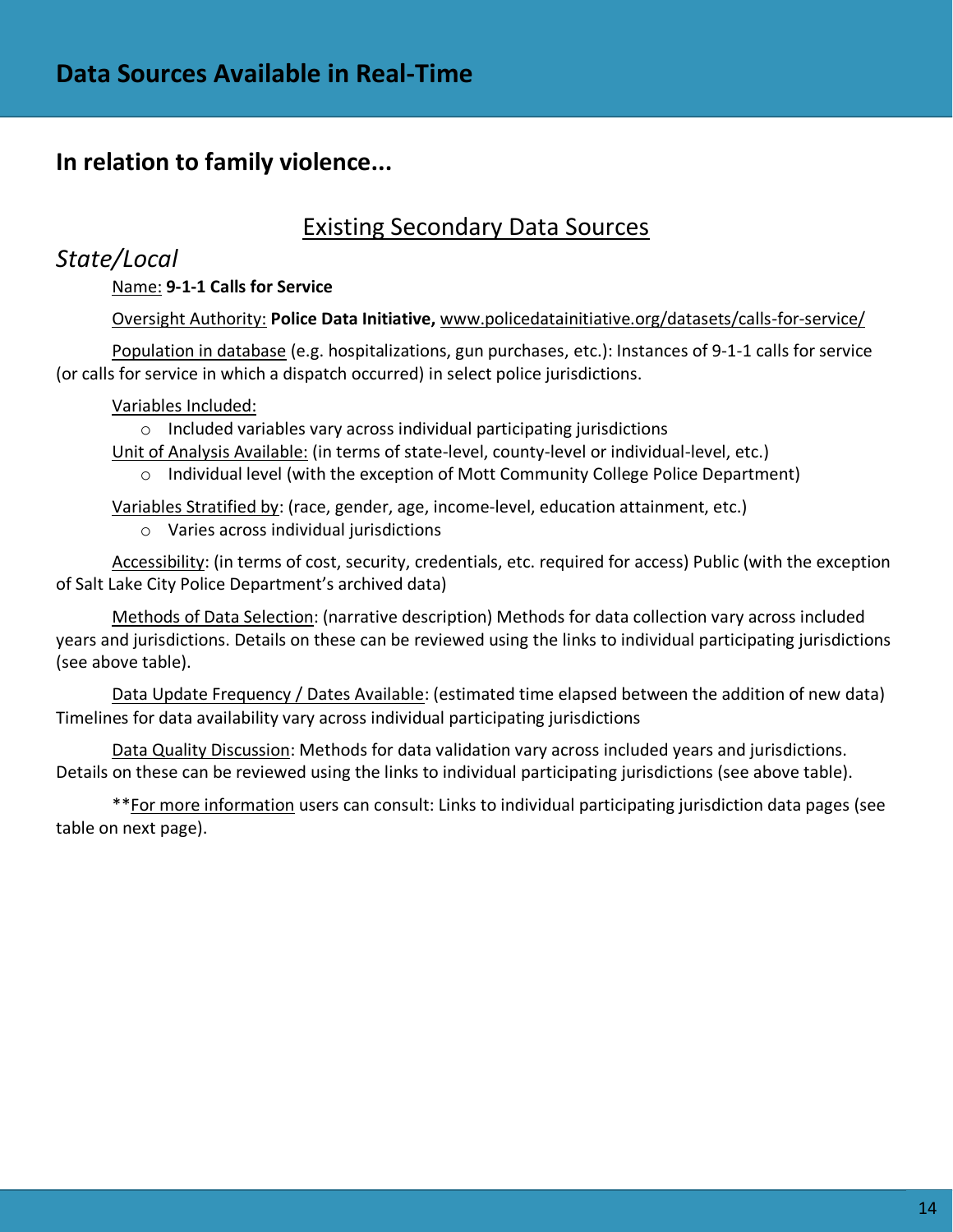# Data Sources Available in Real-Time

## In relation to family violence...

### Existing Secondary Data Sources

*State/Local*

Name: **9-1-1 Calls for Service**

Oversight Authority: **Police Data Initiative,** www.policedatainitiative.org/datasets/calls-for-service/

Population in database (e.g. hospitalizations, gun purchases, etc.): Instances of 9-1-1 calls for service (or calls for service in which a dispatch occurred) in select police jurisdictions.

Variables Included:

- Included variables vary across individual participating jurisdictions

Unit of Analysis Available: (in terms of state-level, county-level or individual-level, etc.)

- Individual level (with the exception of Mott Community College Police Department)

Variables Stratified by: (race, gender, age, income-level, education attainment, etc.)

- Varies across individual jurisdictions

Accessibility: (in terms of cost, security, credentials, etc. required for access) Public (with the exception of Salt Lake City Police Department's archived data)

Methods of Data Selection: (narrative description) Methods for data collection vary across included years and jurisdictions. Details on these can be reviewed using the links to individual participating jurisdictions (see above table).

Data Update Frequency / Dates Available: (estimated time elapsed between the addition of new data) Timelines for data availability vary across individual participating jurisdictions

Data Quality Discussion: Methods for data validation vary across included years and jurisdictions. Details on these can be reviewed using the links to individual participating jurisdictions (see above table).

**For more information users can consult: Links to individual participating jurisdiction data pages (see table on next page).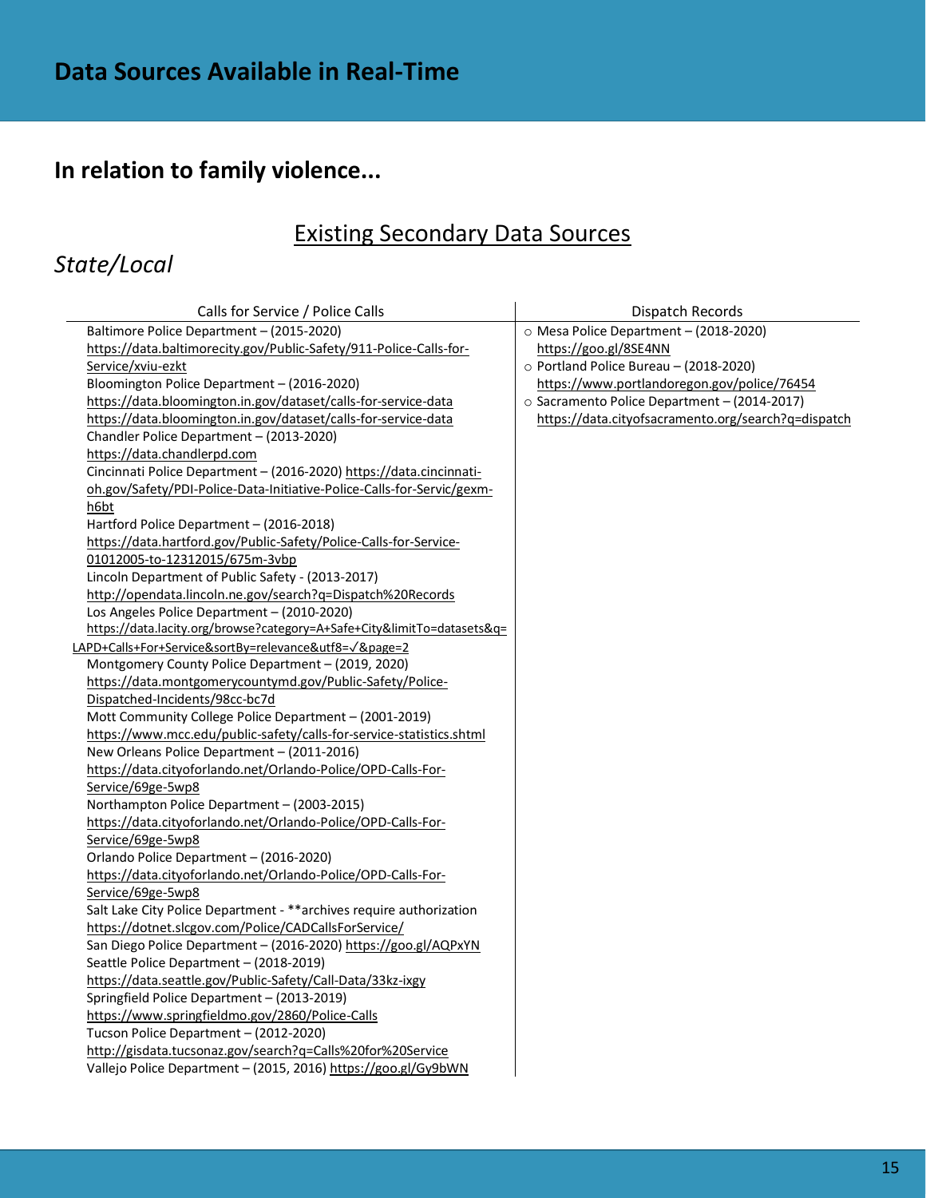# Data Sources Available in Real-Time

## In relation to family violence...

### Existing Secondary Data Sources

### *State/Local*

| Calls for Service / Police Calls | Dispatch Records |
|---|---|
| Baltimore Police Department – (2015-2020) https://data.baltimorecity.gov/Public-Safety/911-Police-Calls-for-Service/xviu-ezkt<br>Bloomington Police Department – (2016-2020) https://data.bloomington.in.gov/dataset/calls-for-service-data https://data.bloomington.in.gov/dataset/calls-for-service-data<br>Chandler Police Department – (2013-2020) https://data.chandlerpd.com<br>Cincinnati Police Department – (2016-2020) https://data.cincinnati-oh.gov/Safety/PDI-Police-Data-Initiative-Police-Calls-for-Servic/gexm-h6bt<br>Hartford Police Department – (2016-2018) https://data.hartford.gov/Public-Safety/Police-Calls-for-Service-01012005-to-12312015/675m-3vbp<br>Lincoln Department of Public Safety - (2013-2017) http://opendata.lincoln.ne.gov/search?q=Dispatch%20Records<br>Los Angeles Police Department – (2010-2020) https://data.lacity.org/browse?category=A+Safe+City&limitTo=datasets&q=LAPD+Calls+For+Service&sortBy=relevance&utf8=✓&page=2<br>Montgomery County Police Department – (2019, 2020) https://data.montgomerycountymd.gov/Public-Safety/Police-Dispatched-Incidents/98cc-bc7d<br>Mott Community College Police Department – (2001-2019) https://www.mcc.edu/public-safety/calls-for-service-statistics.shtml<br>New Orleans Police Department – (2011-2016) https://data.cityoforlando.net/Orlando-Police/OPD-Calls-For-Service/69ge-5wp8<br>Northampton Police Department – (2003-2015) https://data.cityoforlando.net/Orlando-Police/OPD-Calls-For-Service/69ge-5wp8<br>Orlando Police Department – (2016-2020) https://data.cityoforlando.net/Orlando-Police/OPD-Calls-For-Service/69ge-5wp8<br>Salt Lake City Police Department - **archives require authorization https://dotnet.slcgov.com/Police/CADCallsForService/<br>San Diego Police Department – (2016-2020) https://goo.gl/AQPxYN<br>Seattle Police Department – (2018-2019) https://data.seattle.gov/Public-Safety/Call-Data/33kz-ixgy<br>Springfield Police Department – (2013-2019) https://www.springfieldmo.gov/2860/Police-Calls<br>Tucson Police Department – (2012-2020) http://gisdata.tucsonaz.gov/search?q=Calls%20for%20Service<br>Vallejo Police Department – (2015, 2016) https://goo.gl/Gy9bWN | ○ Mesa Police Department – (2018-2020) https://goo.gl/8SE4NN<br>○ Portland Police Bureau – (2018-2020) https://www.portlandoregon.gov/police/76454<br>○ Sacramento Police Department – (2014-2017) https://data.cityofsacramento.org/search?q=dispatch |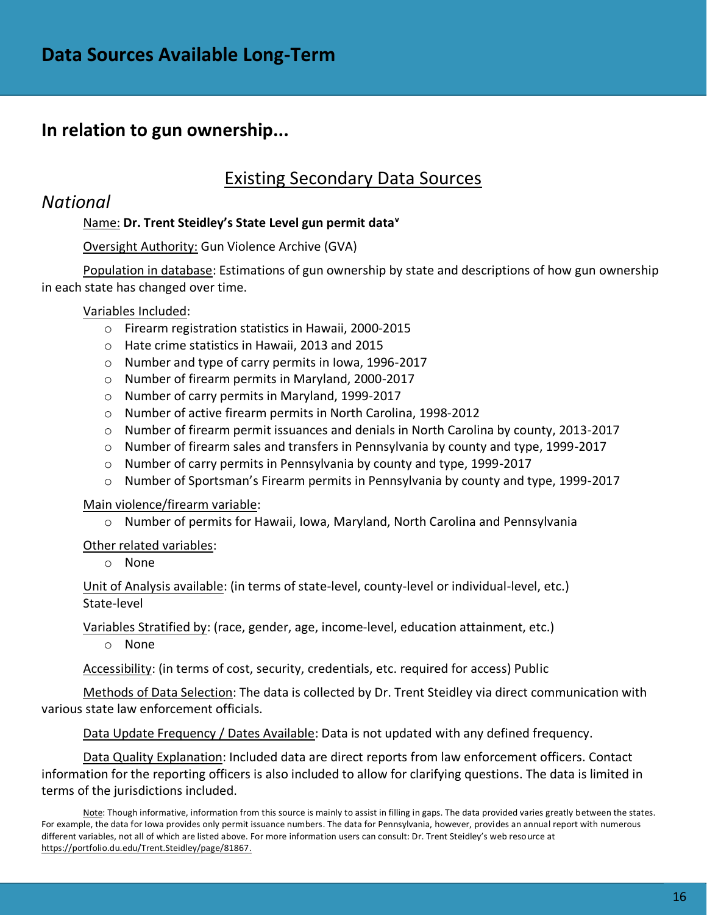# Data Sources Available Long-Term

## In relation to gun ownership...

### Existing Secondary Data Sources

### *National*

Name: **Dr. Trent Steidley's State Level gun permit data[v]**

Oversight Authority: Gun Violence Archive (GVA)

Population in database: Estimations of gun ownership by state and descriptions of how gun ownership in each state has changed over time.

Variables Included:

- Firearm registration statistics in Hawaii, 2000-2015
- Hate crime statistics in Hawaii, 2013 and 2015
- Number and type of carry permits in Iowa, 1996-2017
- Number of firearm permits in Maryland, 2000-2017
- Number of carry permits in Maryland, 1999-2017
- Number of active firearm permits in North Carolina, 1998-2012
- Number of firearm permit issuances and denials in North Carolina by county, 2013-2017
- Number of firearm sales and transfers in Pennsylvania by county and type, 1999-2017
- Number of carry permits in Pennsylvania by county and type, 1999-2017
- Number of Sportsman's Firearm permits in Pennsylvania by county and type, 1999-2017

Main violence/firearm variable:

- Number of permits for Hawaii, Iowa, Maryland, North Carolina and Pennsylvania

Other related variables:

- None

Unit of Analysis available: (in terms of state-level, county-level or individual-level, etc.) State-level

Variables Stratified by: (race, gender, age, income-level, education attainment, etc.)

- None

Accessibility: (in terms of cost, security, credentials, etc. required for access) Public

Methods of Data Selection: The data is collected by Dr. Trent Steidley via direct communication with various state law enforcement officials.

Data Update Frequency / Dates Available: Data is not updated with any defined frequency.

Data Quality Explanation: Included data are direct reports from law enforcement officers. Contact information for the reporting officers is also included to allow for clarifying questions. The data is limited in terms of the jurisdictions included.

Note: Though informative, information from this source is mainly to assist in filling in gaps. The data provided varies greatly between the states. For example, the data for Iowa provides only permit issuance numbers. The data for Pennsylvania, however, provides an annual report with numerous different variables, not all of which are listed above. For more information users can consult: Dr. Trent Steidley's web resource at https://portfolio.du.edu/Trent.Steidley/page/81867.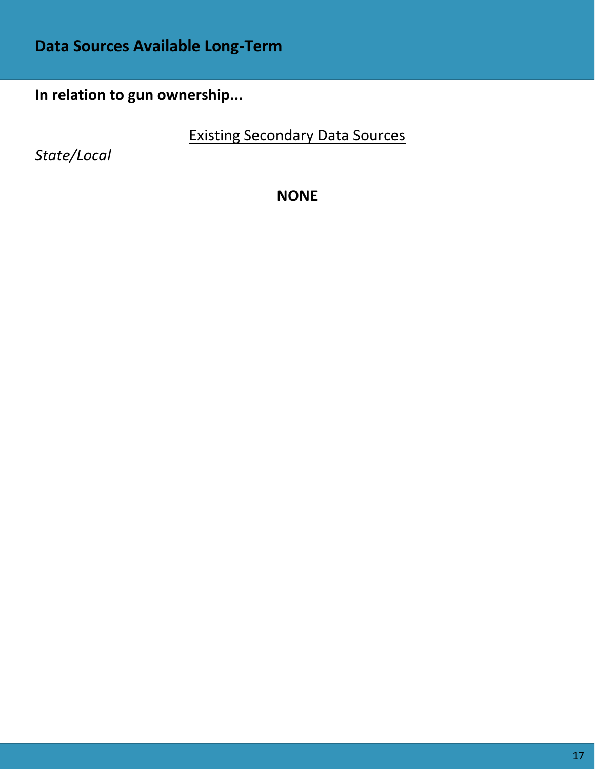## Data Sources Available Long-Term

**In relation to gun ownership...**

<u>Existing Secondary Data Sources</u>

*State/Local*

**NONE**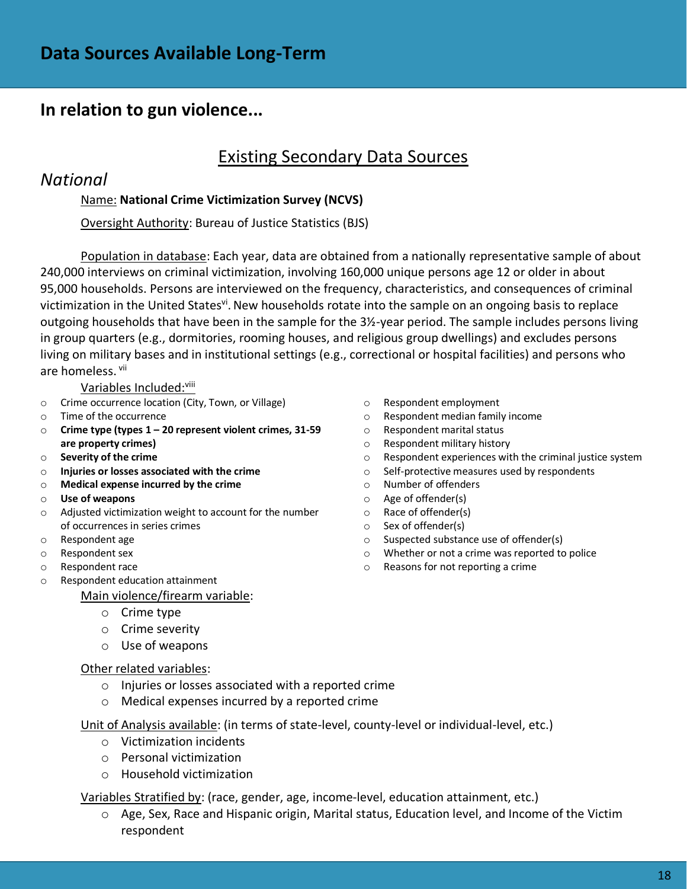# Data Sources Available Long-Term

## In relation to gun violence...

### Existing Secondary Data Sources

*National*

Name: **National Crime Victimization Survey (NCVS)**

Oversight Authority: Bureau of Justice Statistics (BJS)

Population in database: Each year, data are obtained from a nationally representative sample of about 240,000 interviews on criminal victimization, involving 160,000 unique persons age 12 or older in about 95,000 households. Persons are interviewed on the frequency, characteristics, and consequences of criminal victimization in the United States[vi]. New households rotate into the sample on an ongoing basis to replace outgoing households that have been in the sample for the 3½-year period. The sample includes persons living in group quarters (e.g., dormitories, rooming houses, and religious group dwellings) and excludes persons living on military bases and in institutional settings (e.g., correctional or hospital facilities) and persons who are homeless. [vii]

Variables Included:[viii]

- Crime occurrence location (City, Town, or Village)
- Time of the occurrence
- **Crime type (types 1 – 20 represent violent crimes, 31-59 are property crimes)**
- **Severity of the crime**
- **Injuries or losses associated with the crime**
- **Medical expense incurred by the crime**
- **Use of weapons**
- Adjusted victimization weight to account for the number of occurrences in series crimes
- Respondent age
- Respondent sex
- Respondent race
- Respondent education attainment
- Respondent employment
- Respondent median family income
- Respondent marital status
- Respondent military history
- Respondent experiences with the criminal justice system
- Self-protective measures used by respondents
- Number of offenders
- Age of offender(s)
- Race of offender(s)
- Sex of offender(s)
- Suspected substance use of offender(s)
- Whether or not a crime was reported to police
- Reasons for not reporting a crime

Main violence/firearm variable:

- Crime type
- Crime severity
- Use of weapons

Other related variables:

- Injuries or losses associated with a reported crime
- Medical expenses incurred by a reported crime

Unit of Analysis available: (in terms of state-level, county-level or individual-level, etc.)

- Victimization incidents
- Personal victimization
- Household victimization

Variables Stratified by: (race, gender, age, income-level, education attainment, etc.)

- Age, Sex, Race and Hispanic origin, Marital status, Education level, and Income of the Victim respondent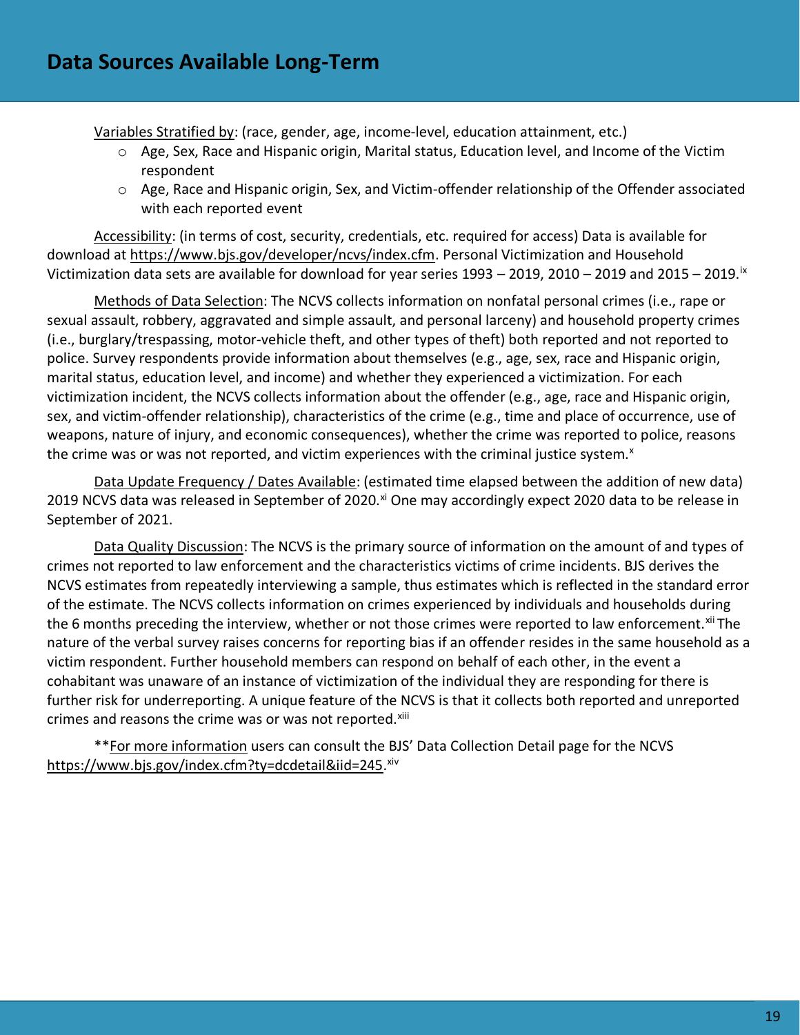## Data Sources Available Long-Term

Variables Stratified by: (race, gender, age, income-level, education attainment, etc.)

- Age, Sex, Race and Hispanic origin, Marital status, Education level, and Income of the Victim respondent
- Age, Race and Hispanic origin, Sex, and Victim-offender relationship of the Offender associated with each reported event

Accessibility: (in terms of cost, security, credentials, etc. required for access) Data is available for download at https://www.bjs.gov/developer/ncvs/index.cfm. Personal Victimization and Household Victimization data sets are available for download for year series 1993 – 2019, 2010 – 2019 and 2015 – 2019.[ix]

Methods of Data Selection: The NCVS collects information on nonfatal personal crimes (i.e., rape or sexual assault, robbery, aggravated and simple assault, and personal larceny) and household property crimes (i.e., burglary/trespassing, motor-vehicle theft, and other types of theft) both reported and not reported to police. Survey respondents provide information about themselves (e.g., age, sex, race and Hispanic origin, marital status, education level, and income) and whether they experienced a victimization. For each victimization incident, the NCVS collects information about the offender (e.g., age, race and Hispanic origin, sex, and victim-offender relationship), characteristics of the crime (e.g., time and place of occurrence, use of weapons, nature of injury, and economic consequences), whether the crime was reported to police, reasons the crime was or was not reported, and victim experiences with the criminal justice system.[x]

Data Update Frequency / Dates Available: (estimated time elapsed between the addition of new data) 2019 NCVS data was released in September of 2020.[xi] One may accordingly expect 2020 data to be release in September of 2021.

Data Quality Discussion: The NCVS is the primary source of information on the amount of and types of crimes not reported to law enforcement and the characteristics victims of crime incidents. BJS derives the NCVS estimates from repeatedly interviewing a sample, thus estimates which is reflected in the standard error of the estimate. The NCVS collects information on crimes experienced by individuals and households during the 6 months preceding the interview, whether or not those crimes were reported to law enforcement.[xii] The nature of the verbal survey raises concerns for reporting bias if an offender resides in the same household as a victim respondent. Further household members can respond on behalf of each other, in the event a cohabitant was unaware of an instance of victimization of the individual they are responding for there is further risk for underreporting. A unique feature of the NCVS is that it collects both reported and unreported crimes and reasons the crime was or was not reported.[xiii]

**For more information users can consult the BJS' Data Collection Detail page for the NCVS https://www.bjs.gov/index.cfm?ty=dcdetail&iid=245.[xiv]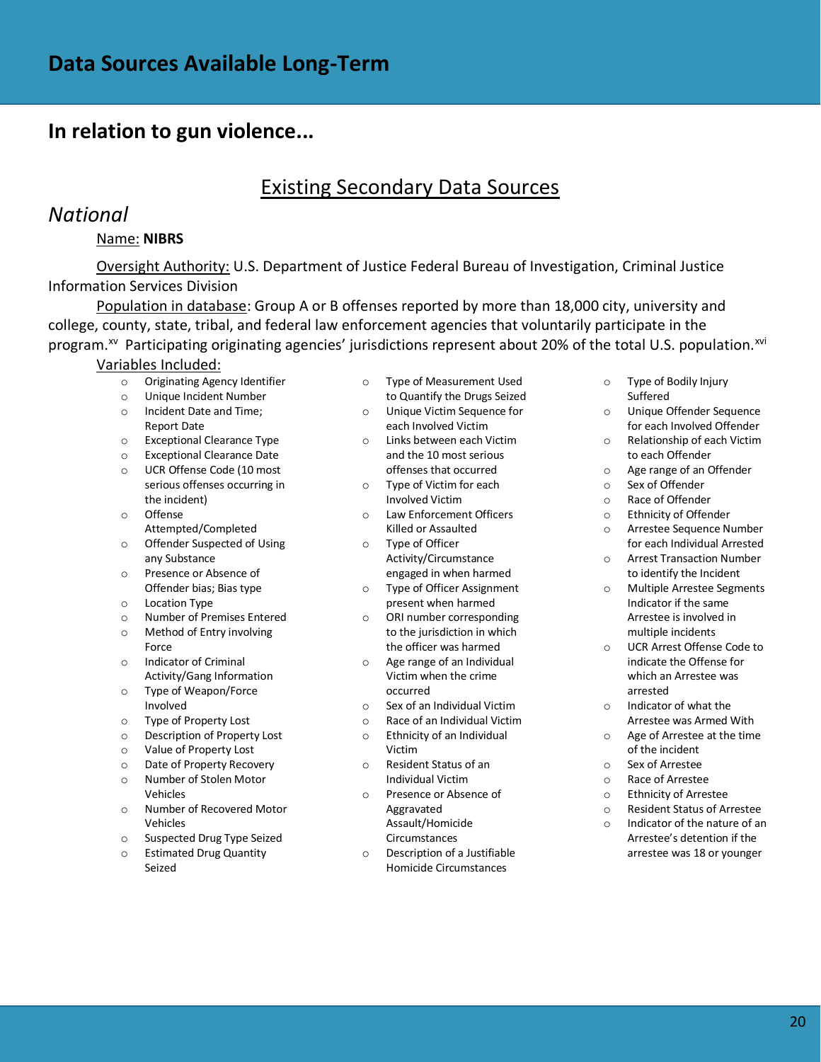# Data Sources Available Long-Term

## In relation to gun violence...

### Existing Secondary Data Sources

### *National*

Name: **NIBRS**

Oversight Authority: U.S. Department of Justice Federal Bureau of Investigation, Criminal Justice Information Services Division

Population in database: Group A or B offenses reported by more than 18,000 city, university and college, county, state, tribal, and federal law enforcement agencies that voluntarily participate in the program.[xv] Participating originating agencies' jurisdictions represent about 20% of the total U.S. population.[xvi]

Variables Included:

- Originating Agency Identifier
- Unique Incident Number
- Incident Date and Time; Report Date
- Exceptional Clearance Type
- Exceptional Clearance Date
- UCR Offense Code (10 most serious offenses occurring in the incident)
- Offense Attempted/Completed
- Offender Suspected of Using any Substance
- Presence or Absence of Offender bias; Bias type
- Location Type
- Number of Premises Entered
- Method of Entry involving Force
- Indicator of Criminal Activity/Gang Information
- Type of Weapon/Force Involved
- Type of Property Lost
- Description of Property Lost
- Value of Property Lost
- Date of Property Recovery
- Number of Stolen Motor Vehicles
- Number of Recovered Motor Vehicles
- Suspected Drug Type Seized
- Estimated Drug Quantity Seized
- Type of Measurement Used to Quantify the Drugs Seized
- Unique Victim Sequence for each Involved Victim
- Links between each Victim and the 10 most serious offenses that occurred
- Type of Victim for each Involved Victim
- Law Enforcement Officers Killed or Assaulted
- Type of Officer Activity/Circumstance engaged in when harmed
- Type of Officer Assignment present when harmed
- ORI number corresponding to the jurisdiction in which the officer was harmed
- Age range of an Individual Victim when the crime occurred
- Sex of an Individual Victim
- Race of an Individual Victim
- Ethnicity of an Individual Victim
- Resident Status of an Individual Victim
- Presence or Absence of Aggravated Assault/Homicide Circumstances
- Description of a Justifiable Homicide Circumstances
- Type of Bodily Injury Suffered
- Unique Offender Sequence for each Involved Offender
- Relationship of each Victim to each Offender
- Age range of an Offender
- Sex of Offender
- Race of Offender
- Ethnicity of Offender
- Arrestee Sequence Number for each Individual Arrested
- Arrest Transaction Number to identify the Incident
- Multiple Arrestee Segments Indicator if the same Arrestee is involved in multiple incidents
- UCR Arrest Offense Code to indicate the Offense for which an Arrestee was arrested
- Indicator of what the Arrestee was Armed With
- Age of Arrestee at the time of the incident
- Sex of Arrestee
- Race of Arrestee
- Ethnicity of Arrestee
- Resident Status of Arrestee
- Indicator of the nature of an Arrestee's detention if the arrestee was 18 or younger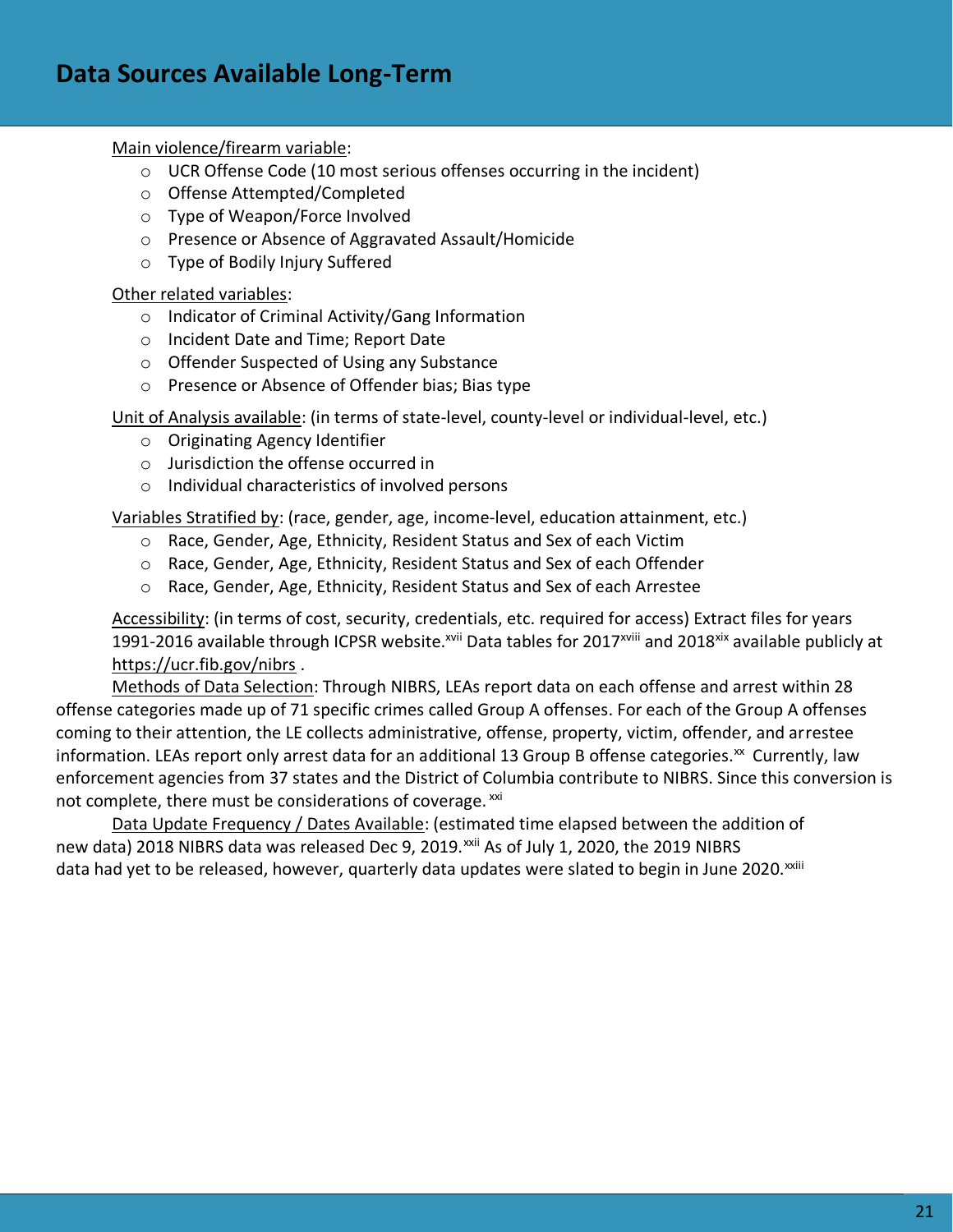## Data Sources Available Long-Term

Main violence/firearm variable:

- UCR Offense Code (10 most serious offenses occurring in the incident)
- Offense Attempted/Completed
- Type of Weapon/Force Involved
- Presence or Absence of Aggravated Assault/Homicide
- Type of Bodily Injury Suffered

Other related variables:

- Indicator of Criminal Activity/Gang Information
- Incident Date and Time; Report Date
- Offender Suspected of Using any Substance
- Presence or Absence of Offender bias; Bias type

Unit of Analysis available: (in terms of state-level, county-level or individual-level, etc.)

- Originating Agency Identifier
- Jurisdiction the offense occurred in
- Individual characteristics of involved persons

Variables Stratified by: (race, gender, age, income-level, education attainment, etc.)

- Race, Gender, Age, Ethnicity, Resident Status and Sex of each Victim
- Race, Gender, Age, Ethnicity, Resident Status and Sex of each Offender
- Race, Gender, Age, Ethnicity, Resident Status and Sex of each Arrestee

Accessibility: (in terms of cost, security, credentials, etc. required for access) Extract files for years 1991-2016 available through ICPSR website.[xvii] Data tables for 2017[xviii] and 2018[xix] available publicly at https://ucr.fib.gov/nibrs .

Methods of Data Selection: Through NIBRS, LEAs report data on each offense and arrest within 28 offense categories made up of 71 specific crimes called Group A offenses. For each of the Group A offenses coming to their attention, the LE collects administrative, offense, property, victim, offender, and arrestee information. LEAs report only arrest data for an additional 13 Group B offense categories.[xx] Currently, law enforcement agencies from 37 states and the District of Columbia contribute to NIBRS. Since this conversion is not complete, there must be considerations of coverage.[xxi]

Data Update Frequency / Dates Available: (estimated time elapsed between the addition of new data) 2018 NIBRS data was released Dec 9, 2019.[xxii] As of July 1, 2020, the 2019 NIBRS data had yet to be released, however, quarterly data updates were slated to begin in June 2020.[xxiii]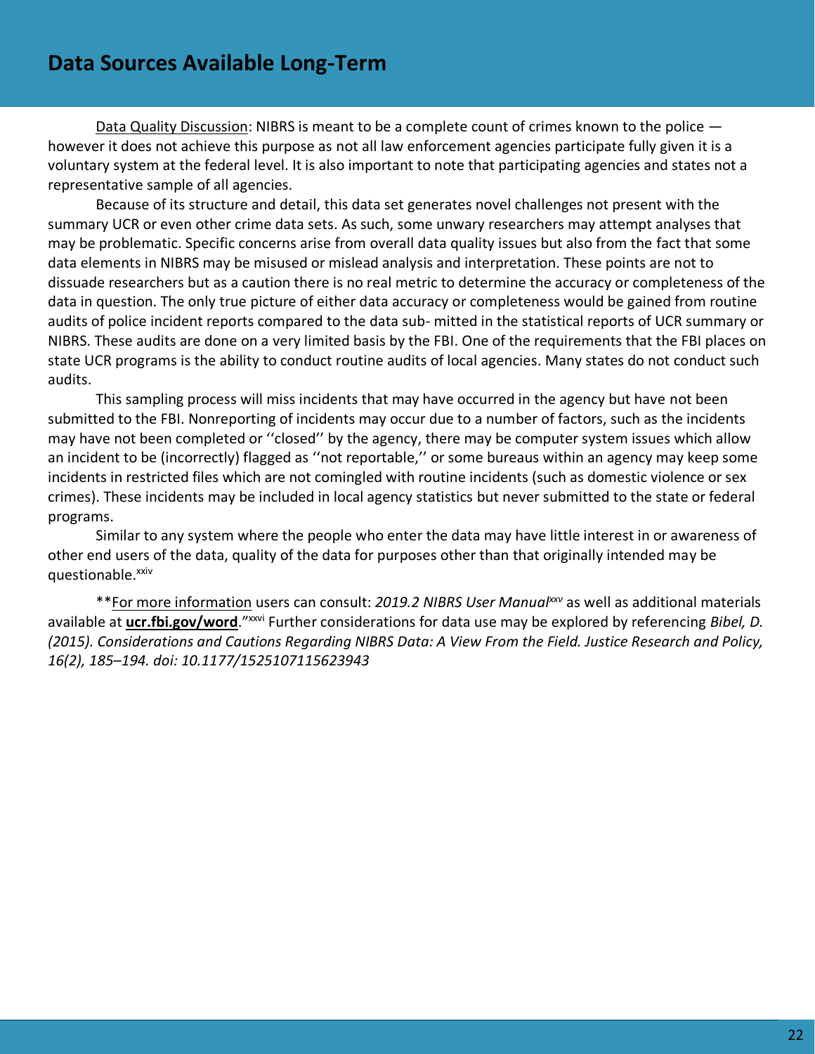## Data Sources Available Long-Term

Data Quality Discussion: NIBRS is meant to be a complete count of crimes known to the police — however it does not achieve this purpose as not all law enforcement agencies participate fully given it is a voluntary system at the federal level. It is also important to note that participating agencies and states not a representative sample of all agencies.

Because of its structure and detail, this data set generates novel challenges not present with the summary UCR or even other crime data sets. As such, some unwary researchers may attempt analyses that may be problematic. Specific concerns arise from overall data quality issues but also from the fact that some data elements in NIBRS may be misused or mislead analysis and interpretation. These points are not to dissuade researchers but as a caution there is no real metric to determine the accuracy or completeness of the data in question. The only true picture of either data accuracy or completeness would be gained from routine audits of police incident reports compared to the data sub- mitted in the statistical reports of UCR summary or NIBRS. These audits are done on a very limited basis by the FBI. One of the requirements that the FBI places on state UCR programs is the ability to conduct routine audits of local agencies. Many states do not conduct such audits.

This sampling process will miss incidents that may have occurred in the agency but have not been submitted to the FBI. Nonreporting of incidents may occur due to a number of factors, such as the incidents may have not been completed or ''closed'' by the agency, there may be computer system issues which allow an incident to be (incorrectly) flagged as ''not reportable,'' or some bureaus within an agency may keep some incidents in restricted files which are not comingled with routine incidents (such as domestic violence or sex crimes). These incidents may be included in local agency statistics but never submitted to the state or federal programs.

Similar to any system where the people who enter the data may have little interest in or awareness of other end users of the data, quality of the data for purposes other than that originally intended may be questionable.[xxiv]

**For more information users can consult: *2019.2 NIBRS User Manual*[xxv] as well as additional materials available at **ucr.fbi.gov/word**."[xxvi] Further considerations for data use may be explored by referencing *Bibel, D. (2015). Considerations and Cautions Regarding NIBRS Data: A View From the Field. Justice Research and Policy, 16(2), 185–194. doi: 10.1177/1525107115623943*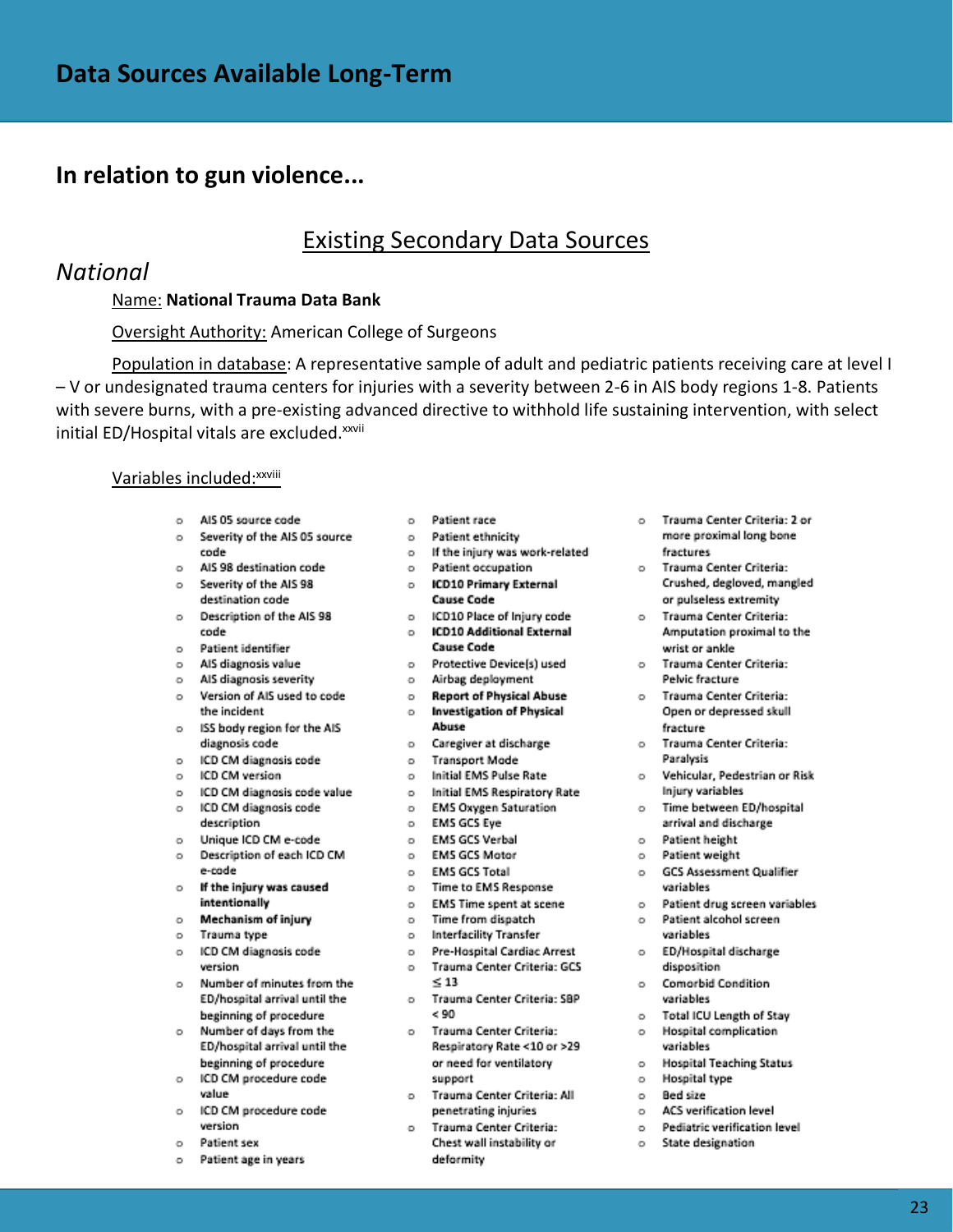# Data Sources Available Long-Term

## In relation to gun violence...

### Existing Secondary Data Sources

### *National*

Name: **National Trauma Data Bank**

Oversight Authority: American College of Surgeons

Population in database: A representative sample of adult and pediatric patients receiving care at level I – V or undesignated trauma centers for injuries with a severity between 2-6 in AIS body regions 1-8. Patients with severe burns, with a pre-existing advanced directive to withhold life sustaining intervention, with select initial ED/Hospital vitals are excluded.[xxvii]

Variables included:[xxviii]

- AIS 05 source code
- Severity of the AIS 05 source code
- AIS 98 destination code
- Severity of the AIS 98 destination code
- Description of the AIS 98 code
- Patient identifier
- AIS diagnosis value
- AIS diagnosis severity
- Version of AIS used to code the incident
- ISS body region for the AIS diagnosis code
- ICD CM diagnosis code
- ICD CM version
- ICD CM diagnosis code value
- ICD CM diagnosis code description
- Unique ICD CM e-code
- Description of each ICD CM e-code
- **If the injury was caused intentionally**
- **Mechanism of injury**
- Trauma type
- ICD CM diagnosis code version
- Number of minutes from the ED/hospital arrival until the beginning of procedure
- Number of days from the ED/hospital arrival until the beginning of procedure
- ICD CM procedure code value
- ICD CM procedure code version
- Patient sex
- Patient age in years
- Patient race
- Patient ethnicity
- If the injury was work-related
- Patient occupation
- **ICD10 Primary External Cause Code**
- ICD10 Place of Injury code
- **ICD10 Additional External Cause Code**
- Protective Device(s) used
- Airbag deployment
- **Report of Physical Abuse**
- **Investigation of Physical Abuse**
- Caregiver at discharge
- Transport Mode
- Initial EMS Pulse Rate
- Initial EMS Respiratory Rate
- EMS Oxygen Saturation
- EMS GCS Eye
- EMS GCS Verbal
- EMS GCS Motor
- EMS GCS Total
- Time to EMS Response
- EMS Time spent at scene
- Time from dispatch
- Interfacility Transfer
- Pre-Hospital Cardiac Arrest
- Trauma Center Criteria: GCS ≤ 13
- Trauma Center Criteria: SBP < 90
- Trauma Center Criteria: Respiratory Rate <10 or >29 or need for ventilatory support
- Trauma Center Criteria: All penetrating injuries
- Trauma Center Criteria: Chest wall instability or deformity
- Trauma Center Criteria: 2 or more proximal long bone fractures
- Trauma Center Criteria: Crushed, degloved, mangled or pulseless extremity
- Trauma Center Criteria: Amputation proximal to the wrist or ankle
- Trauma Center Criteria: Pelvic fracture
- Trauma Center Criteria: Open or depressed skull fracture
- Trauma Center Criteria: Paralysis
- Vehicular, Pedestrian or Risk Injury variables
- Time between ED/hospital arrival and discharge
- Patient height
- Patient weight
- GCS Assessment Qualifier variables
- Patient drug screen variables
- Patient alcohol screen variables
- ED/Hospital discharge disposition
- Comorbid Condition variables
- Total ICU Length of Stay
- Hospital complication variables
- Hospital Teaching Status
- Hospital type
- Bed size
- ACS verification level
- Pediatric verification level
- State designation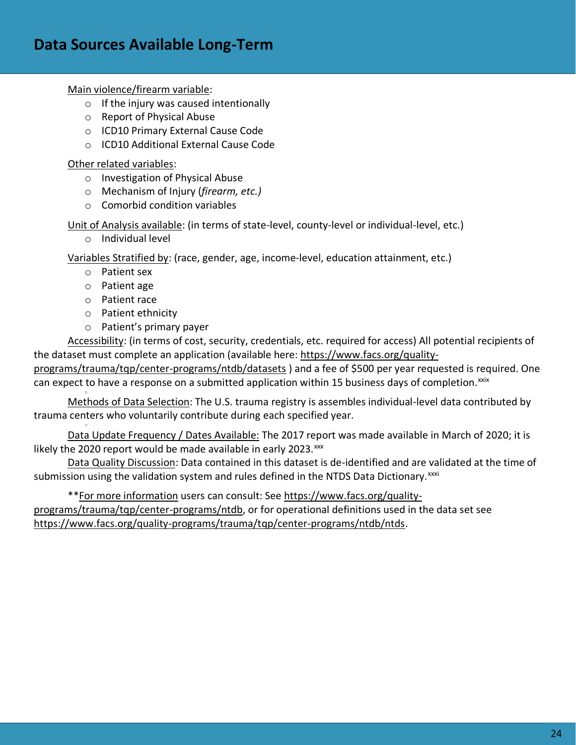## Data Sources Available Long-Term

Main violence/firearm variable:

- If the injury was caused intentionally
- Report of Physical Abuse
- ICD10 Primary External Cause Code
- ICD10 Additional External Cause Code

Other related variables:

- Investigation of Physical Abuse
- Mechanism of Injury (*firearm, etc.)*
- Comorbid condition variables

Unit of Analysis available: (in terms of state-level, county-level or individual-level, etc.)

- Individual level

Variables Stratified by: (race, gender, age, income-level, education attainment, etc.)

- Patient sex
- Patient age
- Patient race
- Patient ethnicity
- Patient's primary payer

Accessibility: (in terms of cost, security, credentials, etc. required for access) All potential recipients of the dataset must complete an application (available here: https://www.facs.org/quality-programs/trauma/tqp/center-programs/ntdb/datasets ) and a fee of $500 per year requested is required. One can expect to have a response on a submitted application within 15 business days of completion.[xxix]

Methods of Data Selection: The U.S. trauma registry is assembles individual-level data contributed by trauma centers who voluntarily contribute during each specified year.

Data Update Frequency / Dates Available: The 2017 report was made available in March of 2020; it is likely the 2020 report would be made available in early 2023.[xxx]

Data Quality Discussion: Data contained in this dataset is de-identified and are validated at the time of submission using the validation system and rules defined in the NTDS Data Dictionary.[xxxi]

**For more information users can consult: See https://www.facs.org/quality-programs/trauma/tqp/center-programs/ntdb, or for operational definitions used in the data set see https://www.facs.org/quality-programs/trauma/tqp/center-programs/ntdb/ntds.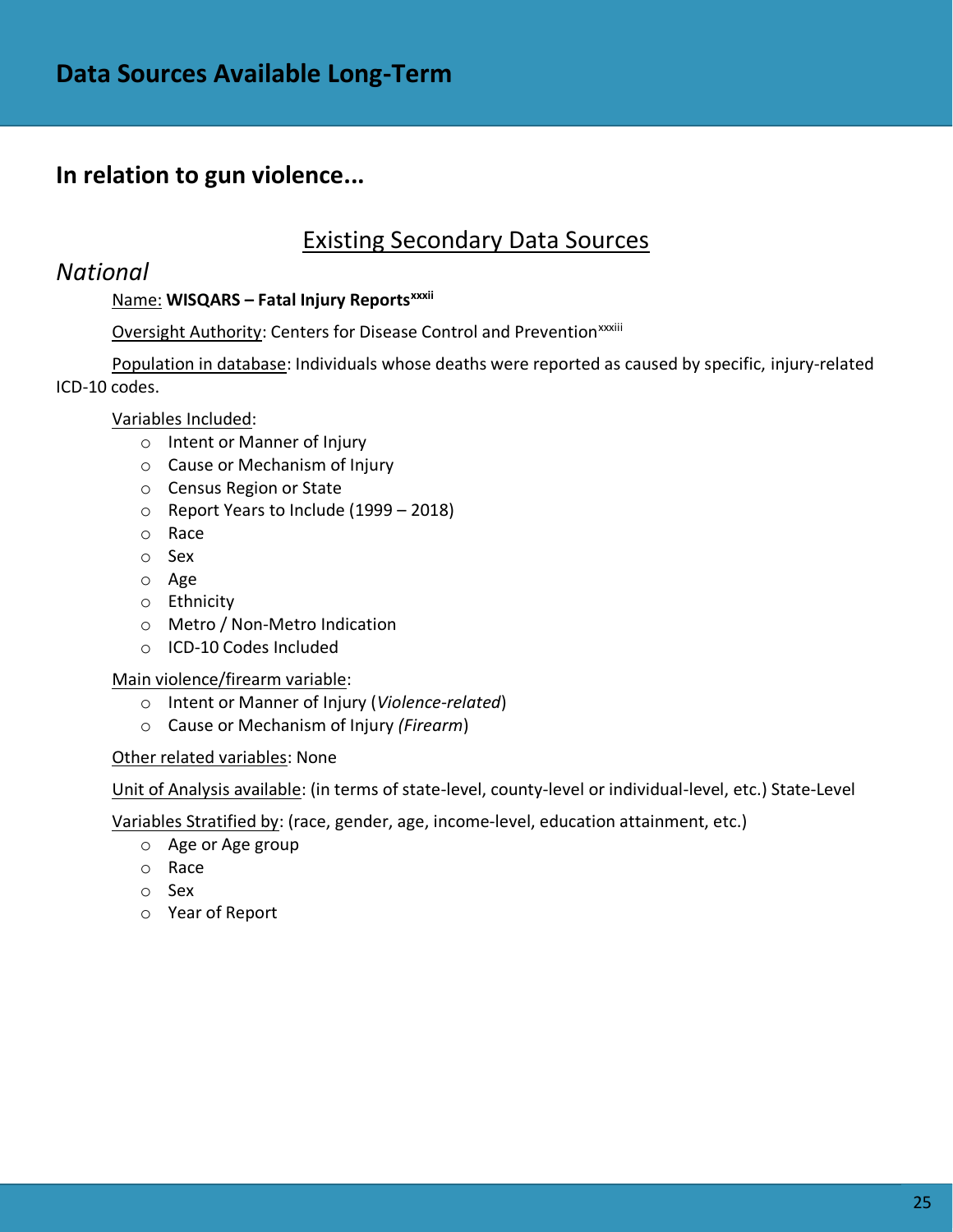# Data Sources Available Long-Term

## In relation to gun violence...

### Existing Secondary Data Sources

### *National*

Name: **WISQARS – Fatal Injury Reports**[xxxii]

Oversight Authority: Centers for Disease Control and Prevention[xxxiii]

Population in database: Individuals whose deaths were reported as caused by specific, injury-related ICD-10 codes.

Variables Included:

- Intent or Manner of Injury
- Cause or Mechanism of Injury
- Census Region or State
- Report Years to Include (1999 – 2018)
- Race
- Sex
- Age
- Ethnicity
- Metro / Non-Metro Indication
- ICD-10 Codes Included

Main violence/firearm variable:

- Intent or Manner of Injury (*Violence-related*)
- Cause or Mechanism of Injury *(Firearm)*

Other related variables: None

Unit of Analysis available: (in terms of state-level, county-level or individual-level, etc.) State-Level

Variables Stratified by: (race, gender, age, income-level, education attainment, etc.)

- Age or Age group
- Race
- Sex
- Year of Report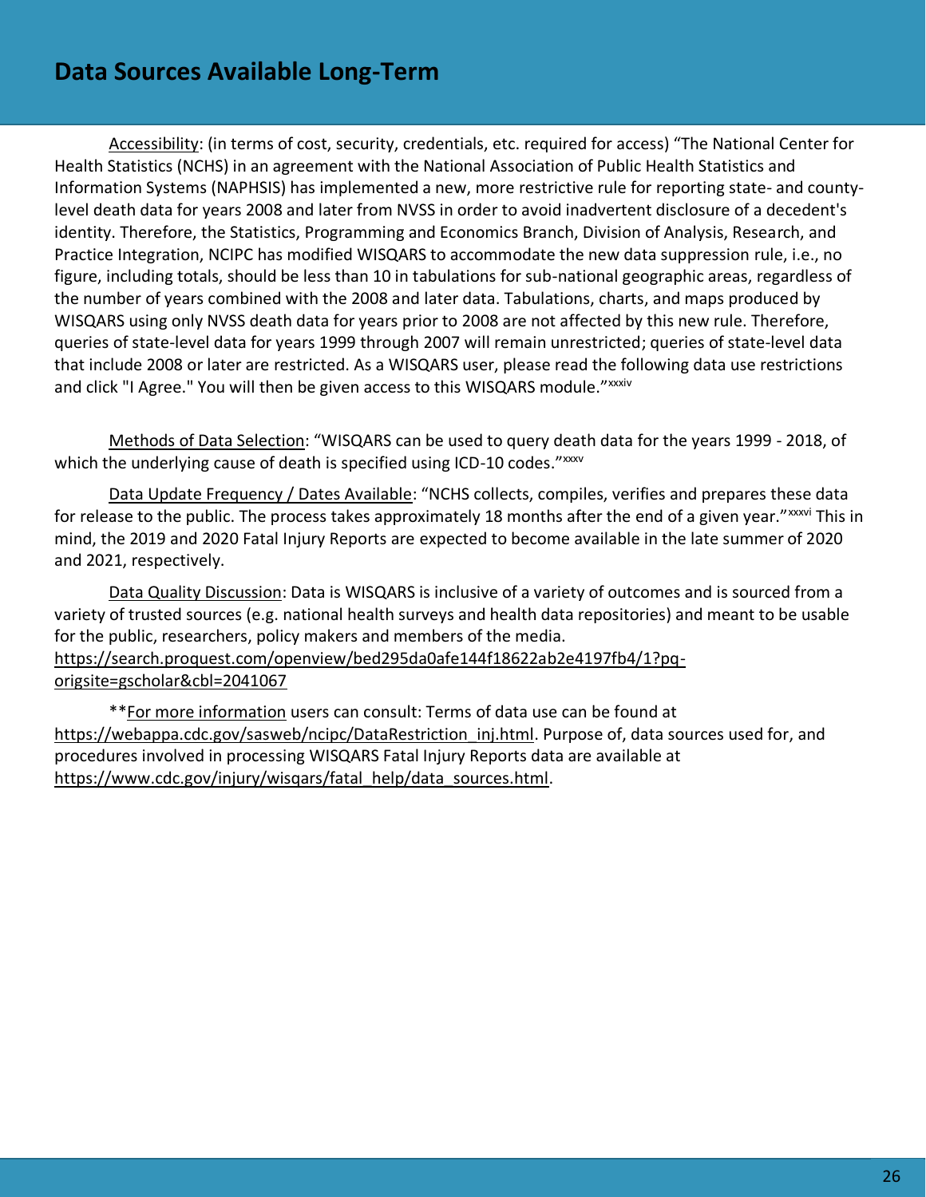## Data Sources Available Long-Term

Accessibility: (in terms of cost, security, credentials, etc. required for access) “The National Center for Health Statistics (NCHS) in an agreement with the National Association of Public Health Statistics and Information Systems (NAPHSIS) has implemented a new, more restrictive rule for reporting state- and county-level death data for years 2008 and later from NVSS in order to avoid inadvertent disclosure of a decedent's identity. Therefore, the Statistics, Programming and Economics Branch, Division of Analysis, Research, and Practice Integration, NCIPC has modified WISQARS to accommodate the new data suppression rule, i.e., no figure, including totals, should be less than 10 in tabulations for sub-national geographic areas, regardless of the number of years combined with the 2008 and later data. Tabulations, charts, and maps produced by WISQARS using only NVSS death data for years prior to 2008 are not affected by this new rule. Therefore, queries of state-level data for years 1999 through 2007 will remain unrestricted; queries of state-level data that include 2008 or later are restricted. As a WISQARS user, please read the following data use restrictions and click "I Agree." You will then be given access to this WISQARS module.”[xxxiv]

Methods of Data Selection: “WISQARS can be used to query death data for the years 1999 - 2018, of which the underlying cause of death is specified using ICD-10 codes.”[xxxv]

Data Update Frequency / Dates Available: “NCHS collects, compiles, verifies and prepares these data for release to the public. The process takes approximately 18 months after the end of a given year.”[xxxvi] This in mind, the 2019 and 2020 Fatal Injury Reports are expected to become available in the late summer of 2020 and 2021, respectively.

Data Quality Discussion: Data is WISQARS is inclusive of a variety of outcomes and is sourced from a variety of trusted sources (e.g. national health surveys and health data repositories) and meant to be usable for the public, researchers, policy makers and members of the media. https://search.proquest.com/openview/bed295da0afe144f18622ab2e4197fb4/1?pq-origsite=gscholar&cbl=2041067

**For more information users can consult: Terms of data use can be found at https://webappa.cdc.gov/sasweb/ncipc/DataRestriction_inj.html. Purpose of, data sources used for, and procedures involved in processing WISQARS Fatal Injury Reports data are available at https://www.cdc.gov/injury/wisqars/fatal_help/data_sources.html.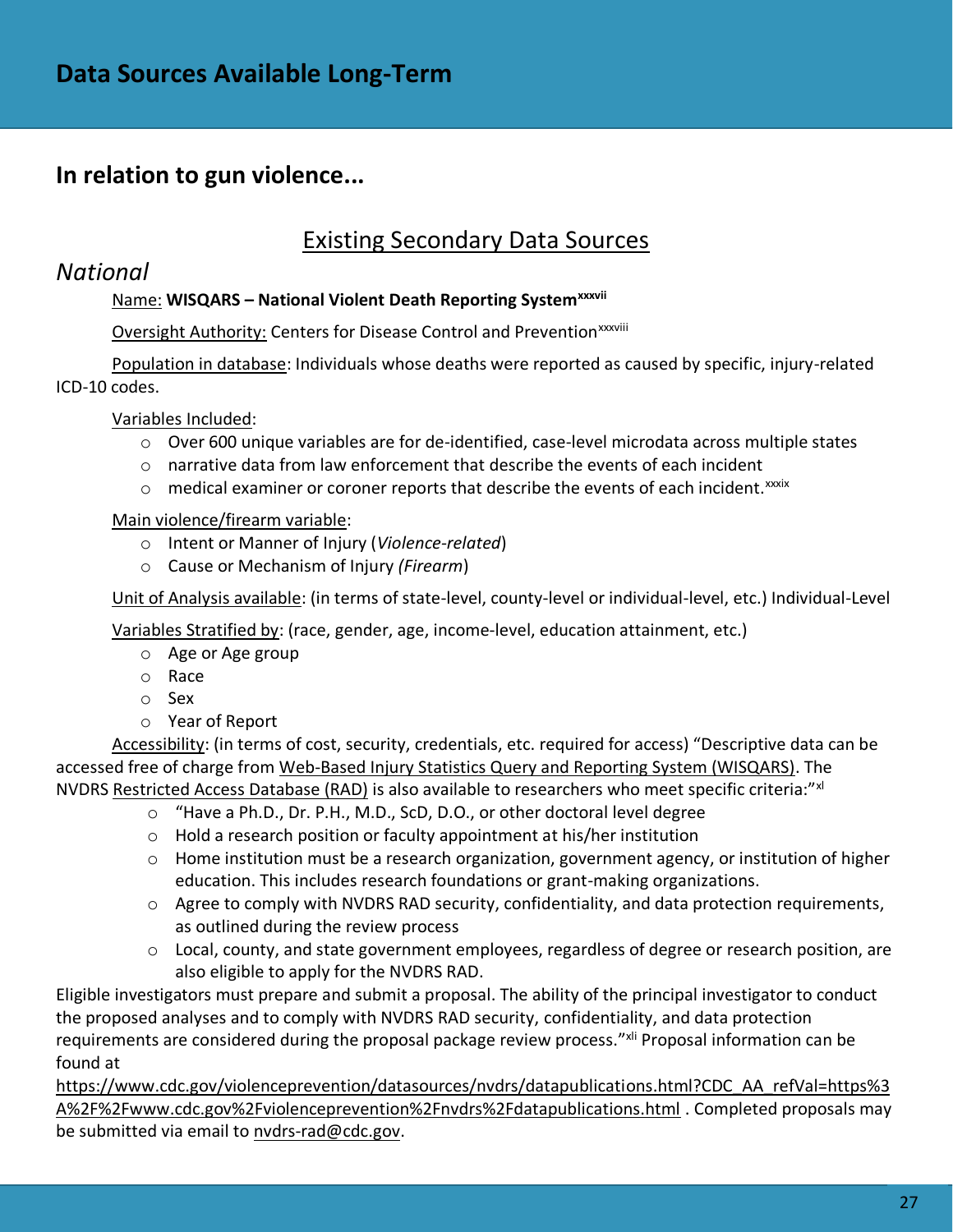# Data Sources Available Long-Term

## In relation to gun violence...

### Existing Secondary Data Sources

### *National*

Name: **WISQARS – National Violent Death Reporting System**[xxxvii]

Oversight Authority: Centers for Disease Control and Prevention[xxxviii]

Population in database: Individuals whose deaths were reported as caused by specific, injury-related ICD-10 codes.

Variables Included:

- Over 600 unique variables are for de-identified, case-level microdata across multiple states
- narrative data from law enforcement that describe the events of each incident
- medical examiner or coroner reports that describe the events of each incident.[xxxix]

Main violence/firearm variable:

- Intent or Manner of Injury (*Violence-related*)
- Cause or Mechanism of Injury *(Firearm)*

Unit of Analysis available: (in terms of state-level, county-level or individual-level, etc.) Individual-Level

Variables Stratified by: (race, gender, age, income-level, education attainment, etc.)

- Age or Age group
- Race
- Sex
- Year of Report

Accessibility: (in terms of cost, security, credentials, etc. required for access) "Descriptive data can be accessed free of charge from Web-Based Injury Statistics Query and Reporting System (WISQARS). The NVDRS Restricted Access Database (RAD) is also available to researchers who meet specific criteria:"[xl]

- "Have a Ph.D., Dr. P.H., M.D., ScD, D.O., or other doctoral level degree
- Hold a research position or faculty appointment at his/her institution
- Home institution must be a research organization, government agency, or institution of higher education. This includes research foundations or grant-making organizations.
- Agree to comply with NVDRS RAD security, confidentiality, and data protection requirements, as outlined during the review process
- Local, county, and state government employees, regardless of degree or research position, are also eligible to apply for the NVDRS RAD.

Eligible investigators must prepare and submit a proposal. The ability of the principal investigator to conduct the proposed analyses and to comply with NVDRS RAD security, confidentiality, and data protection requirements are considered during the proposal package review process."[xli] Proposal information can be found at https://www.cdc.gov/violenceprevention/datasources/nvdrs/datapublications.html?CDC_AA_refVal=https%3A%2F%2Fwww.cdc.gov%2Fviolenceprevention%2Fnvdrs%2Fdatapublications.html . Completed proposals may be submitted via email to nvdrs-rad@cdc.gov.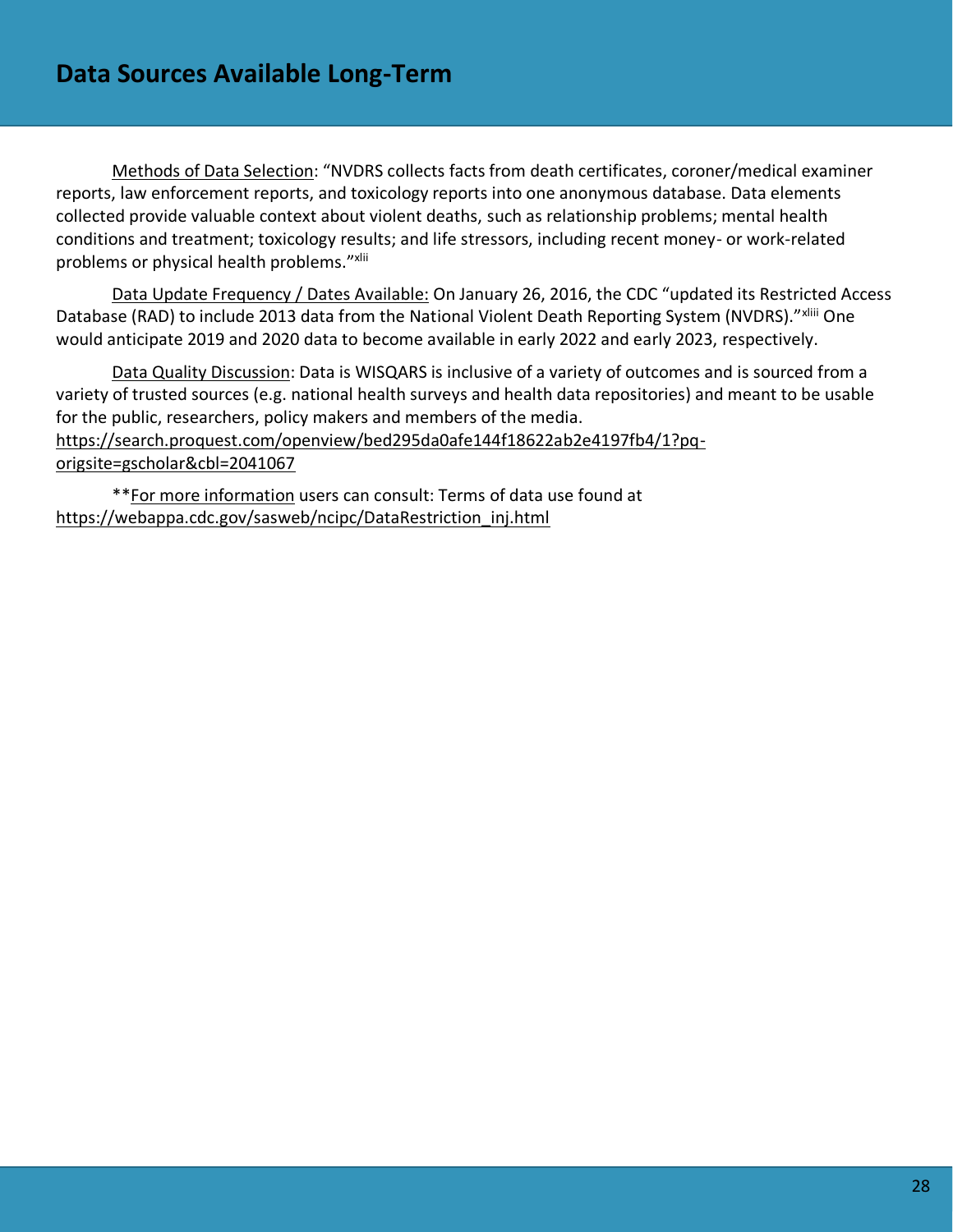# Data Sources Available Long-Term

Methods of Data Selection: "NVDRS collects facts from death certificates, coroner/medical examiner reports, law enforcement reports, and toxicology reports into one anonymous database. Data elements collected provide valuable context about violent deaths, such as relationship problems; mental health conditions and treatment; toxicology results; and life stressors, including recent money- or work-related problems or physical health problems."[xlii]

Data Update Frequency / Dates Available: On January 26, 2016, the CDC "updated its Restricted Access Database (RAD) to include 2013 data from the National Violent Death Reporting System (NVDRS)."[xliii] One would anticipate 2019 and 2020 data to become available in early 2022 and early 2023, respectively.

Data Quality Discussion: Data is WISQARS is inclusive of a variety of outcomes and is sourced from a variety of trusted sources (e.g. national health surveys and health data repositories) and meant to be usable for the public, researchers, policy makers and members of the media. https://search.proquest.com/openview/bed295da0afe144f18622ab2e4197fb4/1?pq-origsite=gscholar&cbl=2041067

**For more information users can consult: Terms of data use found at https://webappa.cdc.gov/sasweb/ncipc/DataRestriction_inj.html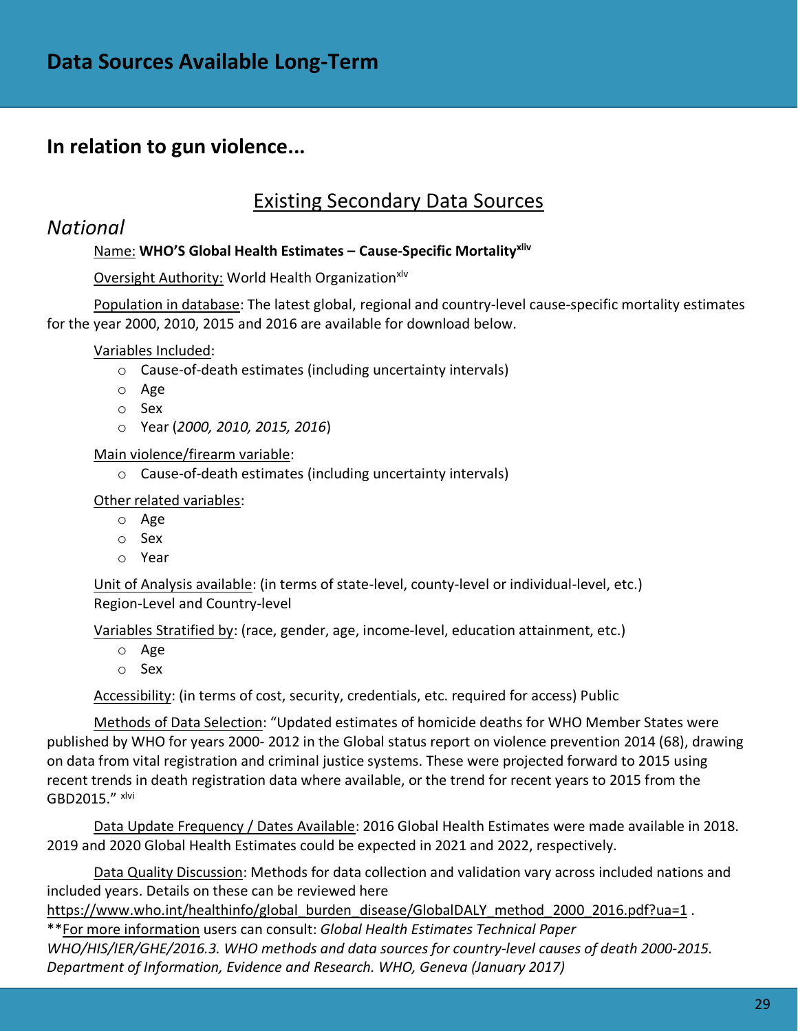# Data Sources Available Long-Term

## In relation to gun violence...

### Existing Secondary Data Sources

## *National*

Name: **WHO'S Global Health Estimates – Cause-Specific Mortality**[xliv]

Oversight Authority: World Health Organization[xlv]

Population in database: The latest global, regional and country-level cause-specific mortality estimates for the year 2000, 2010, 2015 and 2016 are available for download below.

Variables Included:

- Cause-of-death estimates (including uncertainty intervals)
- Age
- Sex
- Year (*2000, 2010, 2015, 2016*)

Main violence/firearm variable:

- Cause-of-death estimates (including uncertainty intervals)

Other related variables:

- Age
- Sex
- Year

Unit of Analysis available: (in terms of state-level, county-level or individual-level, etc.) Region-Level and Country-level

Variables Stratified by: (race, gender, age, income-level, education attainment, etc.)

- Age
- Sex

Accessibility: (in terms of cost, security, credentials, etc. required for access) Public

Methods of Data Selection: "Updated estimates of homicide deaths for WHO Member States were published by WHO for years 2000- 2012 in the Global status report on violence prevention 2014 (68), drawing on data from vital registration and criminal justice systems. These were projected forward to 2015 using recent trends in death registration data where available, or the trend for recent years to 2015 from the GBD2015." [xlvi]

Data Update Frequency / Dates Available: 2016 Global Health Estimates were made available in 2018. 2019 and 2020 Global Health Estimates could be expected in 2021 and 2022, respectively.

Data Quality Discussion: Methods for data collection and validation vary across included nations and included years. Details on these can be reviewed here https://www.who.int/healthinfo/global_burden_disease/GlobalDALY_method_2000_2016.pdf?ua=1 .
**For more information users can consult: *Global Health Estimates Technical Paper WHO/HIS/IER/GHE/2016.3. WHO methods and data sources for country-level causes of death 2000-2015. Department of Information, Evidence and Research. WHO, Geneva (January 2017)*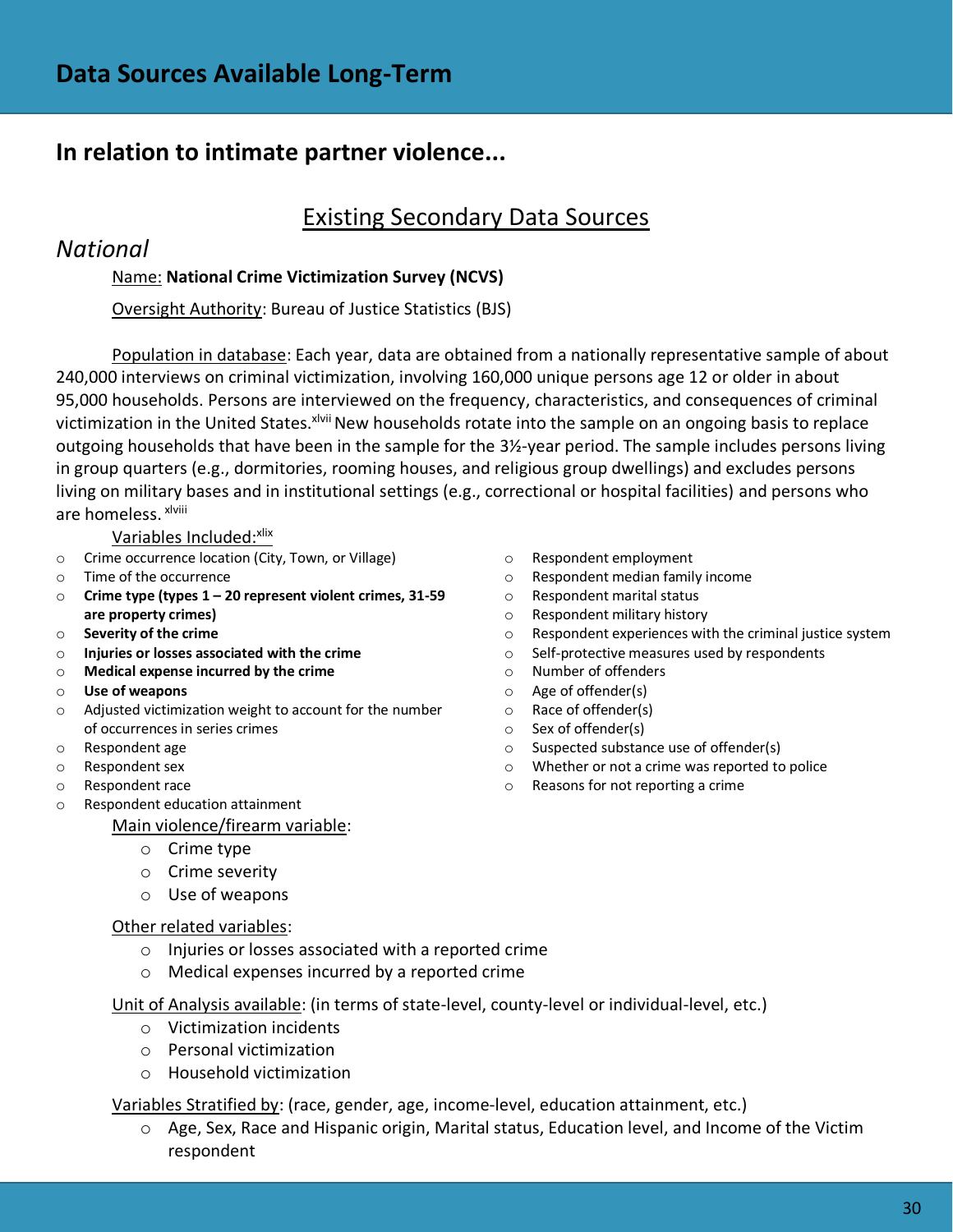# Data Sources Available Long-Term

## In relation to intimate partner violence...

### Existing Secondary Data Sources

*National*

Name: **National Crime Victimization Survey (NCVS)**

Oversight Authority: Bureau of Justice Statistics (BJS)

Population in database: Each year, data are obtained from a nationally representative sample of about 240,000 interviews on criminal victimization, involving 160,000 unique persons age 12 or older in about 95,000 households. Persons are interviewed on the frequency, characteristics, and consequences of criminal victimization in the United States.[xlvii] New households rotate into the sample on an ongoing basis to replace outgoing households that have been in the sample for the 3½-year period. The sample includes persons living in group quarters (e.g., dormitories, rooming houses, and religious group dwellings) and excludes persons living on military bases and in institutional settings (e.g., correctional or hospital facilities) and persons who are homeless. [xlviii]

Variables Included:[xlix]

- Crime occurrence location (City, Town, or Village)
- Time of the occurrence
- **Crime type (types 1 – 20 represent violent crimes, 31-59 are property crimes)**
- **Severity of the crime**
- **Injuries or losses associated with the crime**
- **Medical expense incurred by the crime**
- **Use of weapons**
- Adjusted victimization weight to account for the number of occurrences in series crimes
- Respondent age
- Respondent sex
- Respondent race
- Respondent education attainment
- Respondent employment
- Respondent median family income
- Respondent marital status
- Respondent military history
- Respondent experiences with the criminal justice system
- Self-protective measures used by respondents
- Number of offenders
- Age of offender(s)
- Race of offender(s)
- Sex of offender(s)
- Suspected substance use of offender(s)
- Whether or not a crime was reported to police
- Reasons for not reporting a crime

Main violence/firearm variable:

- Crime type
- Crime severity
- Use of weapons

Other related variables:

- Injuries or losses associated with a reported crime
- Medical expenses incurred by a reported crime

Unit of Analysis available: (in terms of state-level, county-level or individual-level, etc.)

- Victimization incidents
- Personal victimization
- Household victimization

Variables Stratified by: (race, gender, age, income-level, education attainment, etc.)

- Age, Sex, Race and Hispanic origin, Marital status, Education level, and Income of the Victim respondent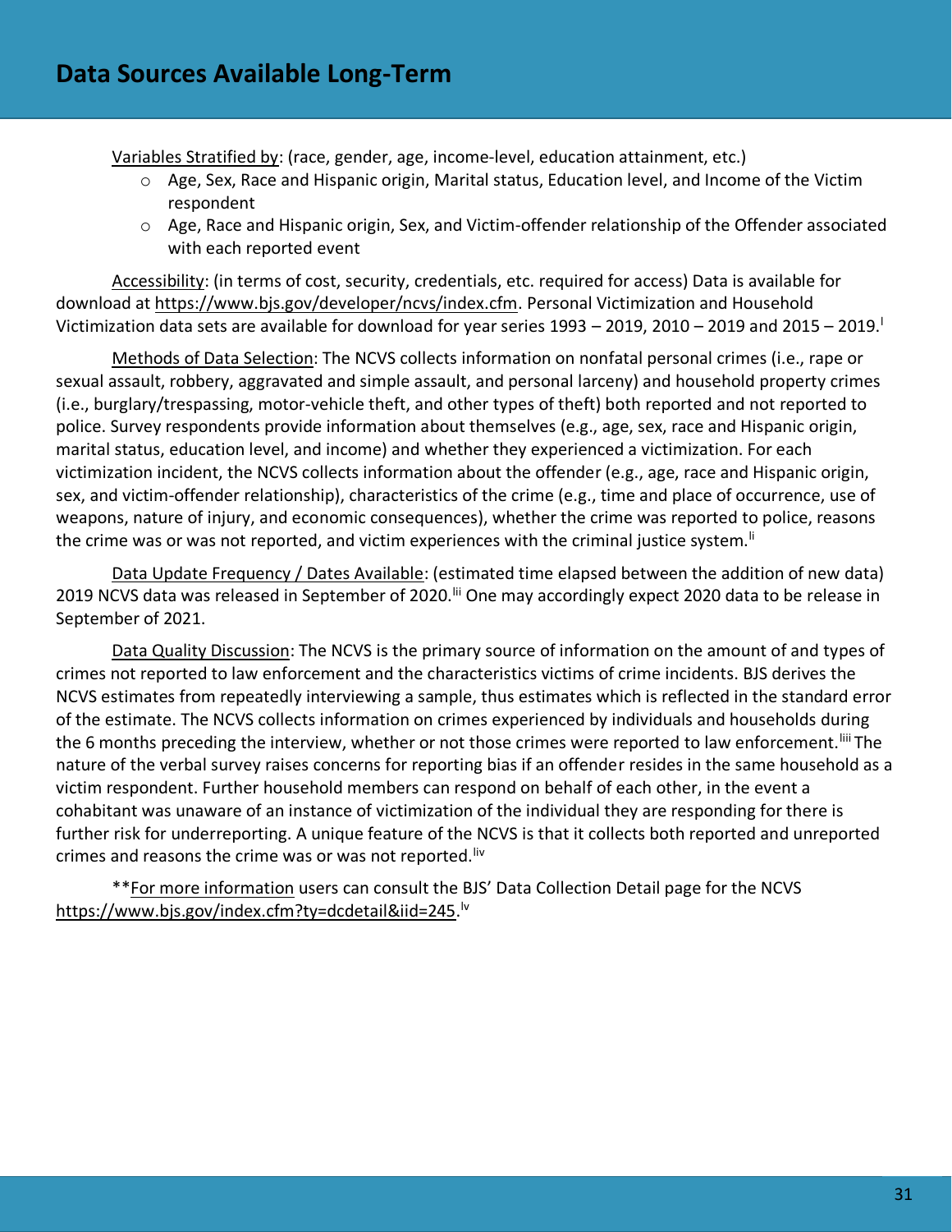# Data Sources Available Long-Term

Variables Stratified by: (race, gender, age, income-level, education attainment, etc.)

- Age, Sex, Race and Hispanic origin, Marital status, Education level, and Income of the Victim respondent
- Age, Race and Hispanic origin, Sex, and Victim-offender relationship of the Offender associated with each reported event

Accessibility: (in terms of cost, security, credentials, etc. required for access) Data is available for download at https://www.bjs.gov/developer/ncvs/index.cfm. Personal Victimization and Household Victimization data sets are available for download for year series 1993 – 2019, 2010 – 2019 and 2015 – 2019.[l]

Methods of Data Selection: The NCVS collects information on nonfatal personal crimes (i.e., rape or sexual assault, robbery, aggravated and simple assault, and personal larceny) and household property crimes (i.e., burglary/trespassing, motor-vehicle theft, and other types of theft) both reported and not reported to police. Survey respondents provide information about themselves (e.g., age, sex, race and Hispanic origin, marital status, education level, and income) and whether they experienced a victimization. For each victimization incident, the NCVS collects information about the offender (e.g., age, race and Hispanic origin, sex, and victim-offender relationship), characteristics of the crime (e.g., time and place of occurrence, use of weapons, nature of injury, and economic consequences), whether the crime was reported to police, reasons the crime was or was not reported, and victim experiences with the criminal justice system.[li]

Data Update Frequency / Dates Available: (estimated time elapsed between the addition of new data) 2019 NCVS data was released in September of 2020.[lii] One may accordingly expect 2020 data to be release in September of 2021.

Data Quality Discussion: The NCVS is the primary source of information on the amount of and types of crimes not reported to law enforcement and the characteristics victims of crime incidents. BJS derives the NCVS estimates from repeatedly interviewing a sample, thus estimates which is reflected in the standard error of the estimate. The NCVS collects information on crimes experienced by individuals and households during the 6 months preceding the interview, whether or not those crimes were reported to law enforcement.[liii] The nature of the verbal survey raises concerns for reporting bias if an offender resides in the same household as a victim respondent. Further household members can respond on behalf of each other, in the event a cohabitant was unaware of an instance of victimization of the individual they are responding for there is further risk for underreporting. A unique feature of the NCVS is that it collects both reported and unreported crimes and reasons the crime was or was not reported.[liv]

**For more information users can consult the BJS' Data Collection Detail page for the NCVS https://www.bjs.gov/index.cfm?ty=dcdetail&iid=245.[lv]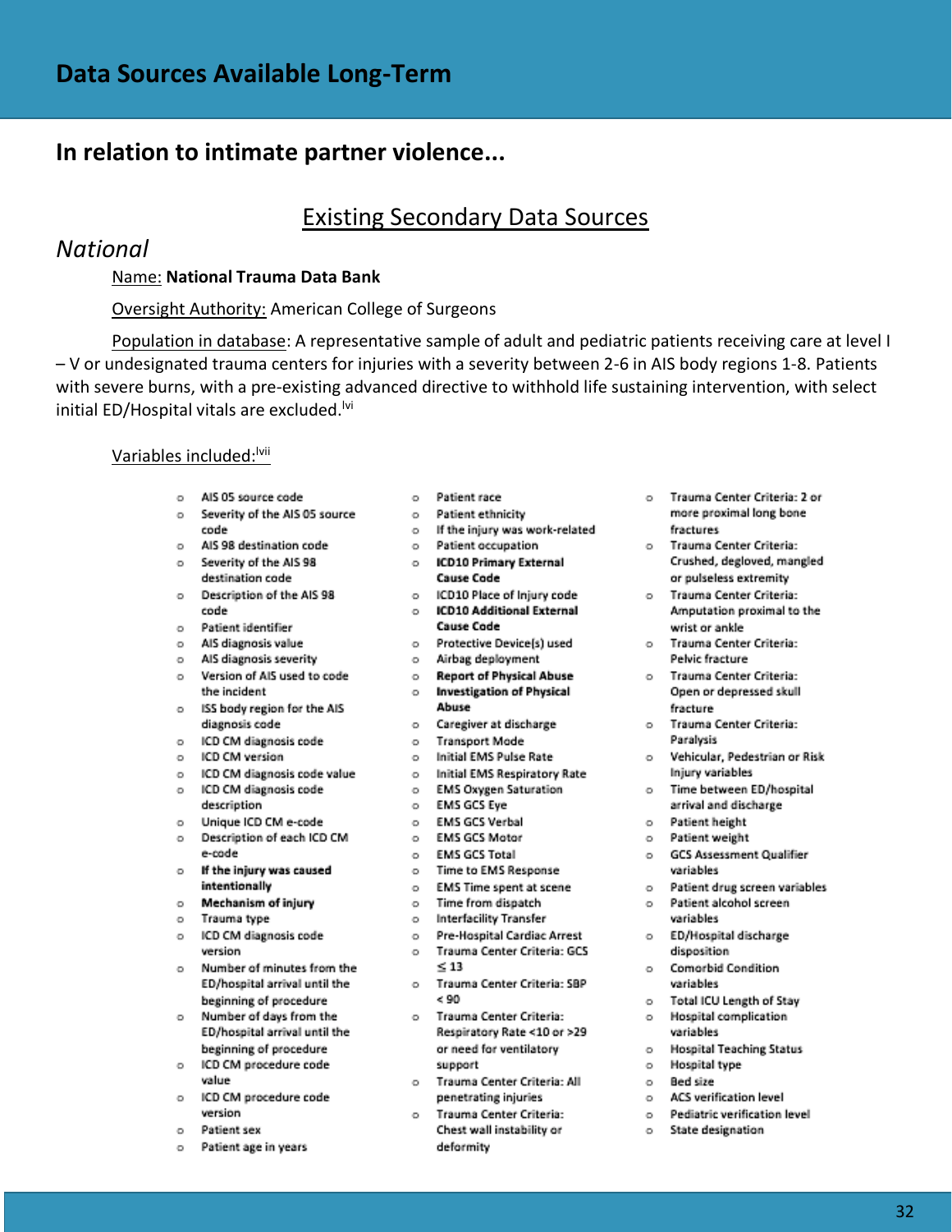# Data Sources Available Long-Term

## In relation to intimate partner violence...

### Existing Secondary Data Sources

### *National*

Name: **National Trauma Data Bank**

Oversight Authority: American College of Surgeons

Population in database: A representative sample of adult and pediatric patients receiving care at level I – V or undesignated trauma centers for injuries with a severity between 2-6 in AIS body regions 1-8. Patients with severe burns, with a pre-existing advanced directive to withhold life sustaining intervention, with select initial ED/Hospital vitals are excluded.[lvi]

Variables included:[lvii]

- AIS 05 source code
- Severity of the AIS 05 source code
- AIS 98 destination code
- Severity of the AIS 98 destination code
- Description of the AIS 98 code
- Patient identifier
- AIS diagnosis value
- AIS diagnosis severity
- Version of AIS used to code the incident
- ISS body region for the AIS diagnosis code
- ICD CM diagnosis code
- ICD CM version
- ICD CM diagnosis code value
- ICD CM diagnosis code description
- Unique ICD CM e-code
- Description of each ICD CM e-code
- **If the injury was caused intentionally**
- **Mechanism of injury**
- Trauma type
- ICD CM diagnosis code version
- Number of minutes from the ED/hospital arrival until the beginning of procedure
- Number of days from the ED/hospital arrival until the beginning of procedure
- ICD CM procedure code value
- ICD CM procedure code version
- Patient sex
- Patient age in years
- Patient race
- Patient ethnicity
- If the injury was work-related
- Patient occupation
- **ICD10 Primary External Cause Code**
- ICD10 Place of Injury code
- **ICD10 Additional External Cause Code**
- Protective Device(s) used
- Airbag deployment
- **Report of Physical Abuse**
- **Investigation of Physical Abuse**
- Caregiver at discharge
- Transport Mode
- Initial EMS Pulse Rate
- Initial EMS Respiratory Rate
- EMS Oxygen Saturation
- EMS GCS Eye
- EMS GCS Verbal
- EMS GCS Motor
- EMS GCS Total
- Time to EMS Response
- EMS Time spent at scene
- Time from dispatch
- Interfacility Transfer
- Pre-Hospital Cardiac Arrest
- Trauma Center Criteria: GCS ≤ 13
- Trauma Center Criteria: SBP < 90
- Trauma Center Criteria: Respiratory Rate <10 or >29 or need for ventilatory support
- Trauma Center Criteria: All penetrating injuries
- Trauma Center Criteria: Chest wall instability or deformity
- Trauma Center Criteria: 2 or more proximal long bone fractures
- Trauma Center Criteria: Crushed, degloved, mangled or pulseless extremity
- Trauma Center Criteria: Amputation proximal to the wrist or ankle
- Trauma Center Criteria: Pelvic fracture
- Trauma Center Criteria: Open or depressed skull fracture
- Trauma Center Criteria: Paralysis
- Vehicular, Pedestrian or Risk Injury variables
- Time between ED/hospital arrival and discharge
- Patient height
- Patient weight
- GCS Assessment Qualifier variables
- Patient drug screen variables
- Patient alcohol screen variables
- ED/Hospital discharge disposition
- Comorbid Condition variables
- Total ICU Length of Stay
- Hospital complication variables
- Hospital Teaching Status
- Hospital type
- Bed size
- ACS verification level
- Pediatric verification level
- State designation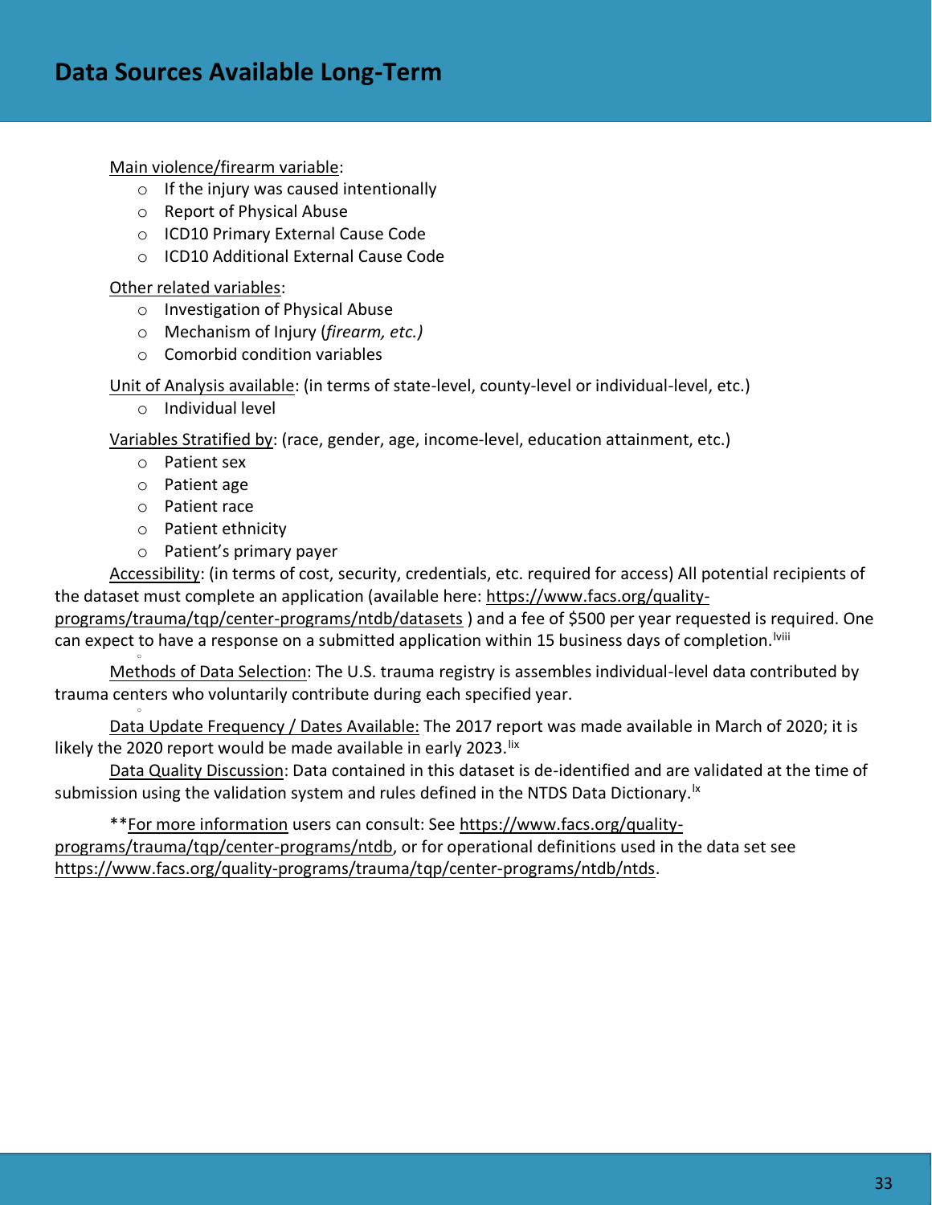## Data Sources Available Long-Term

Main violence/firearm variable:

- If the injury was caused intentionally
- Report of Physical Abuse
- ICD10 Primary External Cause Code
- ICD10 Additional External Cause Code

Other related variables:

- Investigation of Physical Abuse
- Mechanism of Injury (*firearm, etc.)*
- Comorbid condition variables

Unit of Analysis available: (in terms of state-level, county-level or individual-level, etc.)

- Individual level

Variables Stratified by: (race, gender, age, income-level, education attainment, etc.)

- Patient sex
- Patient age
- Patient race
- Patient ethnicity
- Patient's primary payer

Accessibility: (in terms of cost, security, credentials, etc. required for access) All potential recipients of the dataset must complete an application (available here: https://www.facs.org/quality-programs/trauma/tqp/center-programs/ntdb/datasets ) and a fee of $500 per year requested is required. One can expect to have a response on a submitted application within 15 business days of completion.[lviii]

Methods of Data Selection: The U.S. trauma registry is assembles individual-level data contributed by trauma centers who voluntarily contribute during each specified year.

Data Update Frequency / Dates Available: The 2017 report was made available in March of 2020; it is likely the 2020 report would be made available in early 2023.[lix]

Data Quality Discussion: Data contained in this dataset is de-identified and are validated at the time of submission using the validation system and rules defined in the NTDS Data Dictionary.[lx]

**For more information users can consult: See https://www.facs.org/quality-programs/trauma/tqp/center-programs/ntdb, or for operational definitions used in the data set see https://www.facs.org/quality-programs/trauma/tqp/center-programs/ntdb/ntds.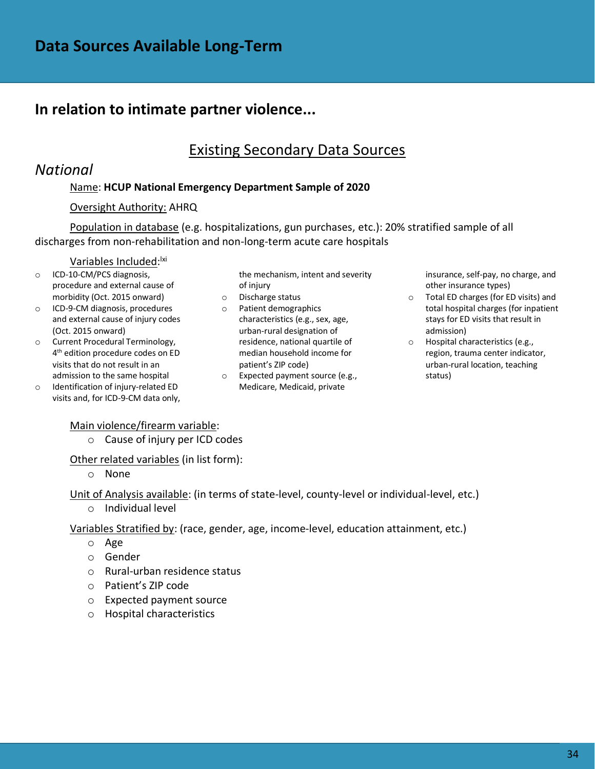# Data Sources Available Long-Term

## In relation to intimate partner violence...

### Existing Secondary Data Sources

*National*

Name: **HCUP National Emergency Department Sample of 2020**

Oversight Authority: AHRQ

Population in database (e.g. hospitalizations, gun purchases, etc.): 20% stratified sample of all discharges from non-rehabilitation and non-long-term acute care hospitals

Variables Included:[lxi]

- ICD-10-CM/PCS diagnosis, procedure and external cause of morbidity (Oct. 2015 onward)
- ICD-9-CM diagnosis, procedures and external cause of injury codes (Oct. 2015 onward)
- Current Procedural Terminology, 4th edition procedure codes on ED visits that do not result in an admission to the same hospital
- Identification of injury-related ED visits and, for ICD-9-CM data only, the mechanism, intent and severity of injury
- Discharge status
- Patient demographics characteristics (e.g., sex, age, urban-rural designation of residence, national quartile of median household income for patient's ZIP code)
- Expected payment source (e.g., Medicare, Medicaid, private insurance, self-pay, no charge, and other insurance types)
- Total ED charges (for ED visits) and total hospital charges (for inpatient stays for ED visits that result in admission)
- Hospital characteristics (e.g., region, trauma center indicator, urban-rural location, teaching status)

Main violence/firearm variable:
- Cause of injury per ICD codes

Other related variables (in list form):
- None

Unit of Analysis available: (in terms of state-level, county-level or individual-level, etc.)
- Individual level

Variables Stratified by: (race, gender, age, income-level, education attainment, etc.)
- Age
- Gender
- Rural-urban residence status
- Patient's ZIP code
- Expected payment source
- Hospital characteristics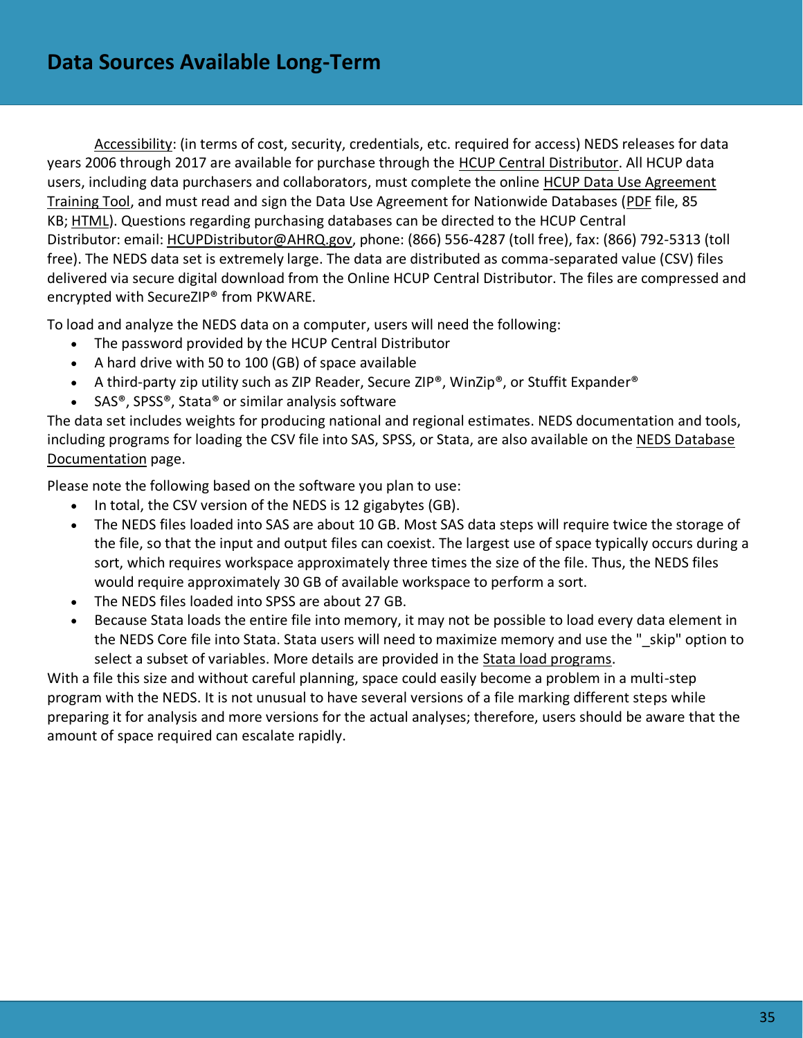## Data Sources Available Long-Term

Accessibility: (in terms of cost, security, credentials, etc. required for access) NEDS releases for data years 2006 through 2017 are available for purchase through the HCUP Central Distributor. All HCUP data users, including data purchasers and collaborators, must complete the online HCUP Data Use Agreement Training Tool, and must read and sign the Data Use Agreement for Nationwide Databases (PDF file, 85 KB; HTML). Questions regarding purchasing databases can be directed to the HCUP Central Distributor: email: HCUPDistributor@AHRQ.gov, phone: (866) 556-4287 (toll free), fax: (866) 792-5313 (toll free). The NEDS data set is extremely large. The data are distributed as comma-separated value (CSV) files delivered via secure digital download from the Online HCUP Central Distributor. The files are compressed and encrypted with SecureZIP® from PKWARE.

To load and analyze the NEDS data on a computer, users will need the following:

- The password provided by the HCUP Central Distributor
- A hard drive with 50 to 100 (GB) of space available
- A third-party zip utility such as ZIP Reader, Secure ZIP®, WinZip®, or Stuffit Expander®
- SAS®, SPSS®, Stata® or similar analysis software

The data set includes weights for producing national and regional estimates. NEDS documentation and tools, including programs for loading the CSV file into SAS, SPSS, or Stata, are also available on the NEDS Database Documentation page.

Please note the following based on the software you plan to use:

- In total, the CSV version of the NEDS is 12 gigabytes (GB).
- The NEDS files loaded into SAS are about 10 GB. Most SAS data steps will require twice the storage of the file, so that the input and output files can coexist. The largest use of space typically occurs during a sort, which requires workspace approximately three times the size of the file. Thus, the NEDS files would require approximately 30 GB of available workspace to perform a sort.
- The NEDS files loaded into SPSS are about 27 GB.
- Because Stata loads the entire file into memory, it may not be possible to load every data element in the NEDS Core file into Stata. Stata users will need to maximize memory and use the "_skip" option to select a subset of variables. More details are provided in the Stata load programs.

With a file this size and without careful planning, space could easily become a problem in a multi-step program with the NEDS. It is not unusual to have several versions of a file marking different steps while preparing it for analysis and more versions for the actual analyses; therefore, users should be aware that the amount of space required can escalate rapidly.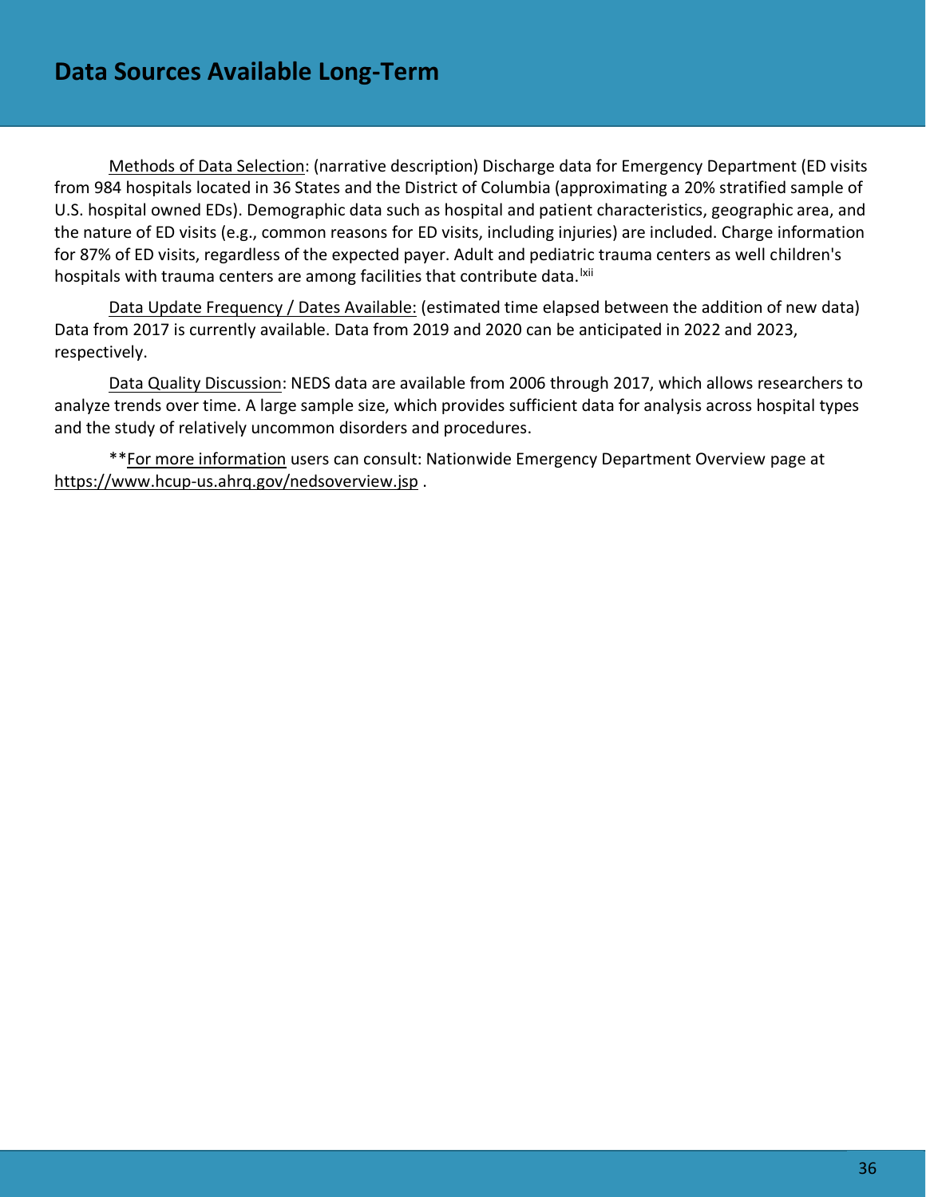## Data Sources Available Long-Term

Methods of Data Selection: (narrative description) Discharge data for Emergency Department (ED visits from 984 hospitals located in 36 States and the District of Columbia (approximating a 20% stratified sample of U.S. hospital owned EDs). Demographic data such as hospital and patient characteristics, geographic area, and the nature of ED visits (e.g., common reasons for ED visits, including injuries) are included. Charge information for 87% of ED visits, regardless of the expected payer. Adult and pediatric trauma centers as well children's hospitals with trauma centers are among facilities that contribute data.[lxii]

Data Update Frequency / Dates Available: (estimated time elapsed between the addition of new data) Data from 2017 is currently available. Data from 2019 and 2020 can be anticipated in 2022 and 2023, respectively.

Data Quality Discussion: NEDS data are available from 2006 through 2017, which allows researchers to analyze trends over time. A large sample size, which provides sufficient data for analysis across hospital types and the study of relatively uncommon disorders and procedures.

**For more information users can consult: Nationwide Emergency Department Overview page at https://www.hcup-us.ahrq.gov/nedsoverview.jsp .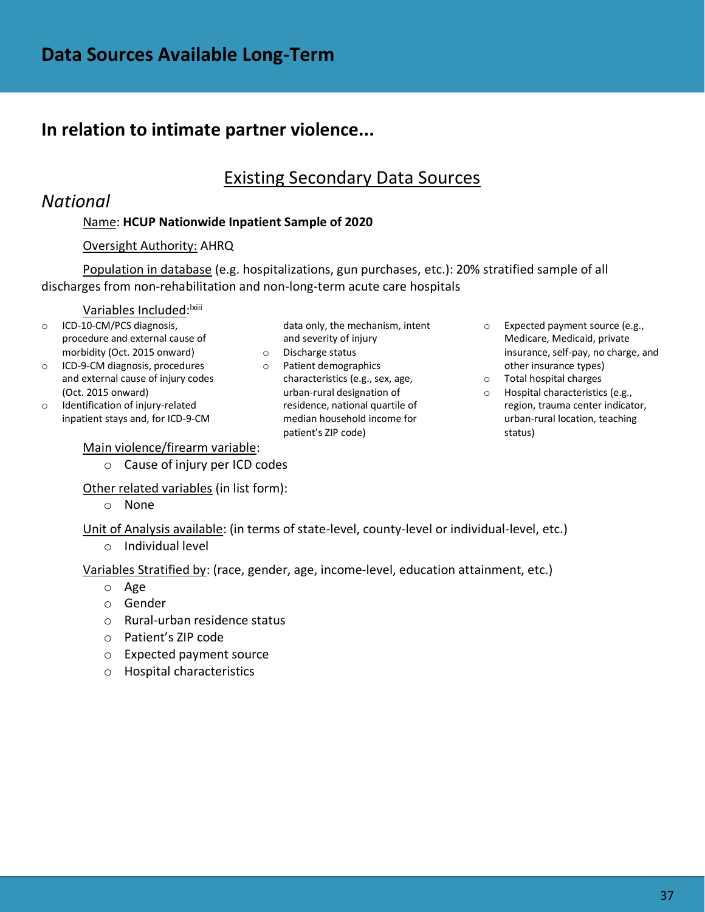# Data Sources Available Long-Term

## In relation to intimate partner violence...

### Existing Secondary Data Sources

*National*

Name: **HCUP Nationwide Inpatient Sample of 2020**

Oversight Authority: AHRQ

Population in database (e.g. hospitalizations, gun purchases, etc.): 20% stratified sample of all discharges from non-rehabilitation and non-long-term acute care hospitals

Variables Included:[lxiii]

- ICD-10-CM/PCS diagnosis, procedure and external cause of morbidity (Oct. 2015 onward)
- ICD-9-CM diagnosis, procedures and external cause of injury codes (Oct. 2015 onward)
- Identification of injury-related inpatient stays and, for ICD-9-CM data only, the mechanism, intent and severity of injury
- Discharge status
- Patient demographics characteristics (e.g., sex, age, urban-rural designation of residence, national quartile of median household income for patient's ZIP code)
- Expected payment source (e.g., Medicare, Medicaid, private insurance, self-pay, no charge, and other insurance types)
- Total hospital charges
- Hospital characteristics (e.g., region, trauma center indicator, urban-rural location, teaching status)

Main violence/firearm variable:

- Cause of injury per ICD codes

Other related variables (in list form):

- None

Unit of Analysis available: (in terms of state-level, county-level or individual-level, etc.)

- Individual level

Variables Stratified by: (race, gender, age, income-level, education attainment, etc.)

- Age
- Gender
- Rural-urban residence status
- Patient's ZIP code
- Expected payment source
- Hospital characteristics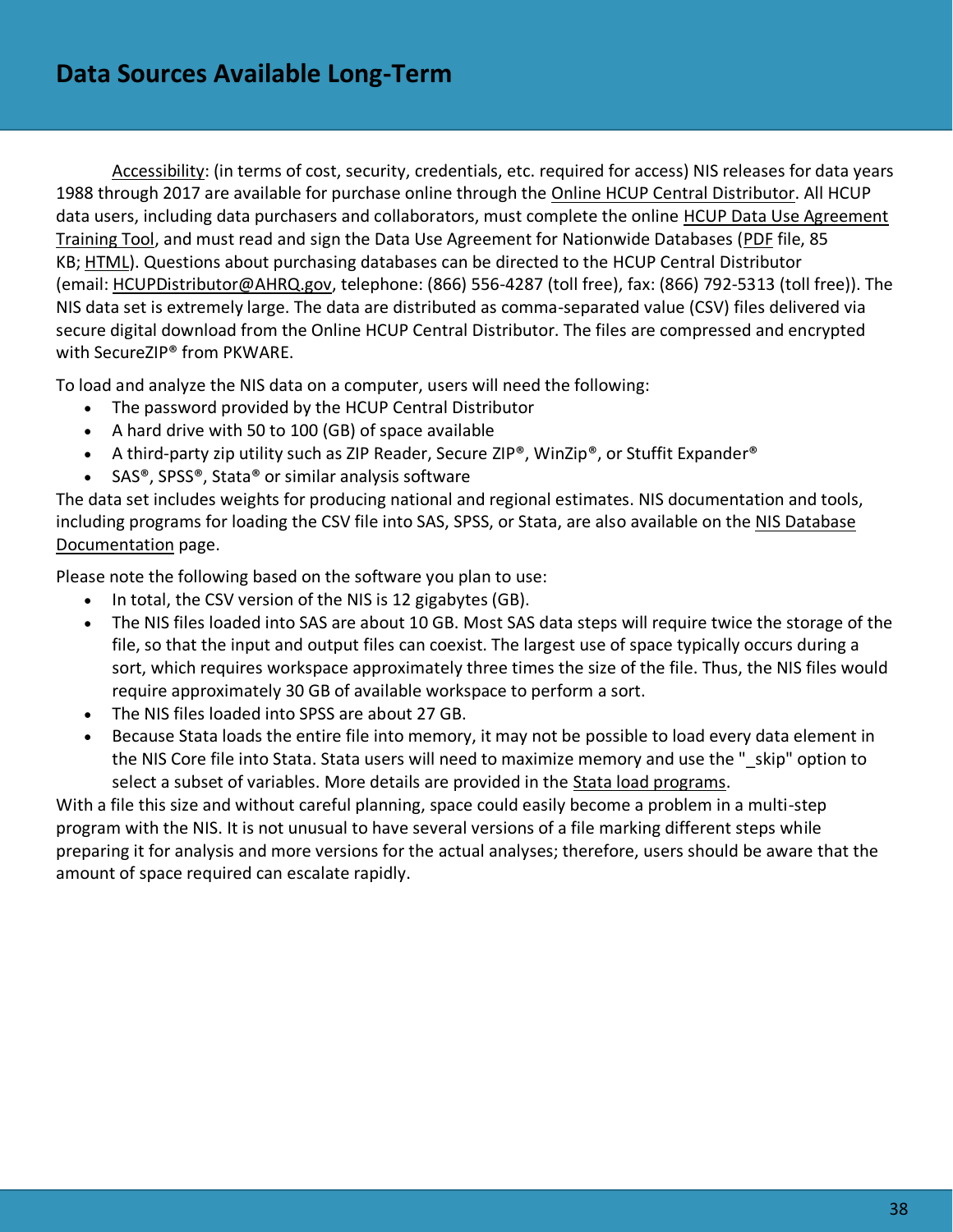# Data Sources Available Long-Term

Accessibility: (in terms of cost, security, credentials, etc. required for access) NIS releases for data years 1988 through 2017 are available for purchase online through the Online HCUP Central Distributor. All HCUP data users, including data purchasers and collaborators, must complete the online HCUP Data Use Agreement Training Tool, and must read and sign the Data Use Agreement for Nationwide Databases (PDF file, 85 KB; HTML). Questions about purchasing databases can be directed to the HCUP Central Distributor (email: HCUPDistributor@AHRQ.gov, telephone: (866) 556-4287 (toll free), fax: (866) 792-5313 (toll free)). The NIS data set is extremely large. The data are distributed as comma-separated value (CSV) files delivered via secure digital download from the Online HCUP Central Distributor. The files are compressed and encrypted with SecureZIP® from PKWARE.

To load and analyze the NIS data on a computer, users will need the following:

- The password provided by the HCUP Central Distributor
- A hard drive with 50 to 100 (GB) of space available
- A third-party zip utility such as ZIP Reader, Secure ZIP®, WinZip®, or Stuffit Expander®
- SAS®, SPSS®, Stata® or similar analysis software

The data set includes weights for producing national and regional estimates. NIS documentation and tools, including programs for loading the CSV file into SAS, SPSS, or Stata, are also available on the NIS Database Documentation page.

Please note the following based on the software you plan to use:

- In total, the CSV version of the NIS is 12 gigabytes (GB).
- The NIS files loaded into SAS are about 10 GB. Most SAS data steps will require twice the storage of the file, so that the input and output files can coexist. The largest use of space typically occurs during a sort, which requires workspace approximately three times the size of the file. Thus, the NIS files would require approximately 30 GB of available workspace to perform a sort.
- The NIS files loaded into SPSS are about 27 GB.
- Because Stata loads the entire file into memory, it may not be possible to load every data element in the NIS Core file into Stata. Stata users will need to maximize memory and use the "_skip" option to select a subset of variables. More details are provided in the Stata load programs.

With a file this size and without careful planning, space could easily become a problem in a multi-step program with the NIS. It is not unusual to have several versions of a file marking different steps while preparing it for analysis and more versions for the actual analyses; therefore, users should be aware that the amount of space required can escalate rapidly.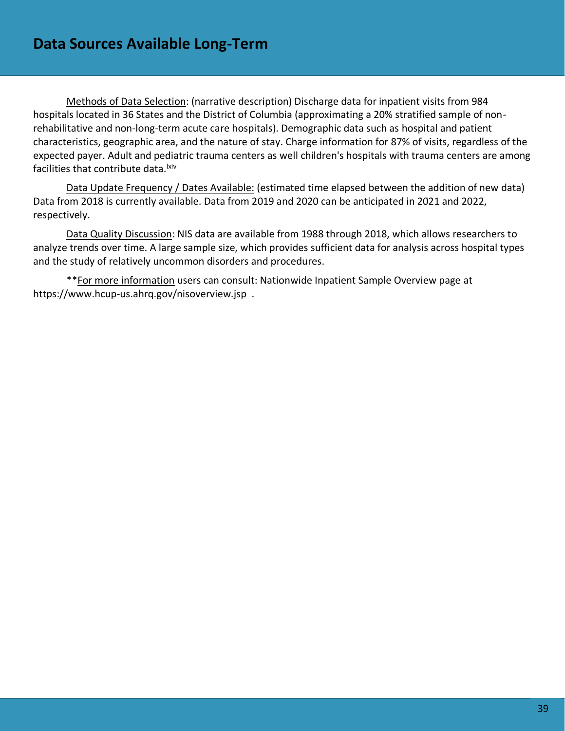# Data Sources Available Long-Term

Methods of Data Selection: (narrative description) Discharge data for inpatient visits from 984 hospitals located in 36 States and the District of Columbia (approximating a 20% stratified sample of non-rehabilitative and non-long-term acute care hospitals). Demographic data such as hospital and patient characteristics, geographic area, and the nature of stay. Charge information for 87% of visits, regardless of the expected payer. Adult and pediatric trauma centers as well children's hospitals with trauma centers are among facilities that contribute data.[lxiv]

Data Update Frequency / Dates Available: (estimated time elapsed between the addition of new data) Data from 2018 is currently available. Data from 2019 and 2020 can be anticipated in 2021 and 2022, respectively.

Data Quality Discussion: NIS data are available from 1988 through 2018, which allows researchers to analyze trends over time. A large sample size, which provides sufficient data for analysis across hospital types and the study of relatively uncommon disorders and procedures.

**For more information users can consult: Nationwide Inpatient Sample Overview page at https://www.hcup-us.ahrq.gov/nisoverview.jsp .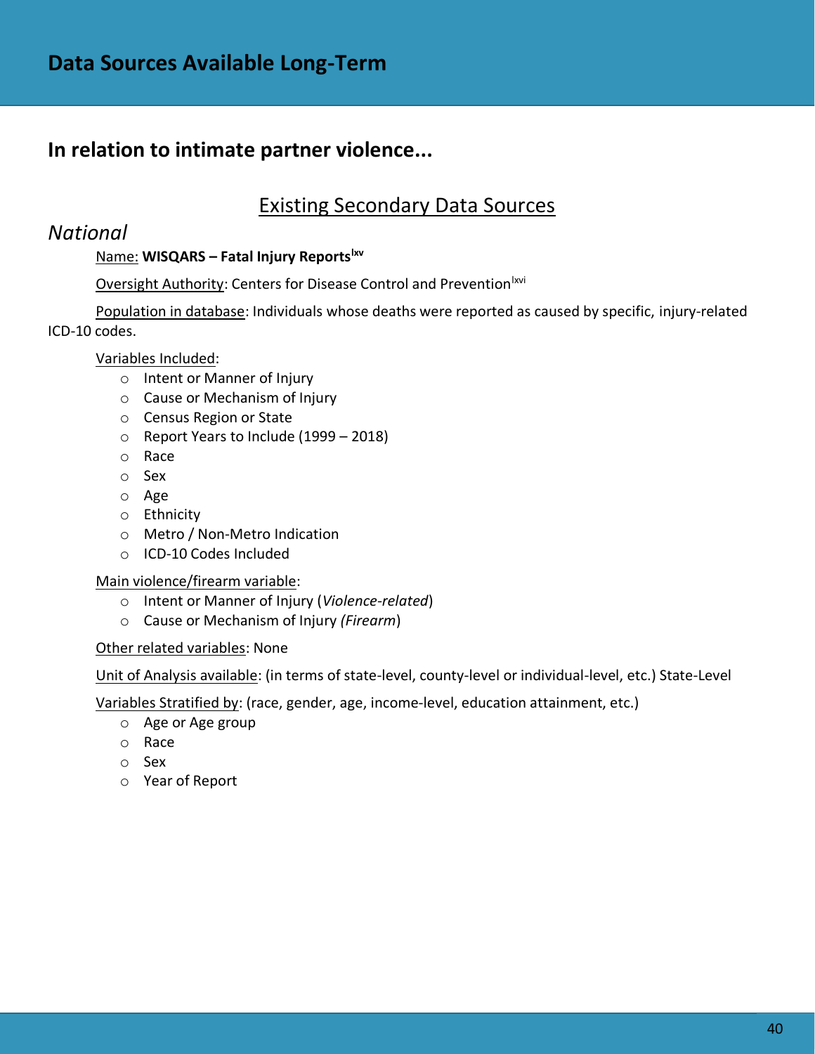# Data Sources Available Long-Term

## In relation to intimate partner violence...

### Existing Secondary Data Sources

*National*

Name: **WISQARS – Fatal Injury Reports**[lxv]

Oversight Authority: Centers for Disease Control and Prevention[lxvi]

Population in database: Individuals whose deaths were reported as caused by specific, injury-related ICD-10 codes.

Variables Included:

- Intent or Manner of Injury
- Cause or Mechanism of Injury
- Census Region or State
- Report Years to Include (1999 – 2018)
- Race
- Sex
- Age
- Ethnicity
- Metro / Non-Metro Indication
- ICD-10 Codes Included

Main violence/firearm variable:

- Intent or Manner of Injury (*Violence-related*)
- Cause or Mechanism of Injury *(Firearm*)

Other related variables: None

Unit of Analysis available: (in terms of state-level, county-level or individual-level, etc.) State-Level

Variables Stratified by: (race, gender, age, income-level, education attainment, etc.)

- Age or Age group
- Race
- Sex
- Year of Report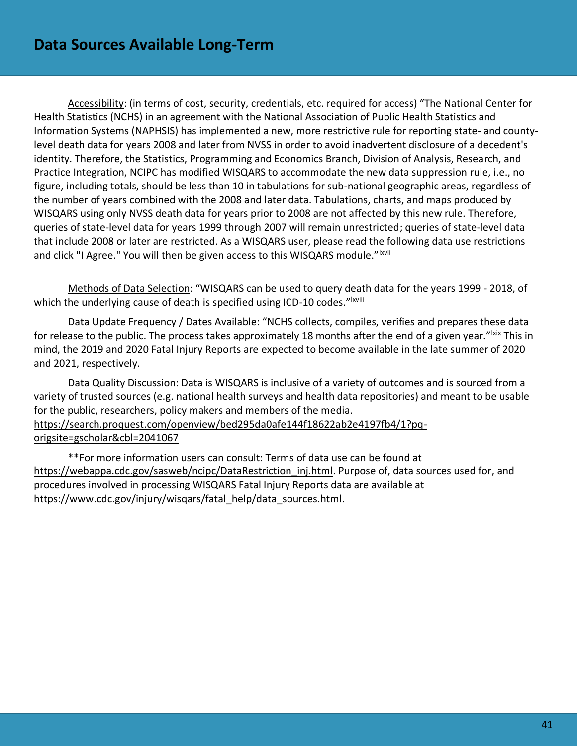# Data Sources Available Long-Term

Accessibility: (in terms of cost, security, credentials, etc. required for access) "The National Center for Health Statistics (NCHS) in an agreement with the National Association of Public Health Statistics and Information Systems (NAPHSIS) has implemented a new, more restrictive rule for reporting state- and county-level death data for years 2008 and later from NVSS in order to avoid inadvertent disclosure of a decedent's identity. Therefore, the Statistics, Programming and Economics Branch, Division of Analysis, Research, and Practice Integration, NCIPC has modified WISQARS to accommodate the new data suppression rule, i.e., no figure, including totals, should be less than 10 in tabulations for sub-national geographic areas, regardless of the number of years combined with the 2008 and later data. Tabulations, charts, and maps produced by WISQARS using only NVSS death data for years prior to 2008 are not affected by this new rule. Therefore, queries of state-level data for years 1999 through 2007 will remain unrestricted; queries of state-level data that include 2008 or later are restricted. As a WISQARS user, please read the following data use restrictions and click "I Agree." You will then be given access to this WISQARS module."[lxvii]

Methods of Data Selection: "WISQARS can be used to query death data for the years 1999 - 2018, of which the underlying cause of death is specified using ICD-10 codes."[lxviii]

Data Update Frequency / Dates Available: "NCHS collects, compiles, verifies and prepares these data for release to the public. The process takes approximately 18 months after the end of a given year."[lxix] This in mind, the 2019 and 2020 Fatal Injury Reports are expected to become available in the late summer of 2020 and 2021, respectively.

Data Quality Discussion: Data is WISQARS is inclusive of a variety of outcomes and is sourced from a variety of trusted sources (e.g. national health surveys and health data repositories) and meant to be usable for the public, researchers, policy makers and members of the media. https://search.proquest.com/openview/bed295da0afe144f18622ab2e4197fb4/1?pq-origsite=gscholar&cbl=2041067

**For more information users can consult: Terms of data use can be found at https://webappa.cdc.gov/sasweb/ncipc/DataRestriction_inj.html. Purpose of, data sources used for, and procedures involved in processing WISQARS Fatal Injury Reports data are available at https://www.cdc.gov/injury/wisqars/fatal_help/data_sources.html.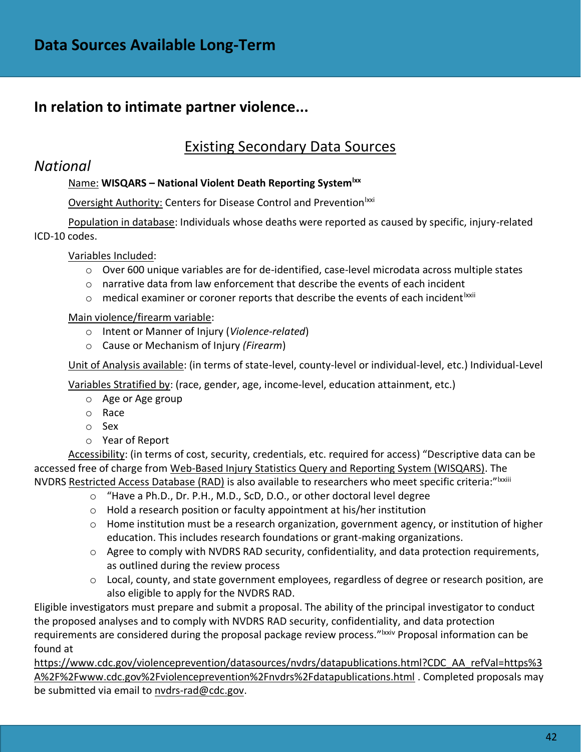# Data Sources Available Long-Term

## In relation to intimate partner violence...

### Existing Secondary Data Sources

*National*

Name: **WISQARS – National Violent Death Reporting System**[lxx]

Oversight Authority: Centers for Disease Control and Prevention[lxxi]

Population in database: Individuals whose deaths were reported as caused by specific, injury-related ICD-10 codes.

Variables Included:

- Over 600 unique variables are for de-identified, case-level microdata across multiple states
- narrative data from law enforcement that describe the events of each incident
- medical examiner or coroner reports that describe the events of each incident[lxxii]

Main violence/firearm variable:

- Intent or Manner of Injury (*Violence-related*)
- Cause or Mechanism of Injury *(Firearm*)

Unit of Analysis available: (in terms of state-level, county-level or individual-level, etc.) Individual-Level

Variables Stratified by: (race, gender, age, income-level, education attainment, etc.)

- Age or Age group
- Race
- Sex
- Year of Report

Accessibility: (in terms of cost, security, credentials, etc. required for access) "Descriptive data can be accessed free of charge from Web-Based Injury Statistics Query and Reporting System (WISQARS). The NVDRS Restricted Access Database (RAD) is also available to researchers who meet specific criteria:"[lxxiii]

- "Have a Ph.D., Dr. P.H., M.D., ScD, D.O., or other doctoral level degree
- Hold a research position or faculty appointment at his/her institution
- Home institution must be a research organization, government agency, or institution of higher education. This includes research foundations or grant-making organizations.
- Agree to comply with NVDRS RAD security, confidentiality, and data protection requirements, as outlined during the review process
- Local, county, and state government employees, regardless of degree or research position, are also eligible to apply for the NVDRS RAD.

Eligible investigators must prepare and submit a proposal. The ability of the principal investigator to conduct the proposed analyses and to comply with NVDRS RAD security, confidentiality, and data protection requirements are considered during the proposal package review process."[lxxiv] Proposal information can be found at https://www.cdc.gov/violenceprevention/datasources/nvdrs/datapublications.html?CDC_AA_refVal=https%3A%2F%2Fwww.cdc.gov%2Fviolenceprevention%2Fnvdrs%2Fdatapublications.html . Completed proposals may be submitted via email to nvdrs-rad@cdc.gov.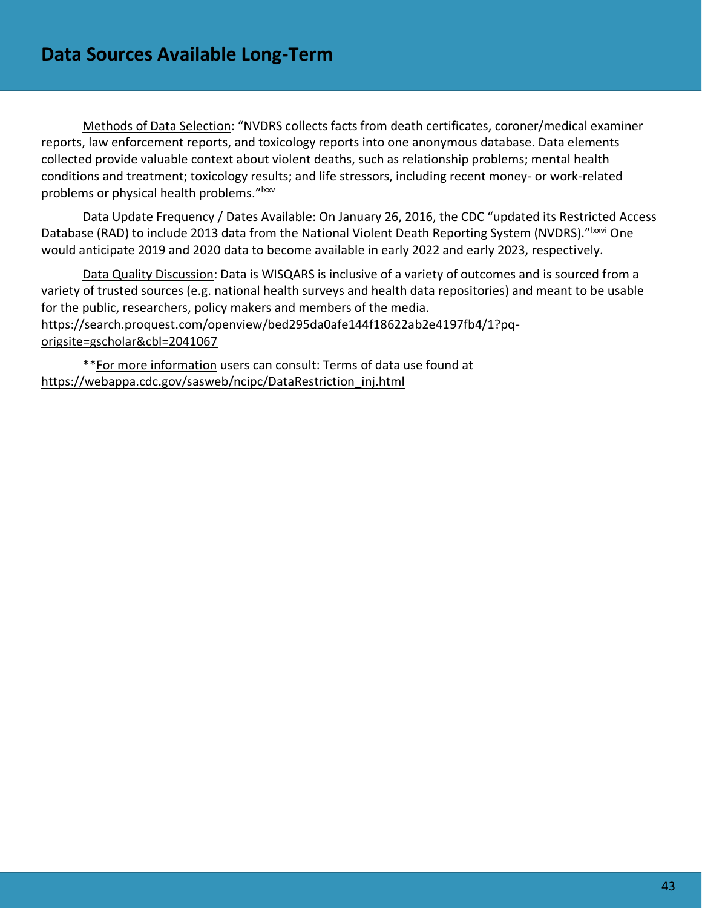## Data Sources Available Long-Term

Methods of Data Selection: "NVDRS collects facts from death certificates, coroner/medical examiner reports, law enforcement reports, and toxicology reports into one anonymous database. Data elements collected provide valuable context about violent deaths, such as relationship problems; mental health conditions and treatment; toxicology results; and life stressors, including recent money- or work-related problems or physical health problems."[lxxv]

Data Update Frequency / Dates Available: On January 26, 2016, the CDC "updated its Restricted Access Database (RAD) to include 2013 data from the National Violent Death Reporting System (NVDRS)."[lxxvi] One would anticipate 2019 and 2020 data to become available in early 2022 and early 2023, respectively.

Data Quality Discussion: Data is WISQARS is inclusive of a variety of outcomes and is sourced from a variety of trusted sources (e.g. national health surveys and health data repositories) and meant to be usable for the public, researchers, policy makers and members of the media. https://search.proquest.com/openview/bed295da0afe144f18622ab2e4197fb4/1?pq-origsite=gscholar&cbl=2041067

**For more information users can consult: Terms of data use found at https://webappa.cdc.gov/sasweb/ncipc/DataRestriction_inj.html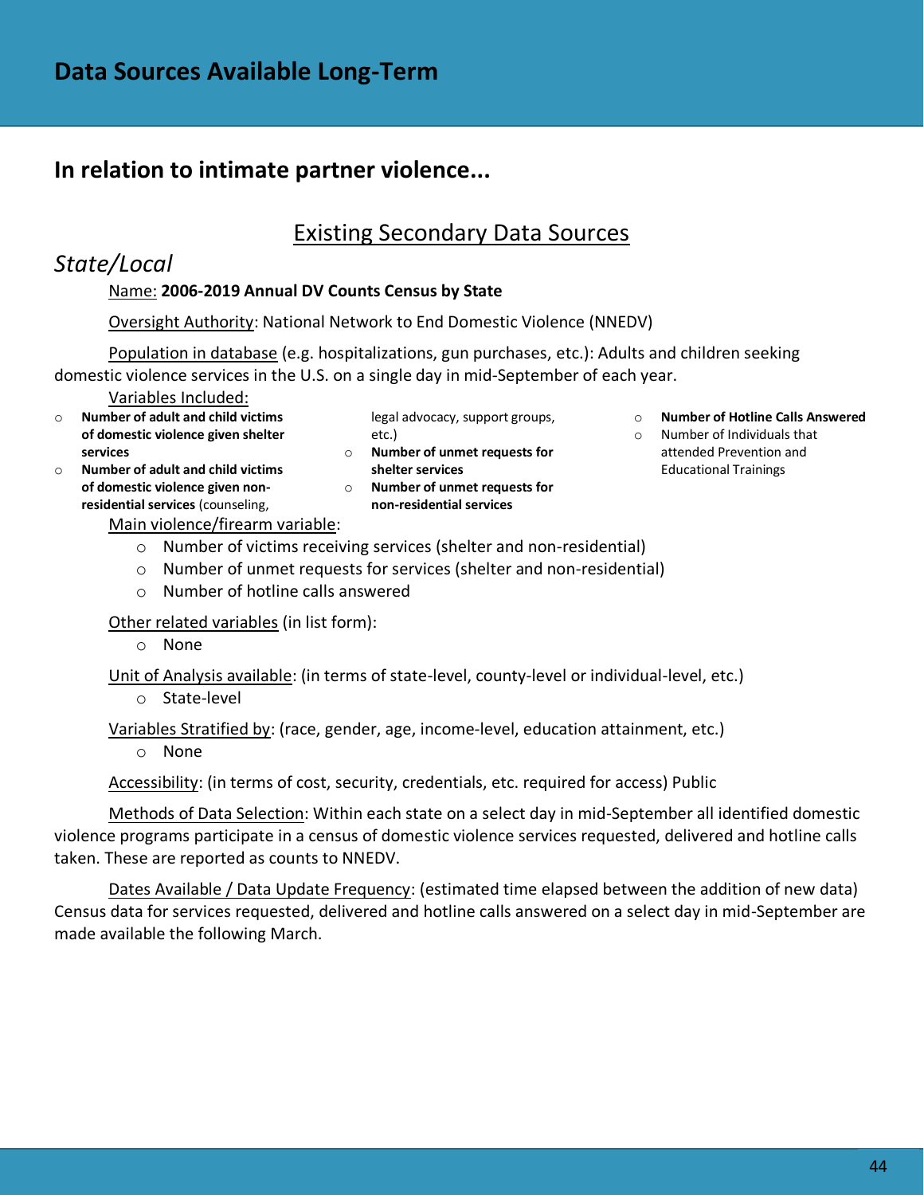# Data Sources Available Long-Term

## In relation to intimate partner violence...

### Existing Secondary Data Sources

## *State/Local*

Name: **2006-2019 Annual DV Counts Census by State**

Oversight Authority: National Network to End Domestic Violence (NNEDV)

Population in database (e.g. hospitalizations, gun purchases, etc.): Adults and children seeking domestic violence services in the U.S. on a single day in mid-September of each year.

Variables Included:

- **Number of adult and child victims of domestic violence given shelter services**
- **Number of adult and child victims of domestic violence given non-residential services** (counseling, legal advocacy, support groups, etc.)
- **Number of unmet requests for shelter services**
- **Number of unmet requests for non-residential services**
- **Number of Hotline Calls Answered**
- Number of Individuals that attended Prevention and Educational Trainings

Main violence/firearm variable:

- Number of victims receiving services (shelter and non-residential)
- Number of unmet requests for services (shelter and non-residential)
- Number of hotline calls answered

Other related variables (in list form):

- None

Unit of Analysis available: (in terms of state-level, county-level or individual-level, etc.)

- State-level

Variables Stratified by: (race, gender, age, income-level, education attainment, etc.)

- None

Accessibility: (in terms of cost, security, credentials, etc. required for access) Public

Methods of Data Selection: Within each state on a select day in mid-September all identified domestic violence programs participate in a census of domestic violence services requested, delivered and hotline calls taken. These are reported as counts to NNEDV.

Dates Available / Data Update Frequency: (estimated time elapsed between the addition of new data) Census data for services requested, delivered and hotline calls answered on a select day in mid-September are made available the following March.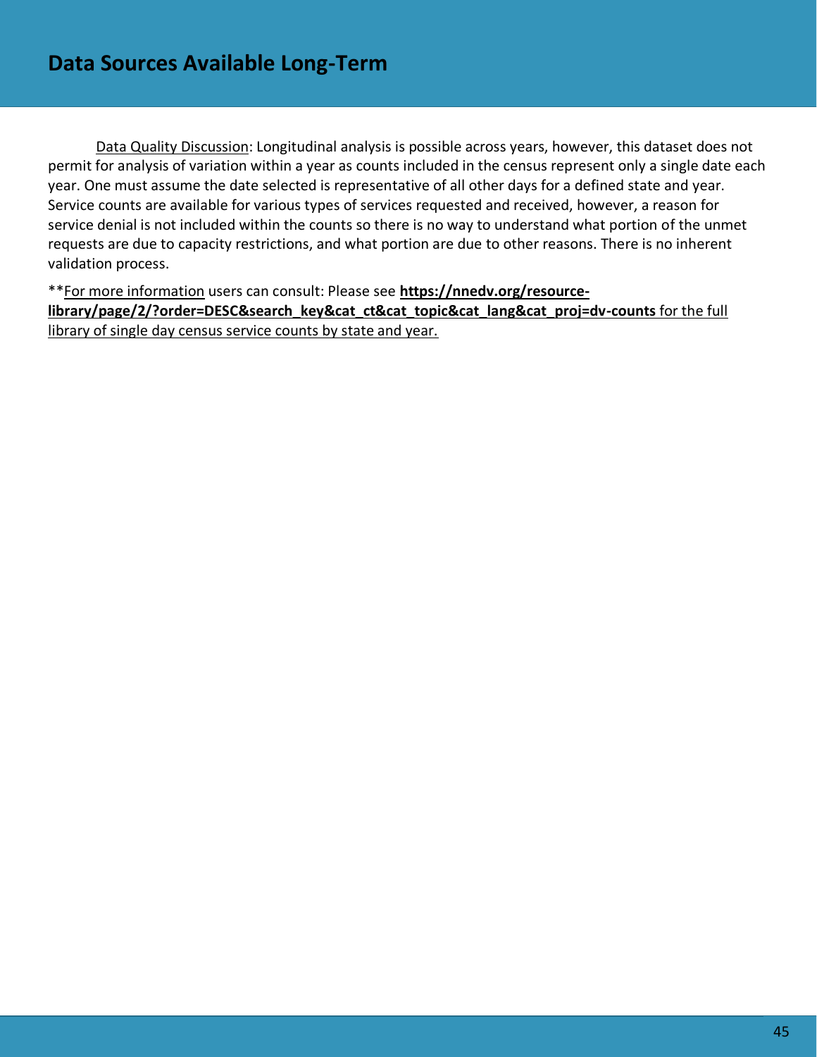# Data Sources Available Long-Term

Data Quality Discussion: Longitudinal analysis is possible across years, however, this dataset does not permit for analysis of variation within a year as counts included in the census represent only a single date each year. One must assume the date selected is representative of all other days for a defined state and year. Service counts are available for various types of services requested and received, however, a reason for service denial is not included within the counts so there is no way to understand what portion of the unmet requests are due to capacity restrictions, and what portion are due to other reasons. There is no inherent validation process.

**For more information users can consult: Please see **https://nnedv.org/resource-library/page/2/?order=DESC&search_key&cat_ct&cat_topic&cat_lang&cat_proj=dv-counts** for the full library of single day census service counts by state and year.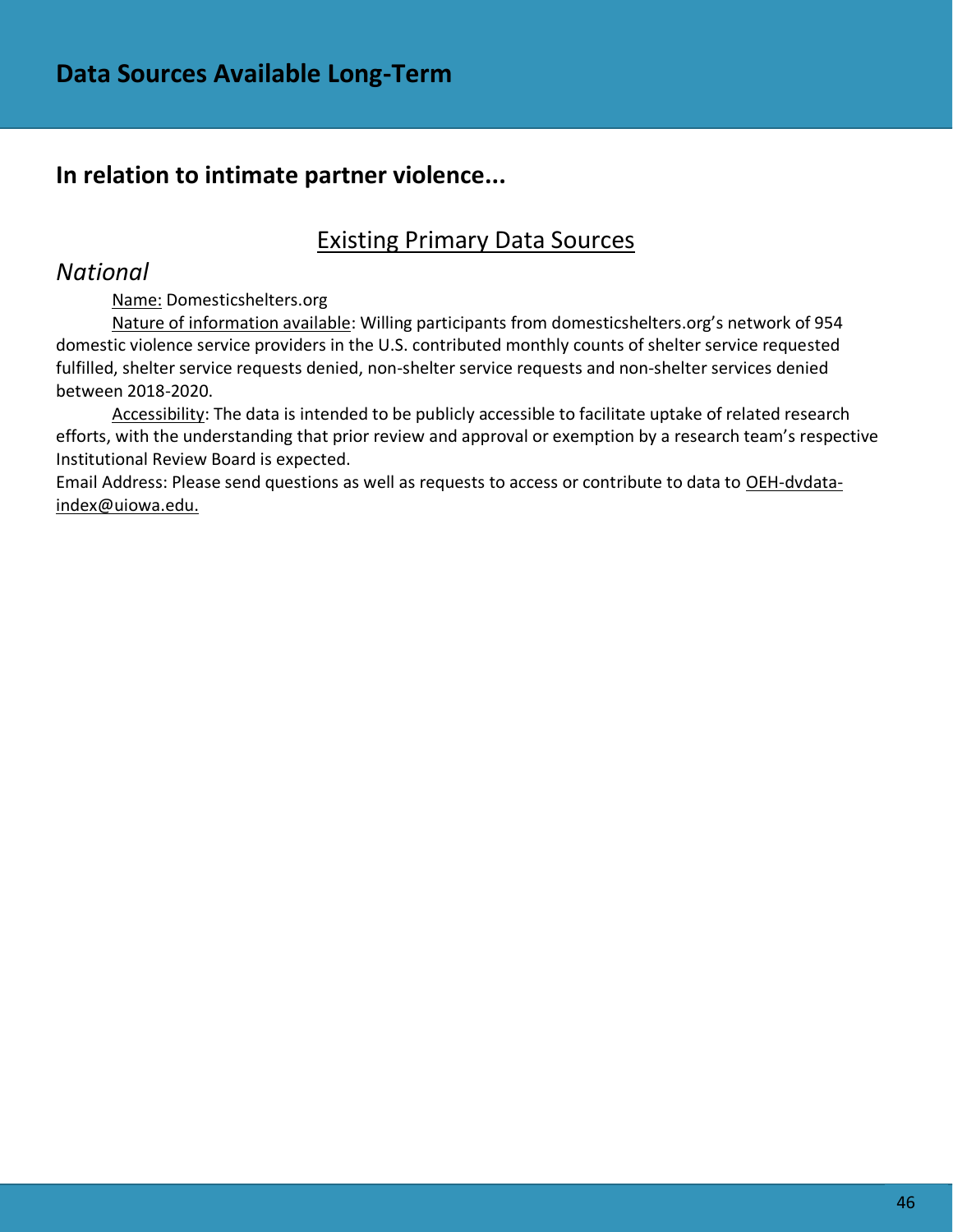# Data Sources Available Long-Term

## In relation to intimate partner violence...

### Existing Primary Data Sources

*National*

Name: Domesticshelters.org

Nature of information available: Willing participants from domesticshelters.org's network of 954 domestic violence service providers in the U.S. contributed monthly counts of shelter service requested fulfilled, shelter service requests denied, non-shelter service requests and non-shelter services denied between 2018-2020.

Accessibility: The data is intended to be publicly accessible to facilitate uptake of related research efforts, with the understanding that prior review and approval or exemption by a research team's respective Institutional Review Board is expected.

Email Address: Please send questions as well as requests to access or contribute to data to OEH-dvdata-index@uiowa.edu.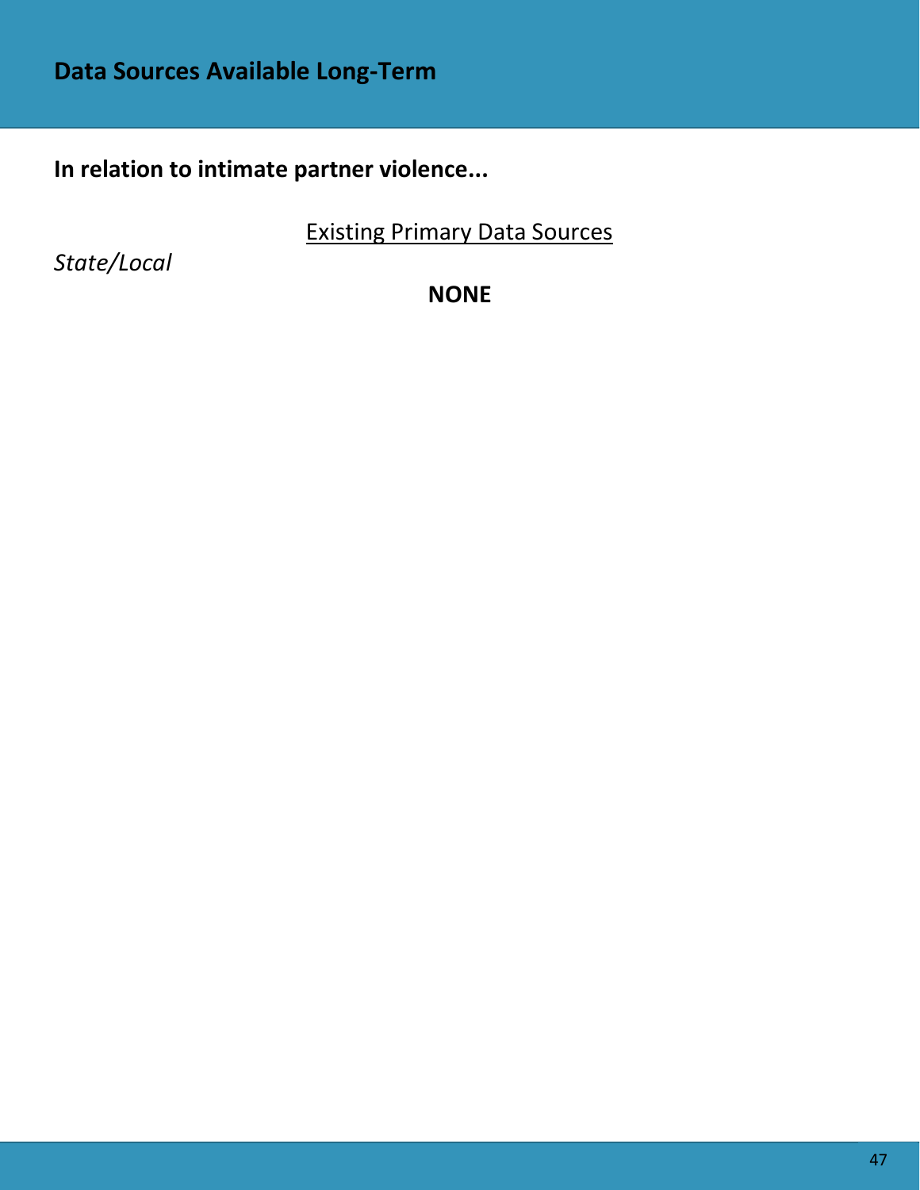## Data Sources Available Long-Term

**In relation to intimate partner violence...**

Existing Primary Data Sources

*State/Local*

**NONE**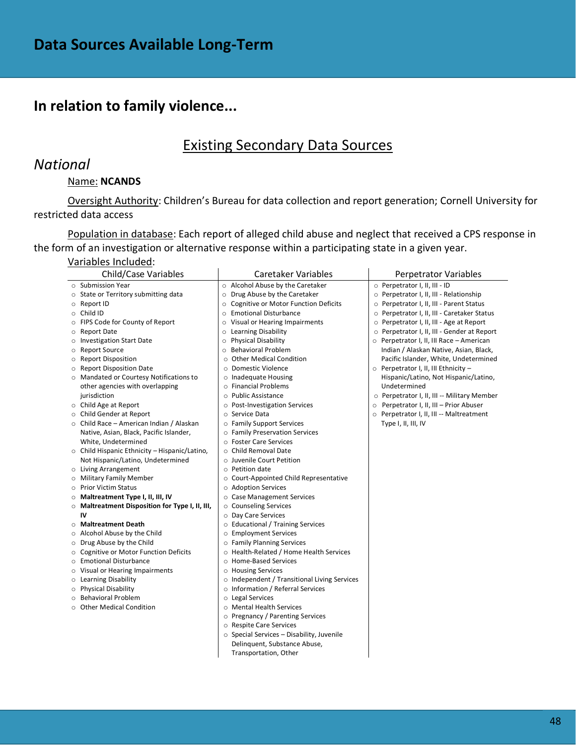# Data Sources Available Long-Term

## In relation to family violence...

### Existing Secondary Data Sources

### *National*

Name: **NCANDS**

Oversight Authority: Children's Bureau for data collection and report generation; Cornell University for restricted data access

Population in database: Each report of alleged child abuse and neglect that received a CPS response in the form of an investigation or alternative response within a participating state in a given year.

Variables Included:

**Child/Case Variables**

- Submission Year
- State or Territory submitting data
- Report ID
- Child ID
- FIPS Code for County of Report
- Report Date
- Investigation Start Date
- Report Source
- Report Disposition
- Report Disposition Date
- Mandated or Courtesy Notifications to other agencies with overlapping jurisdiction
- Child Age at Report
- Child Gender at Report
- Child Race – American Indian / Alaskan Native, Asian, Black, Pacific Islander, White, Undetermined
- Child Hispanic Ethnicity – Hispanic/Latino, Not Hispanic/Latino, Undetermined
- Living Arrangement
- Military Family Member
- Prior Victim Status
- **Maltreatment Type I, II, III, IV**
- **Maltreatment Disposition for Type I, II, III, IV**
- **Maltreatment Death**
- Alcohol Abuse by the Child
- Drug Abuse by the Child
- Cognitive or Motor Function Deficits
- Emotional Disturbance
- Visual or Hearing Impairments
- Learning Disability
- Physical Disability
- Behavioral Problem
- Other Medical Condition

**Caretaker Variables**

- Alcohol Abuse by the Caretaker
- Drug Abuse by the Caretaker
- Cognitive or Motor Function Deficits
- Emotional Disturbance
- Visual or Hearing Impairments
- Learning Disability
- Physical Disability
- Behavioral Problem
- Other Medical Condition
- Domestic Violence
- Inadequate Housing
- Financial Problems
- Public Assistance
- Post-Investigation Services
- Service Data
- Family Support Services
- Family Preservation Services
- Foster Care Services
- Child Removal Date
- Juvenile Court Petition
- Petition date
- Court-Appointed Child Representative
- Adoption Services
- Case Management Services
- Counseling Services
- Day Care Services
- Educational / Training Services
- Employment Services
- Family Planning Services
- Health-Related / Home Health Services
- Home-Based Services
- Housing Services
- Independent / Transitional Living Services
- Information / Referral Services
- Legal Services
- Mental Health Services
- Pregnancy / Parenting Services
- Respite Care Services
- Special Services – Disability, Juvenile Delinquent, Substance Abuse, Transportation, Other

**Perpetrator Variables**

- Perpetrator I, II, III - ID
- Perpetrator I, II, III - Relationship
- Perpetrator I, II, III - Parent Status
- Perpetrator I, II, III - Caretaker Status
- Perpetrator I, II, III - Age at Report
- Perpetrator I, II, III - Gender at Report
- Perpetrator I, II, III Race – American Indian / Alaskan Native, Asian, Black, Pacific Islander, White, Undetermined
- Perpetrator I, II, III Ethnicity – Hispanic/Latino, Not Hispanic/Latino, Undetermined
- Perpetrator I, II, III -- Military Member
- Perpetrator I, II, III – Prior Abuser
- Perpetrator I, II, III -- Maltreatment Type I, II, III, IV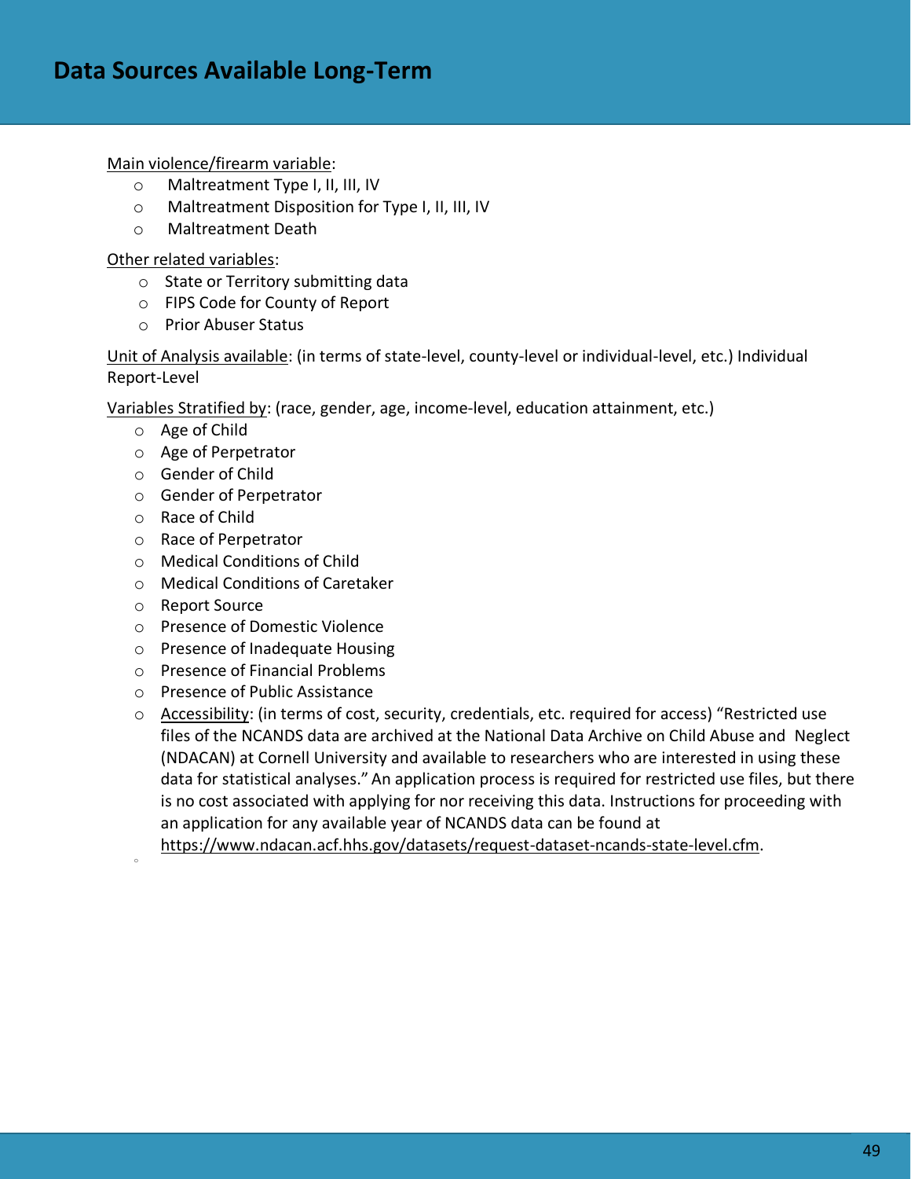# Data Sources Available Long-Term

Main violence/firearm variable:

- Maltreatment Type I, II, III, IV
- Maltreatment Disposition for Type I, II, III, IV
- Maltreatment Death

Other related variables:

- State or Territory submitting data
- FIPS Code for County of Report
- Prior Abuser Status

Unit of Analysis available: (in terms of state-level, county-level or individual-level, etc.) Individual Report-Level

Variables Stratified by: (race, gender, age, income-level, education attainment, etc.)

- Age of Child
- Age of Perpetrator
- Gender of Child
- Gender of Perpetrator
- Race of Child
- Race of Perpetrator
- Medical Conditions of Child
- Medical Conditions of Caretaker
- Report Source
- Presence of Domestic Violence
- Presence of Inadequate Housing
- Presence of Financial Problems
- Presence of Public Assistance
- Accessibility: (in terms of cost, security, credentials, etc. required for access) "Restricted use files of the NCANDS data are archived at the National Data Archive on Child Abuse and Neglect (NDACAN) at Cornell University and available to researchers who are interested in using these data for statistical analyses." An application process is required for restricted use files, but there is no cost associated with applying for nor receiving this data. Instructions for proceeding with an application for any available year of NCANDS data can be found at https://www.ndacan.acf.hhs.gov/datasets/request-dataset-ncands-state-level.cfm.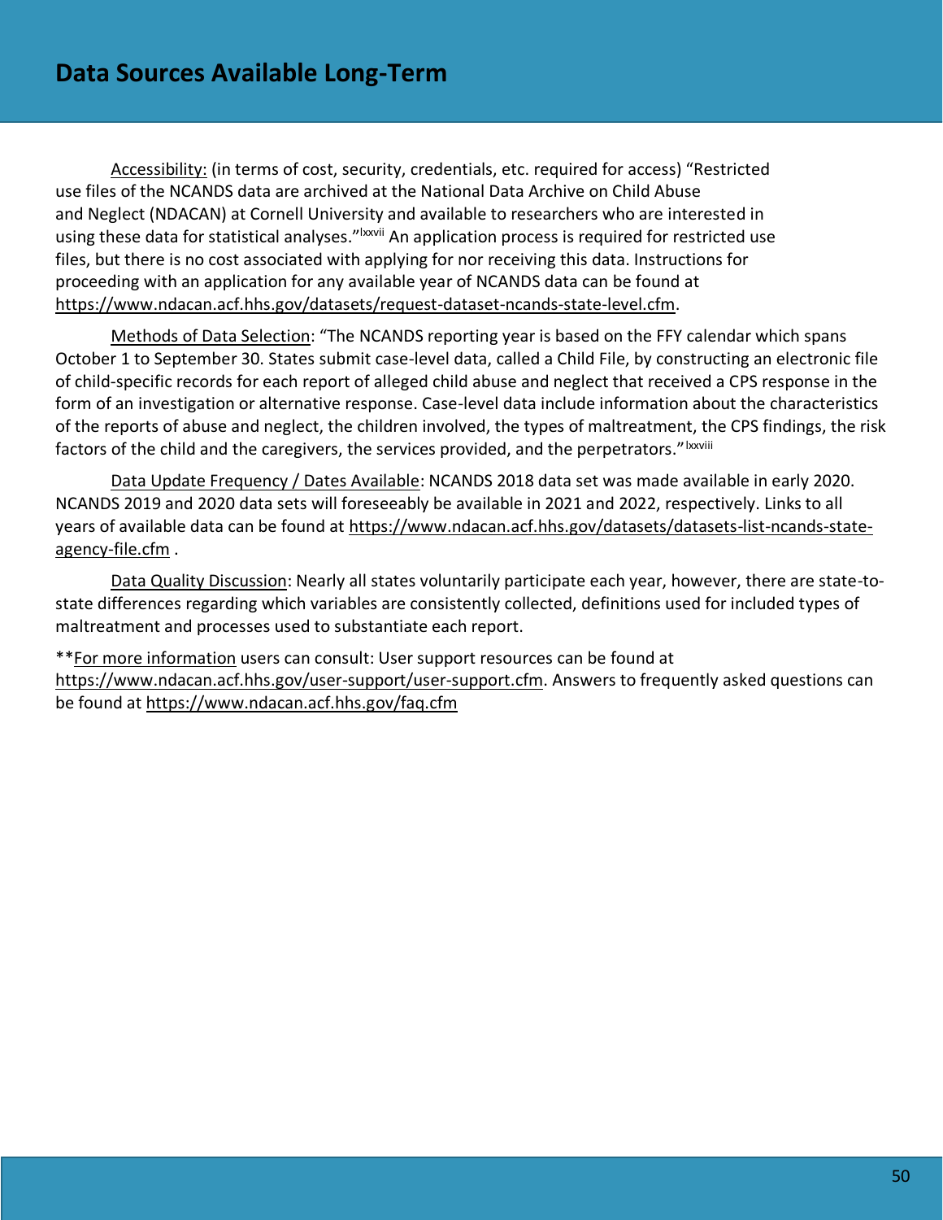# Data Sources Available Long-Term

Accessibility: (in terms of cost, security, credentials, etc. required for access) "Restricted use files of the NCANDS data are archived at the National Data Archive on Child Abuse and Neglect (NDACAN) at Cornell University and available to researchers who are interested in using these data for statistical analyses."[lxxvii] An application process is required for restricted use files, but there is no cost associated with applying for nor receiving this data. Instructions for proceeding with an application for any available year of NCANDS data can be found at https://www.ndacan.acf.hhs.gov/datasets/request-dataset-ncands-state-level.cfm.

Methods of Data Selection: "The NCANDS reporting year is based on the FFY calendar which spans October 1 to September 30. States submit case-level data, called a Child File, by constructing an electronic file of child-specific records for each report of alleged child abuse and neglect that received a CPS response in the form of an investigation or alternative response. Case-level data include information about the characteristics of the reports of abuse and neglect, the children involved, the types of maltreatment, the CPS findings, the risk factors of the child and the caregivers, the services provided, and the perpetrators."[lxxviii]

Data Update Frequency / Dates Available: NCANDS 2018 data set was made available in early 2020. NCANDS 2019 and 2020 data sets will foreseeably be available in 2021 and 2022, respectively. Links to all years of available data can be found at https://www.ndacan.acf.hhs.gov/datasets/datasets-list-ncands-state-agency-file.cfm .

Data Quality Discussion: Nearly all states voluntarily participate each year, however, there are state-to-state differences regarding which variables are consistently collected, definitions used for included types of maltreatment and processes used to substantiate each report.

**For more information users can consult: User support resources can be found at https://www.ndacan.acf.hhs.gov/user-support/user-support.cfm. Answers to frequently asked questions can be found at https://www.ndacan.acf.hhs.gov/faq.cfm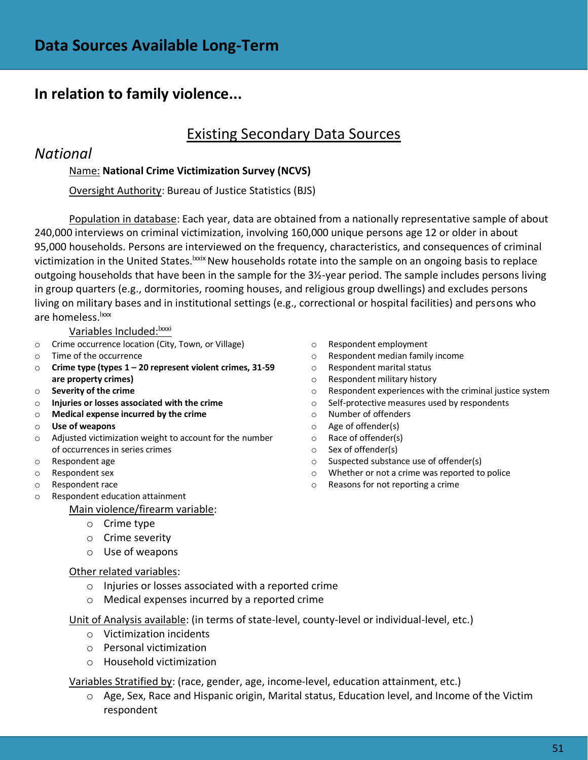# Data Sources Available Long-Term

## In relation to family violence...

### Existing Secondary Data Sources

*National*

Name: **National Crime Victimization Survey (NCVS)**

Oversight Authority: Bureau of Justice Statistics (BJS)

Population in database: Each year, data are obtained from a nationally representative sample of about 240,000 interviews on criminal victimization, involving 160,000 unique persons age 12 or older in about 95,000 households. Persons are interviewed on the frequency, characteristics, and consequences of criminal victimization in the United States.[lxxix] New households rotate into the sample on an ongoing basis to replace outgoing households that have been in the sample for the 3½-year period. The sample includes persons living in group quarters (e.g., dormitories, rooming houses, and religious group dwellings) and excludes persons living on military bases and in institutional settings (e.g., correctional or hospital facilities) and persons who are homeless.[lxxx]

Variables Included:[lxxxi]

- Crime occurrence location (City, Town, or Village)
- Time of the occurrence
- **Crime type (types 1 – 20 represent violent crimes, 31-59 are property crimes)**
- **Severity of the crime**
- **Injuries or losses associated with the crime**
- **Medical expense incurred by the crime**
- **Use of weapons**
- Adjusted victimization weight to account for the number of occurrences in series crimes
- Respondent age
- Respondent sex
- Respondent race
- Respondent education attainment
- Respondent employment
- Respondent median family income
- Respondent marital status
- Respondent military history
- Respondent experiences with the criminal justice system
- Self-protective measures used by respondents
- Number of offenders
- Age of offender(s)
- Race of offender(s)
- Sex of offender(s)
- Suspected substance use of offender(s)
- Whether or not a crime was reported to police
- Reasons for not reporting a crime

Main violence/firearm variable:

- Crime type
- Crime severity
- Use of weapons

Other related variables:

- Injuries or losses associated with a reported crime
- Medical expenses incurred by a reported crime

Unit of Analysis available: (in terms of state-level, county-level or individual-level, etc.)

- Victimization incidents
- Personal victimization
- Household victimization

Variables Stratified by: (race, gender, age, income-level, education attainment, etc.)

- Age, Sex, Race and Hispanic origin, Marital status, Education level, and Income of the Victim respondent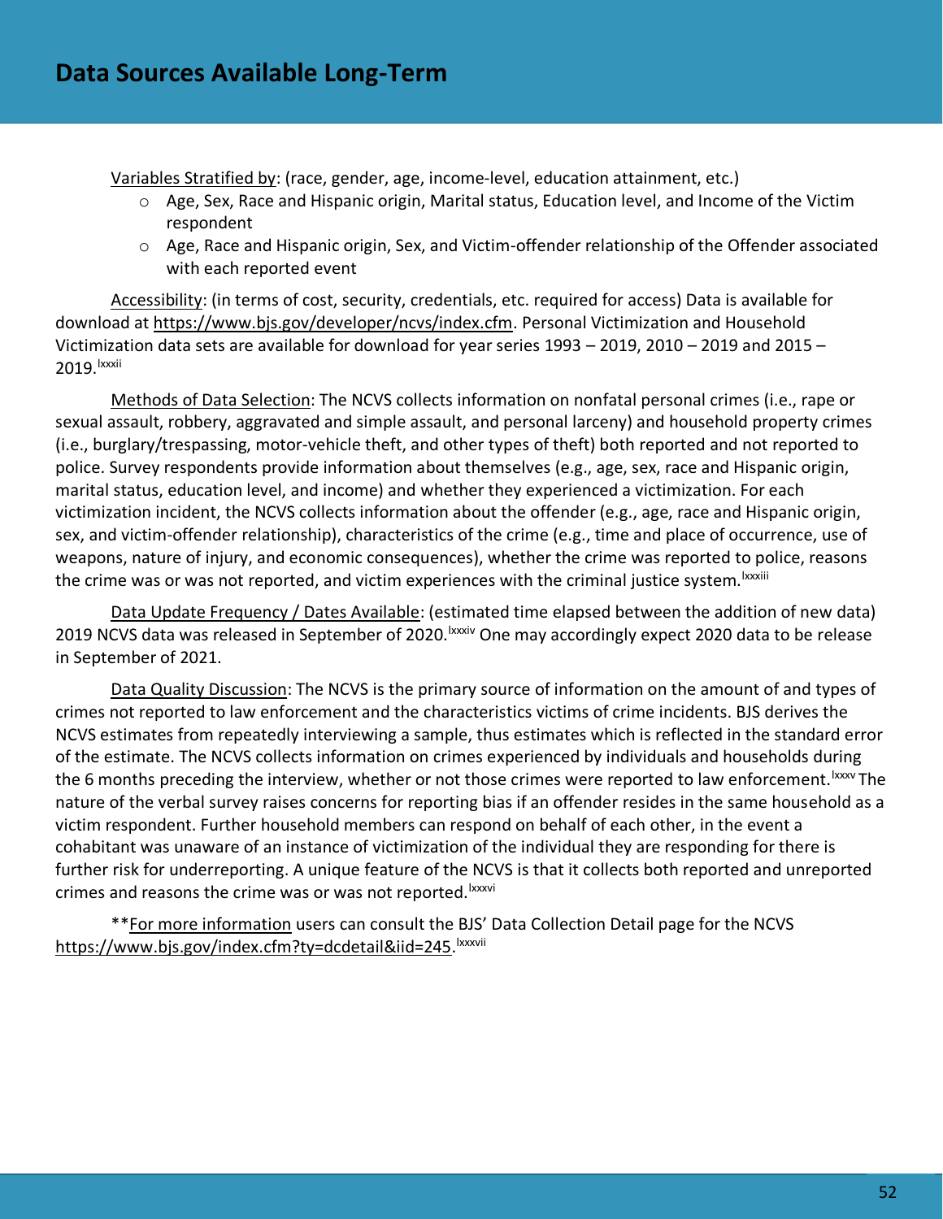# Data Sources Available Long-Term

Variables Stratified by: (race, gender, age, income-level, education attainment, etc.)

- Age, Sex, Race and Hispanic origin, Marital status, Education level, and Income of the Victim respondent
- Age, Race and Hispanic origin, Sex, and Victim-offender relationship of the Offender associated with each reported event

Accessibility: (in terms of cost, security, credentials, etc. required for access) Data is available for download at https://www.bjs.gov/developer/ncvs/index.cfm. Personal Victimization and Household Victimization data sets are available for download for year series 1993 – 2019, 2010 – 2019 and 2015 – 2019.[lxxxii]

Methods of Data Selection: The NCVS collects information on nonfatal personal crimes (i.e., rape or sexual assault, robbery, aggravated and simple assault, and personal larceny) and household property crimes (i.e., burglary/trespassing, motor-vehicle theft, and other types of theft) both reported and not reported to police. Survey respondents provide information about themselves (e.g., age, sex, race and Hispanic origin, marital status, education level, and income) and whether they experienced a victimization. For each victimization incident, the NCVS collects information about the offender (e.g., age, race and Hispanic origin, sex, and victim-offender relationship), characteristics of the crime (e.g., time and place of occurrence, use of weapons, nature of injury, and economic consequences), whether the crime was reported to police, reasons the crime was or was not reported, and victim experiences with the criminal justice system.[lxxxiii]

Data Update Frequency / Dates Available: (estimated time elapsed between the addition of new data) 2019 NCVS data was released in September of 2020.[lxxxiv] One may accordingly expect 2020 data to be release in September of 2021.

Data Quality Discussion: The NCVS is the primary source of information on the amount of and types of crimes not reported to law enforcement and the characteristics victims of crime incidents. BJS derives the NCVS estimates from repeatedly interviewing a sample, thus estimates which is reflected in the standard error of the estimate. The NCVS collects information on crimes experienced by individuals and households during the 6 months preceding the interview, whether or not those crimes were reported to law enforcement.[lxxxv] The nature of the verbal survey raises concerns for reporting bias if an offender resides in the same household as a victim respondent. Further household members can respond on behalf of each other, in the event a cohabitant was unaware of an instance of victimization of the individual they are responding for there is further risk for underreporting. A unique feature of the NCVS is that it collects both reported and unreported crimes and reasons the crime was or was not reported.[lxxxvi]

**For more information users can consult the BJS' Data Collection Detail page for the NCVS https://www.bjs.gov/index.cfm?ty=dcdetail&iid=245.[lxxxvii]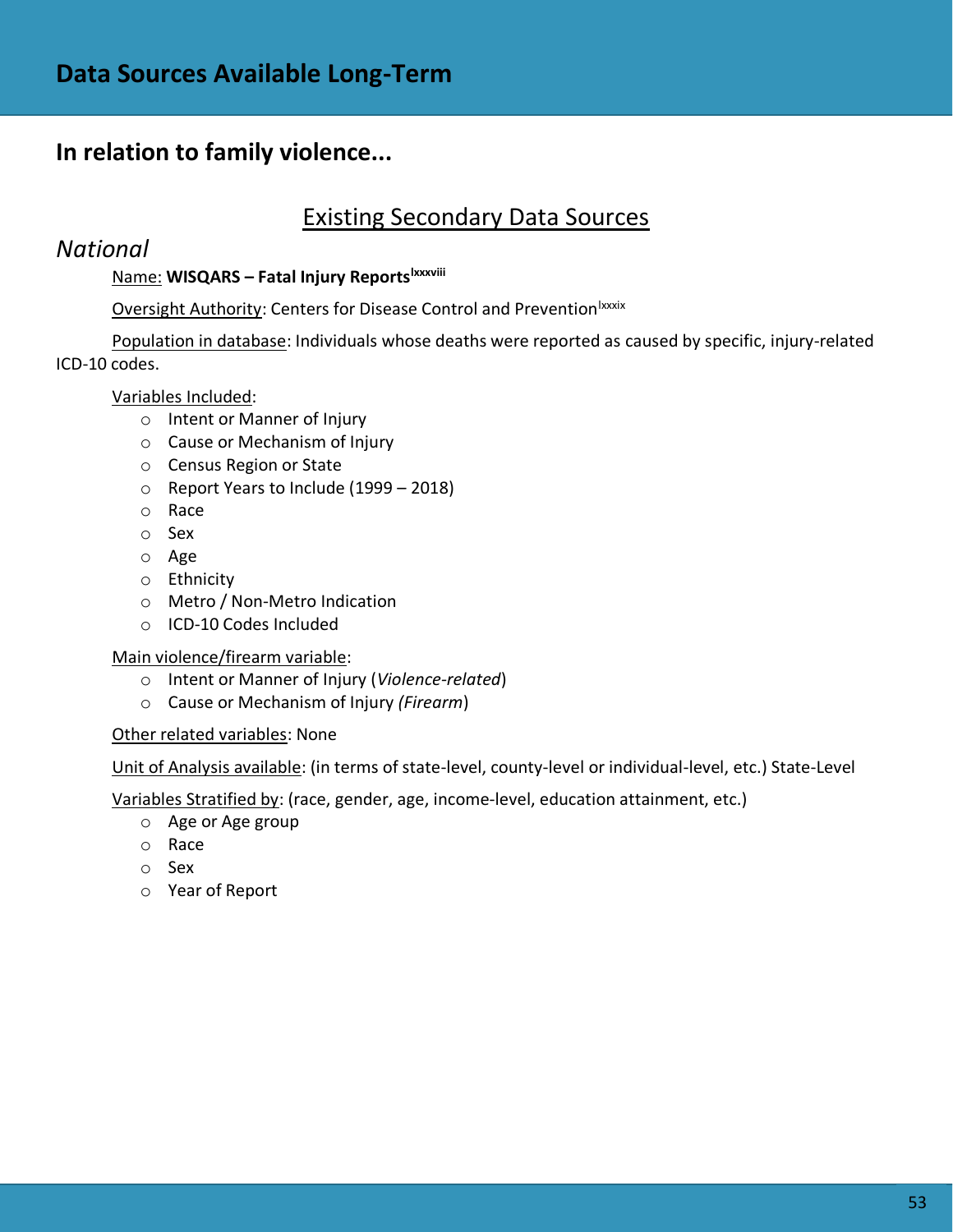# Data Sources Available Long-Term

## In relation to family violence...

### Existing Secondary Data Sources

*National*

Name: **WISQARS – Fatal Injury Reports**[lxxxviii]

Oversight Authority: Centers for Disease Control and Prevention[lxxxix]

Population in database: Individuals whose deaths were reported as caused by specific, injury-related ICD-10 codes.

Variables Included:

- Intent or Manner of Injury
- Cause or Mechanism of Injury
- Census Region or State
- Report Years to Include (1999 – 2018)
- Race
- Sex
- Age
- Ethnicity
- Metro / Non-Metro Indication
- ICD-10 Codes Included

Main violence/firearm variable:

- Intent or Manner of Injury (*Violence-related*)
- Cause or Mechanism of Injury *(Firearm*)

Other related variables: None

Unit of Analysis available: (in terms of state-level, county-level or individual-level, etc.) State-Level

Variables Stratified by: (race, gender, age, income-level, education attainment, etc.)

- Age or Age group
- Race
- Sex
- Year of Report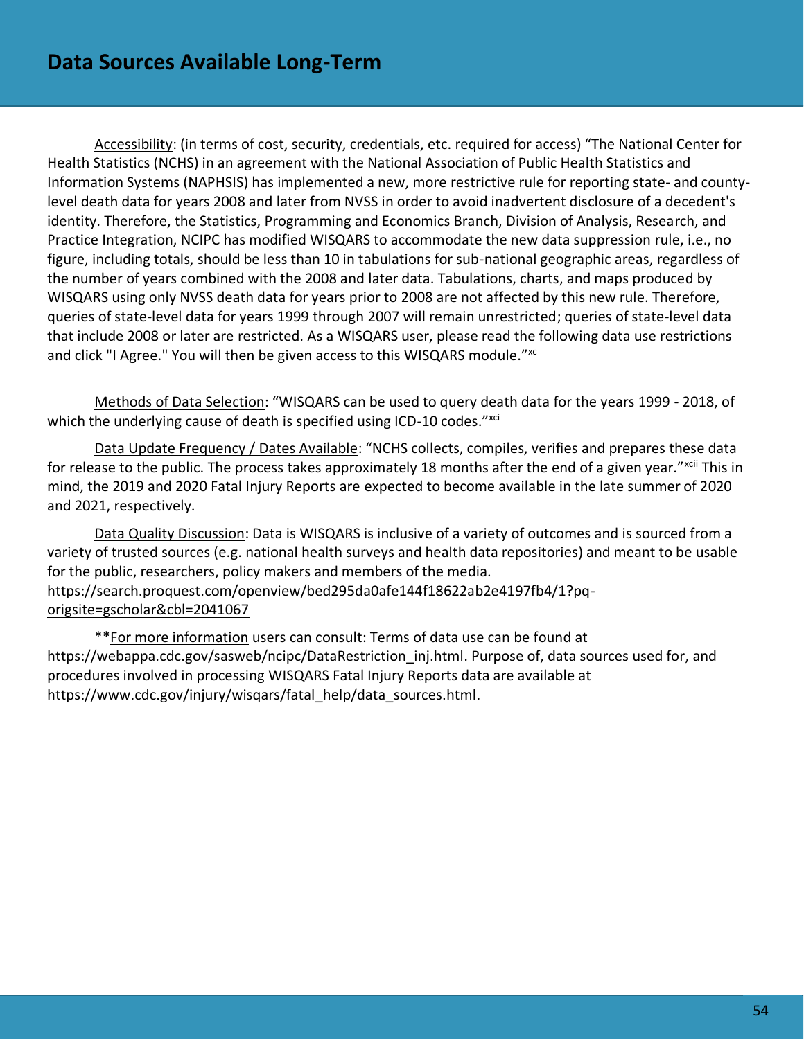# Data Sources Available Long-Term

Accessibility: (in terms of cost, security, credentials, etc. required for access) "The National Center for Health Statistics (NCHS) in an agreement with the National Association of Public Health Statistics and Information Systems (NAPHSIS) has implemented a new, more restrictive rule for reporting state- and county-level death data for years 2008 and later from NVSS in order to avoid inadvertent disclosure of a decedent's identity. Therefore, the Statistics, Programming and Economics Branch, Division of Analysis, Research, and Practice Integration, NCIPC has modified WISQARS to accommodate the new data suppression rule, i.e., no figure, including totals, should be less than 10 in tabulations for sub-national geographic areas, regardless of the number of years combined with the 2008 and later data. Tabulations, charts, and maps produced by WISQARS using only NVSS death data for years prior to 2008 are not affected by this new rule. Therefore, queries of state-level data for years 1999 through 2007 will remain unrestricted; queries of state-level data that include 2008 or later are restricted. As a WISQARS user, please read the following data use restrictions and click "I Agree." You will then be given access to this WISQARS module."[xc]

Methods of Data Selection: "WISQARS can be used to query death data for the years 1999 - 2018, of which the underlying cause of death is specified using ICD-10 codes."[xci]

Data Update Frequency / Dates Available: "NCHS collects, compiles, verifies and prepares these data for release to the public. The process takes approximately 18 months after the end of a given year."[xcii] This in mind, the 2019 and 2020 Fatal Injury Reports are expected to become available in the late summer of 2020 and 2021, respectively.

Data Quality Discussion: Data is WISQARS is inclusive of a variety of outcomes and is sourced from a variety of trusted sources (e.g. national health surveys and health data repositories) and meant to be usable for the public, researchers, policy makers and members of the media. https://search.proquest.com/openview/bed295da0afe144f18622ab2e4197fb4/1?pq-origsite=gscholar&cbl=2041067

**For more information users can consult: Terms of data use can be found at https://webappa.cdc.gov/sasweb/ncipc/DataRestriction_inj.html. Purpose of, data sources used for, and procedures involved in processing WISQARS Fatal Injury Reports data are available at https://www.cdc.gov/injury/wisqars/fatal_help/data_sources.html.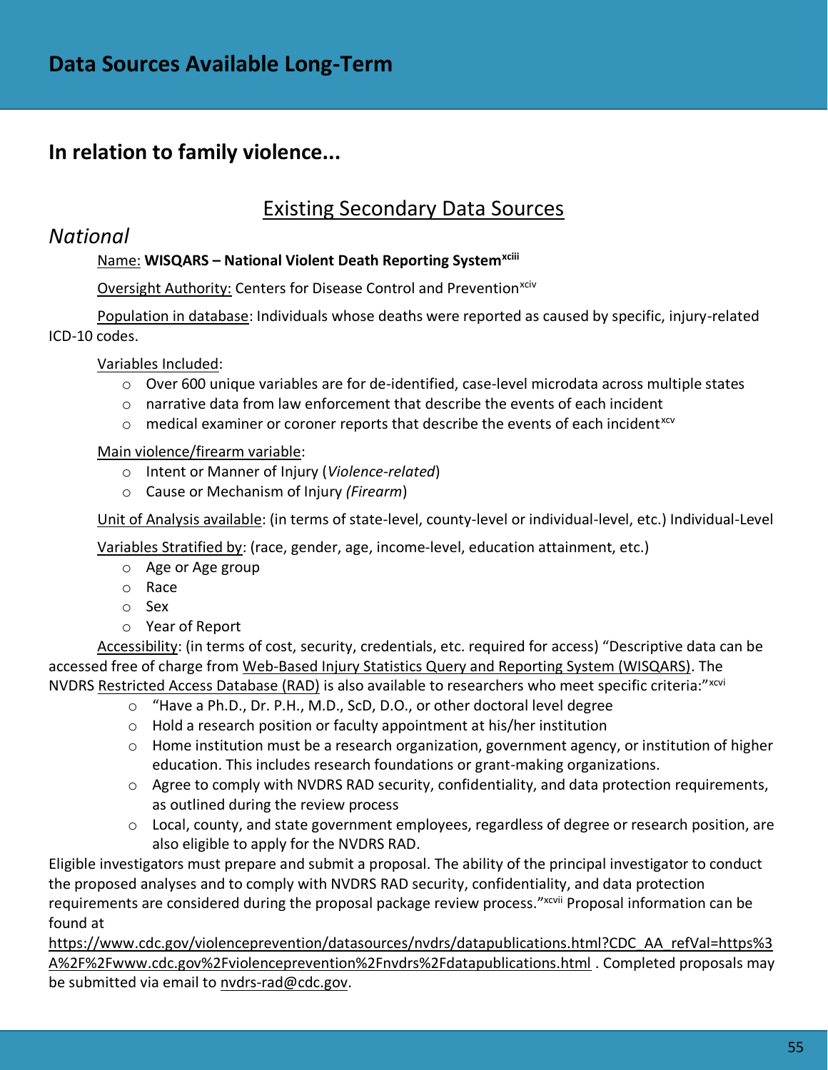# Data Sources Available Long-Term

## In relation to family violence...

### Existing Secondary Data Sources

*National*

Name: **WISQARS – National Violent Death Reporting System**[xciii]

Oversight Authority: Centers for Disease Control and Prevention[xciv]

Population in database: Individuals whose deaths were reported as caused by specific, injury-related ICD-10 codes.

Variables Included:

- Over 600 unique variables are for de-identified, case-level microdata across multiple states
- narrative data from law enforcement that describe the events of each incident
- medical examiner or coroner reports that describe the events of each incident[xcv]

Main violence/firearm variable:

- Intent or Manner of Injury (*Violence-related*)
- Cause or Mechanism of Injury *(Firearm*)

Unit of Analysis available: (in terms of state-level, county-level or individual-level, etc.) Individual-Level

Variables Stratified by: (race, gender, age, income-level, education attainment, etc.)

- Age or Age group
- Race
- Sex
- Year of Report

Accessibility: (in terms of cost, security, credentials, etc. required for access) "Descriptive data can be accessed free of charge from Web-Based Injury Statistics Query and Reporting System (WISQARS). The NVDRS Restricted Access Database (RAD) is also available to researchers who meet specific criteria:"[xcvi]

- "Have a Ph.D., Dr. P.H., M.D., ScD, D.O., or other doctoral level degree
- Hold a research position or faculty appointment at his/her institution
- Home institution must be a research organization, government agency, or institution of higher education. This includes research foundations or grant-making organizations.
- Agree to comply with NVDRS RAD security, confidentiality, and data protection requirements, as outlined during the review process
- Local, county, and state government employees, regardless of degree or research position, are also eligible to apply for the NVDRS RAD.

Eligible investigators must prepare and submit a proposal. The ability of the principal investigator to conduct the proposed analyses and to comply with NVDRS RAD security, confidentiality, and data protection requirements are considered during the proposal package review process."[xcvii] Proposal information can be found at https://www.cdc.gov/violenceprevention/datasources/nvdrs/datapublications.html?CDC_AA_refVal=https%3A%2F%2Fwww.cdc.gov%2Fviolenceprevention%2Fnvdrs%2Fdatapublications.html . Completed proposals may be submitted via email to nvdrs-rad@cdc.gov.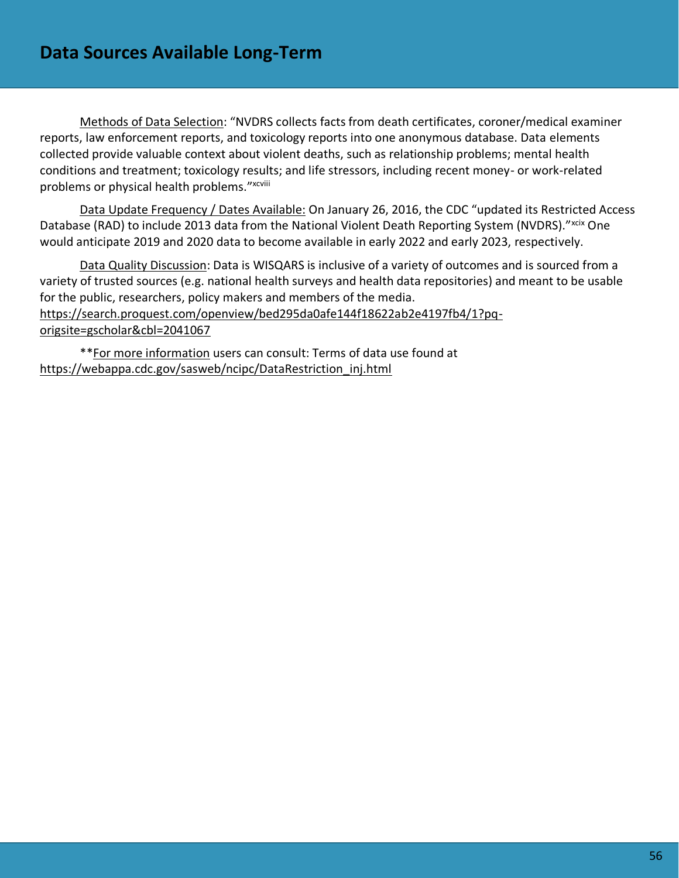## Data Sources Available Long-Term

Methods of Data Selection: "NVDRS collects facts from death certificates, coroner/medical examiner reports, law enforcement reports, and toxicology reports into one anonymous database. Data elements collected provide valuable context about violent deaths, such as relationship problems; mental health conditions and treatment; toxicology results; and life stressors, including recent money- or work-related problems or physical health problems."[xcviii]

Data Update Frequency / Dates Available: On January 26, 2016, the CDC "updated its Restricted Access Database (RAD) to include 2013 data from the National Violent Death Reporting System (NVDRS)."[xcix] One would anticipate 2019 and 2020 data to become available in early 2022 and early 2023, respectively.

Data Quality Discussion: Data is WISQARS is inclusive of a variety of outcomes and is sourced from a variety of trusted sources (e.g. national health surveys and health data repositories) and meant to be usable for the public, researchers, policy makers and members of the media. https://search.proquest.com/openview/bed295da0afe144f18622ab2e4197fb4/1?pq-origsite=gscholar&cbl=2041067

**For more information users can consult: Terms of data use found at https://webappa.cdc.gov/sasweb/ncipc/DataRestriction_inj.html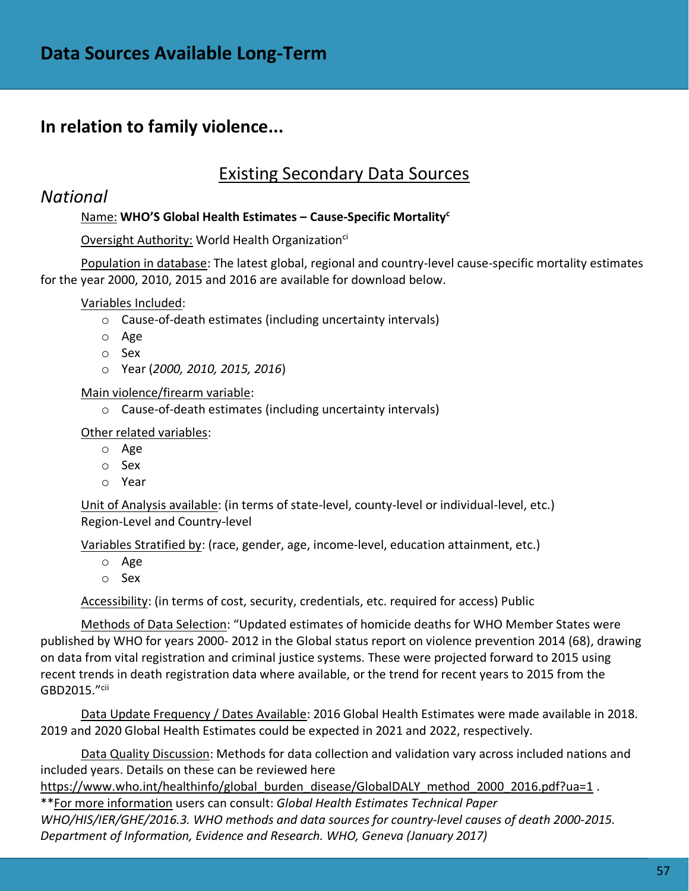# Data Sources Available Long-Term

## In relation to family violence...

### Existing Secondary Data Sources

*National*

Name: **WHO'S Global Health Estimates – Cause-Specific Mortality**[c]

Oversight Authority: World Health Organization[ci]

Population in database: The latest global, regional and country-level cause-specific mortality estimates for the year 2000, 2010, 2015 and 2016 are available for download below.

Variables Included:

- Cause-of-death estimates (including uncertainty intervals)
- Age
- Sex
- Year (*2000, 2010, 2015, 2016*)

Main violence/firearm variable:

- Cause-of-death estimates (including uncertainty intervals)

Other related variables:

- Age
- Sex
- Year

Unit of Analysis available: (in terms of state-level, county-level or individual-level, etc.) Region-Level and Country-level

Variables Stratified by: (race, gender, age, income-level, education attainment, etc.)

- Age
- Sex

Accessibility: (in terms of cost, security, credentials, etc. required for access) Public

Methods of Data Selection: "Updated estimates of homicide deaths for WHO Member States were published by WHO for years 2000- 2012 in the Global status report on violence prevention 2014 (68), drawing on data from vital registration and criminal justice systems. These were projected forward to 2015 using recent trends in death registration data where available, or the trend for recent years to 2015 from the GBD2015."[cii]

Data Update Frequency / Dates Available: 2016 Global Health Estimates were made available in 2018. 2019 and 2020 Global Health Estimates could be expected in 2021 and 2022, respectively.

Data Quality Discussion: Methods for data collection and validation vary across included nations and included years. Details on these can be reviewed here https://www.who.int/healthinfo/global_burden_disease/GlobalDALY_method_2000_2016.pdf?ua=1 .
**For more information users can consult: *Global Health Estimates Technical Paper WHO/HIS/IER/GHE/2016.3. WHO methods and data sources for country-level causes of death 2000-2015. Department of Information, Evidence and Research. WHO, Geneva (January 2017)*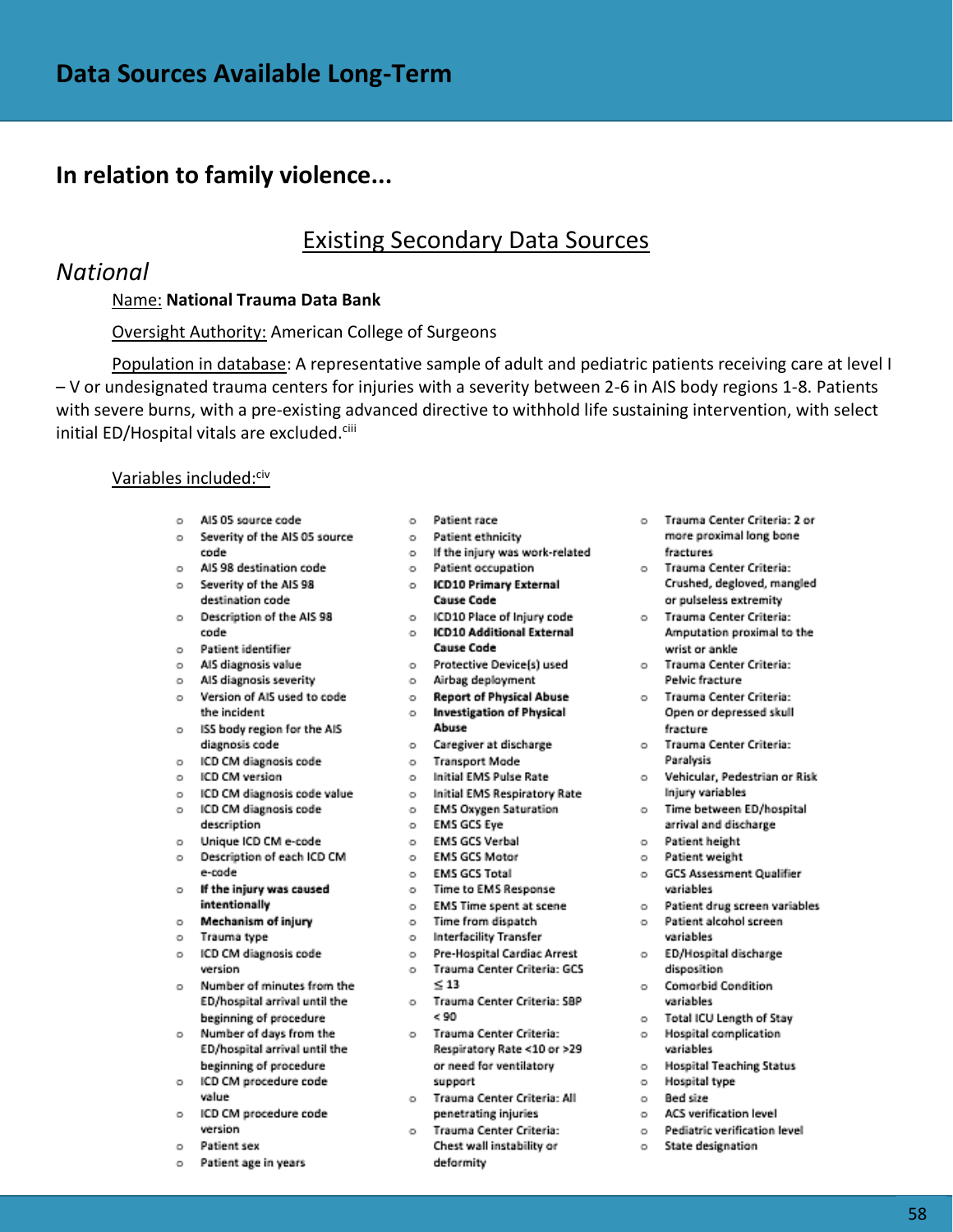# Data Sources Available Long-Term

## In relation to family violence...

### Existing Secondary Data Sources

*National*

Name: **National Trauma Data Bank**

Oversight Authority: American College of Surgeons

Population in database: A representative sample of adult and pediatric patients receiving care at level I – V or undesignated trauma centers for injuries with a severity between 2-6 in AIS body regions 1-8. Patients with severe burns, with a pre-existing advanced directive to withhold life sustaining intervention, with select initial ED/Hospital vitals are excluded.[ciii]

Variables included:[civ]

- AIS 05 source code
- Severity of the AIS 05 source code
- AIS 98 destination code
- Severity of the AIS 98 destination code
- Description of the AIS 98 code
- Patient identifier
- AIS diagnosis value
- AIS diagnosis severity
- Version of AIS used to code the incident
- ISS body region for the AIS diagnosis code
- ICD CM diagnosis code
- ICD CM version
- ICD CM diagnosis code value
- ICD CM diagnosis code description
- Unique ICD CM e-code
- Description of each ICD CM e-code
- **If the injury was caused intentionally**
- **Mechanism of injury**
- Trauma type
- ICD CM diagnosis code version
- Number of minutes from the ED/hospital arrival until the beginning of procedure
- Number of days from the ED/hospital arrival until the beginning of procedure
- ICD CM procedure code value
- ICD CM procedure code version
- Patient sex
- Patient age in years
- Patient race
- Patient ethnicity
- If the injury was work-related
- Patient occupation
- **ICD10 Primary External Cause Code**
- ICD10 Place of Injury code
- **ICD10 Additional External Cause Code**
- Protective Device(s) used
- Airbag deployment
- **Report of Physical Abuse**
- **Investigation of Physical Abuse**
- Caregiver at discharge
- Transport Mode
- Initial EMS Pulse Rate
- Initial EMS Respiratory Rate
- EMS Oxygen Saturation
- EMS GCS Eye
- EMS GCS Verbal
- EMS GCS Motor
- EMS GCS Total
- Time to EMS Response
- EMS Time spent at scene
- Time from dispatch
- Interfacility Transfer
- Pre-Hospital Cardiac Arrest
- Trauma Center Criteria: GCS ≤ 13
- Trauma Center Criteria: SBP < 90
- Trauma Center Criteria: Respiratory Rate <10 or >29 or need for ventilatory support
- Trauma Center Criteria: All penetrating injuries
- Trauma Center Criteria: Chest wall instability or deformity
- Trauma Center Criteria: 2 or more proximal long bone fractures
- Trauma Center Criteria: Crushed, degloved, mangled or pulseless extremity
- Trauma Center Criteria: Amputation proximal to the wrist or ankle
- Trauma Center Criteria: Pelvic fracture
- Trauma Center Criteria: Open or depressed skull fracture
- Trauma Center Criteria: Paralysis
- Vehicular, Pedestrian or Risk Injury variables
- Time between ED/hospital arrival and discharge
- Patient height
- Patient weight
- GCS Assessment Qualifier variables
- Patient drug screen variables
- Patient alcohol screen variables
- ED/Hospital discharge disposition
- Comorbid Condition variables
- Total ICU Length of Stay
- Hospital complication variables
- Hospital Teaching Status
- Hospital type
- Bed size
- ACS verification level
- Pediatric verification level
- State designation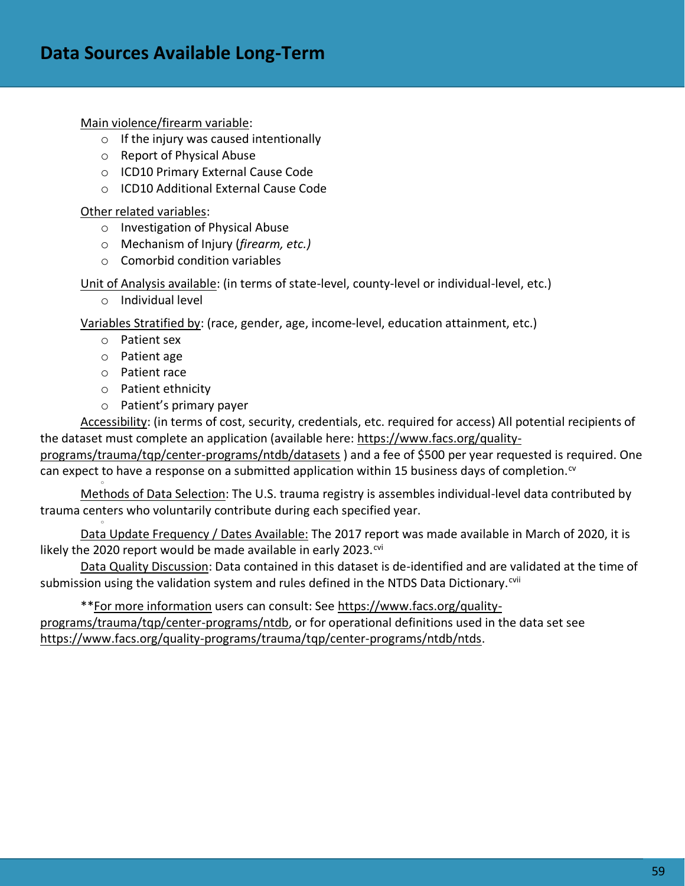# Data Sources Available Long-Term

Main violence/firearm variable:

- If the injury was caused intentionally
- Report of Physical Abuse
- ICD10 Primary External Cause Code
- ICD10 Additional External Cause Code

Other related variables:

- Investigation of Physical Abuse
- Mechanism of Injury (*firearm, etc.)*
- Comorbid condition variables

Unit of Analysis available: (in terms of state-level, county-level or individual-level, etc.)

- Individual level

Variables Stratified by: (race, gender, age, income-level, education attainment, etc.)

- Patient sex
- Patient age
- Patient race
- Patient ethnicity
- Patient's primary payer

Accessibility: (in terms of cost, security, credentials, etc. required for access) All potential recipients of the dataset must complete an application (available here: https://www.facs.org/quality-programs/trauma/tqp/center-programs/ntdb/datasets ) and a fee of $500 per year requested is required. One can expect to have a response on a submitted application within 15 business days of completion.[cv]

Methods of Data Selection: The U.S. trauma registry is assembles individual-level data contributed by trauma centers who voluntarily contribute during each specified year.

Data Update Frequency / Dates Available: The 2017 report was made available in March of 2020, it is likely the 2020 report would be made available in early 2023.[cvi]

Data Quality Discussion: Data contained in this dataset is de-identified and are validated at the time of submission using the validation system and rules defined in the NTDS Data Dictionary.[cvii]

**For more information users can consult: See https://www.facs.org/quality-programs/trauma/tqp/center-programs/ntdb, or for operational definitions used in the data set see https://www.facs.org/quality-programs/trauma/tqp/center-programs/ntdb/ntds.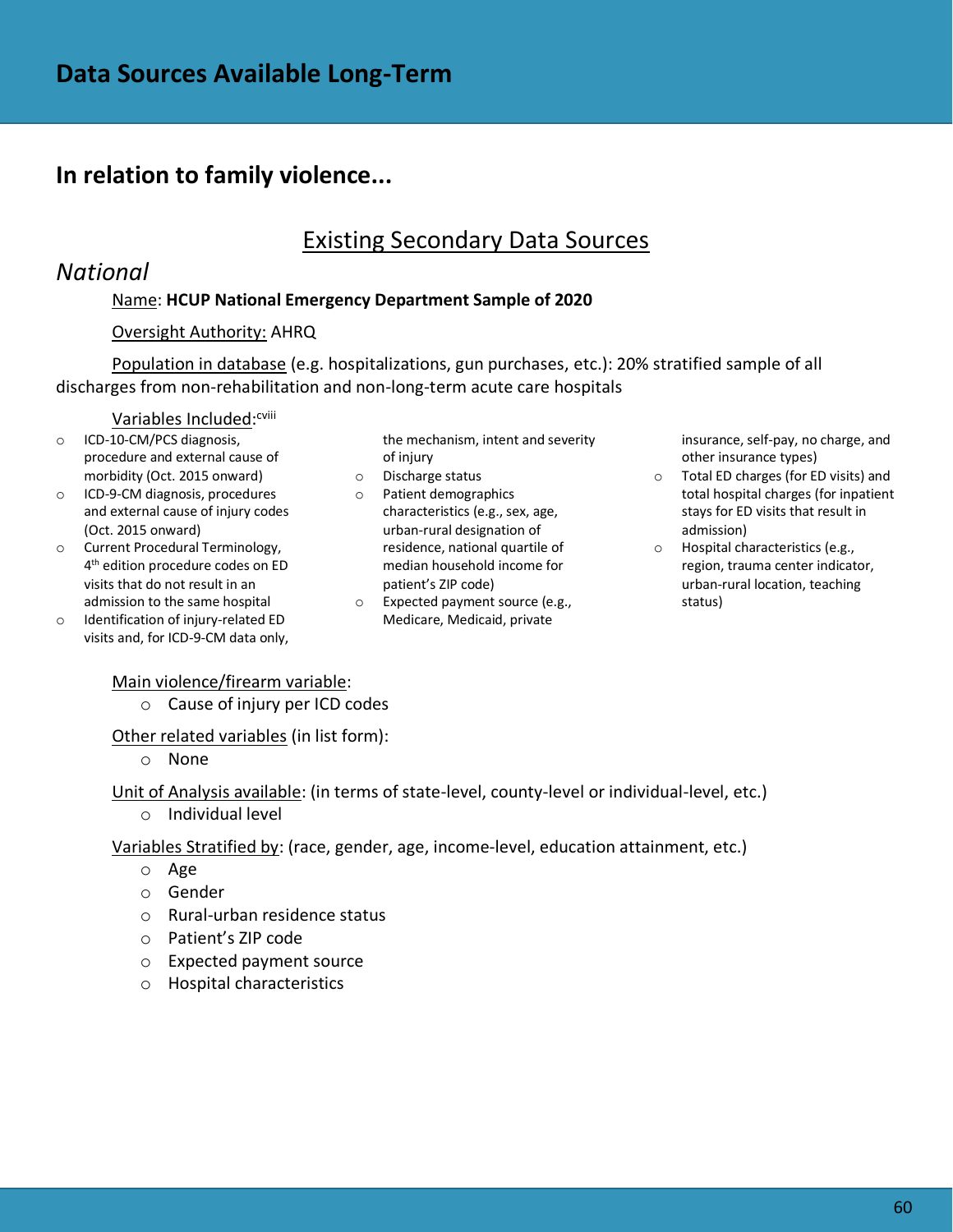# Data Sources Available Long-Term

## In relation to family violence...

### Existing Secondary Data Sources

### *National*

Name: **HCUP National Emergency Department Sample of 2020**

Oversight Authority: AHRQ

Population in database (e.g. hospitalizations, gun purchases, etc.): 20% stratified sample of all discharges from non-rehabilitation and non-long-term acute care hospitals

Variables Included:[cviii]

- ICD-10-CM/PCS diagnosis, procedure and external cause of morbidity (Oct. 2015 onward)
- ICD-9-CM diagnosis, procedures and external cause of injury codes (Oct. 2015 onward)
- Current Procedural Terminology, 4th edition procedure codes on ED visits that do not result in an admission to the same hospital
- Identification of injury-related ED visits and, for ICD-9-CM data only, the mechanism, intent and severity of injury
- Discharge status
- Patient demographics characteristics (e.g., sex, age, urban-rural designation of residence, national quartile of median household income for patient's ZIP code)
- Expected payment source (e.g., Medicare, Medicaid, private insurance, self-pay, no charge, and other insurance types)
- Total ED charges (for ED visits) and total hospital charges (for inpatient stays for ED visits that result in admission)
- Hospital characteristics (e.g., region, trauma center indicator, urban-rural location, teaching status)

Main violence/firearm variable:
- Cause of injury per ICD codes

Other related variables (in list form):
- None

Unit of Analysis available: (in terms of state-level, county-level or individual-level, etc.)
- Individual level

Variables Stratified by: (race, gender, age, income-level, education attainment, etc.)
- Age
- Gender
- Rural-urban residence status
- Patient's ZIP code
- Expected payment source
- Hospital characteristics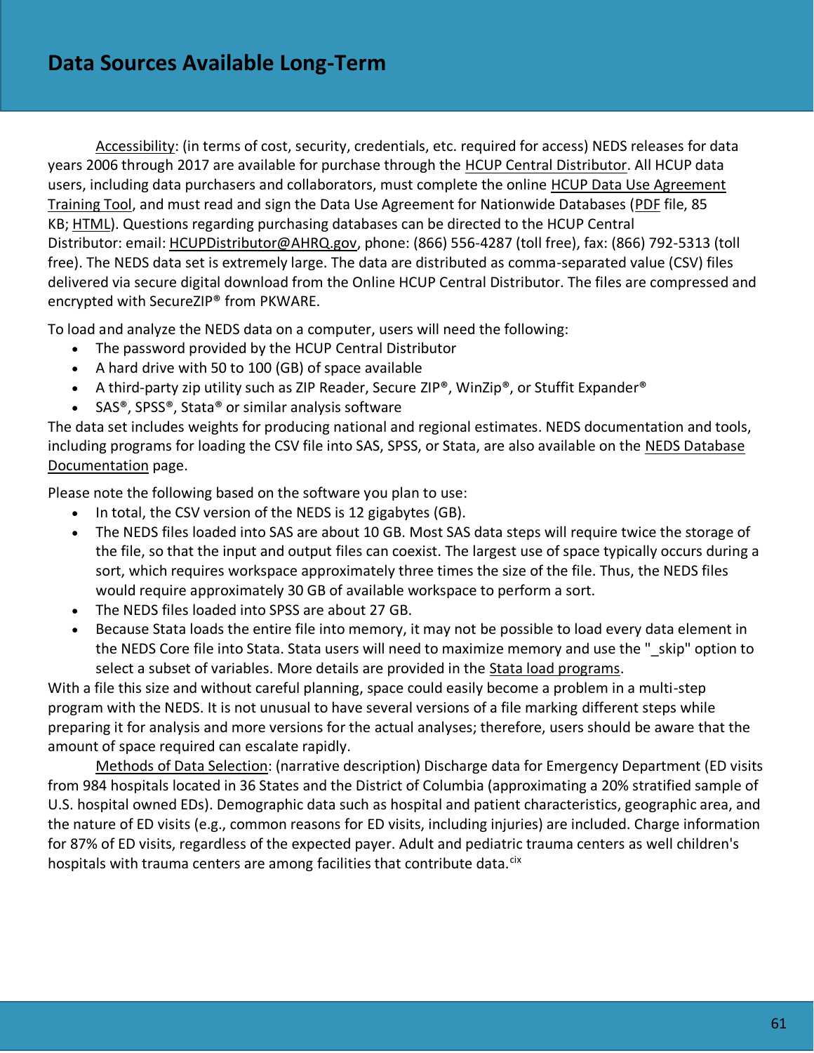## Data Sources Available Long-Term

Accessibility: (in terms of cost, security, credentials, etc. required for access) NEDS releases for data years 2006 through 2017 are available for purchase through the HCUP Central Distributor. All HCUP data users, including data purchasers and collaborators, must complete the online HCUP Data Use Agreement Training Tool, and must read and sign the Data Use Agreement for Nationwide Databases (PDF file, 85 KB; HTML). Questions regarding purchasing databases can be directed to the HCUP Central Distributor: email: HCUPDistributor@AHRQ.gov, phone: (866) 556-4287 (toll free), fax: (866) 792-5313 (toll free). The NEDS data set is extremely large. The data are distributed as comma-separated value (CSV) files delivered via secure digital download from the Online HCUP Central Distributor. The files are compressed and encrypted with SecureZIP® from PKWARE.

To load and analyze the NEDS data on a computer, users will need the following:

- The password provided by the HCUP Central Distributor
- A hard drive with 50 to 100 (GB) of space available
- A third-party zip utility such as ZIP Reader, Secure ZIP®, WinZip®, or Stuffit Expander®
- SAS®, SPSS®, Stata® or similar analysis software

The data set includes weights for producing national and regional estimates. NEDS documentation and tools, including programs for loading the CSV file into SAS, SPSS, or Stata, are also available on the NEDS Database Documentation page.

Please note the following based on the software you plan to use:

- In total, the CSV version of the NEDS is 12 gigabytes (GB).
- The NEDS files loaded into SAS are about 10 GB. Most SAS data steps will require twice the storage of the file, so that the input and output files can coexist. The largest use of space typically occurs during a sort, which requires workspace approximately three times the size of the file. Thus, the NEDS files would require approximately 30 GB of available workspace to perform a sort.
- The NEDS files loaded into SPSS are about 27 GB.
- Because Stata loads the entire file into memory, it may not be possible to load every data element in the NEDS Core file into Stata. Stata users will need to maximize memory and use the "_skip" option to select a subset of variables. More details are provided in the Stata load programs.

With a file this size and without careful planning, space could easily become a problem in a multi-step program with the NEDS. It is not unusual to have several versions of a file marking different steps while preparing it for analysis and more versions for the actual analyses; therefore, users should be aware that the amount of space required can escalate rapidly.

Methods of Data Selection: (narrative description) Discharge data for Emergency Department (ED visits from 984 hospitals located in 36 States and the District of Columbia (approximating a 20% stratified sample of U.S. hospital owned EDs). Demographic data such as hospital and patient characteristics, geographic area, and the nature of ED visits (e.g., common reasons for ED visits, including injuries) are included. Charge information for 87% of ED visits, regardless of the expected payer. Adult and pediatric trauma centers as well children's hospitals with trauma centers are among facilities that contribute data.[cix]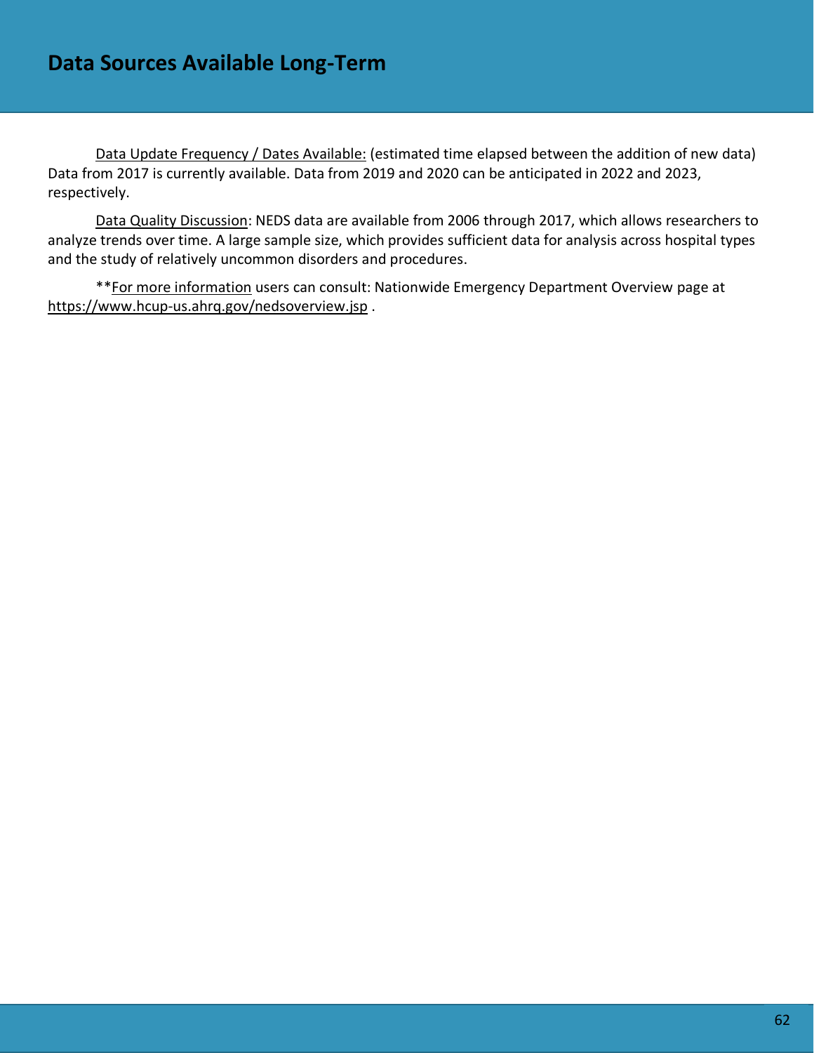# Data Sources Available Long-Term

Data Update Frequency / Dates Available: (estimated time elapsed between the addition of new data) Data from 2017 is currently available. Data from 2019 and 2020 can be anticipated in 2022 and 2023, respectively.

Data Quality Discussion: NEDS data are available from 2006 through 2017, which allows researchers to analyze trends over time. A large sample size, which provides sufficient data for analysis across hospital types and the study of relatively uncommon disorders and procedures.

**For more information users can consult: Nationwide Emergency Department Overview page at https://www.hcup-us.ahrq.gov/nedsoverview.jsp .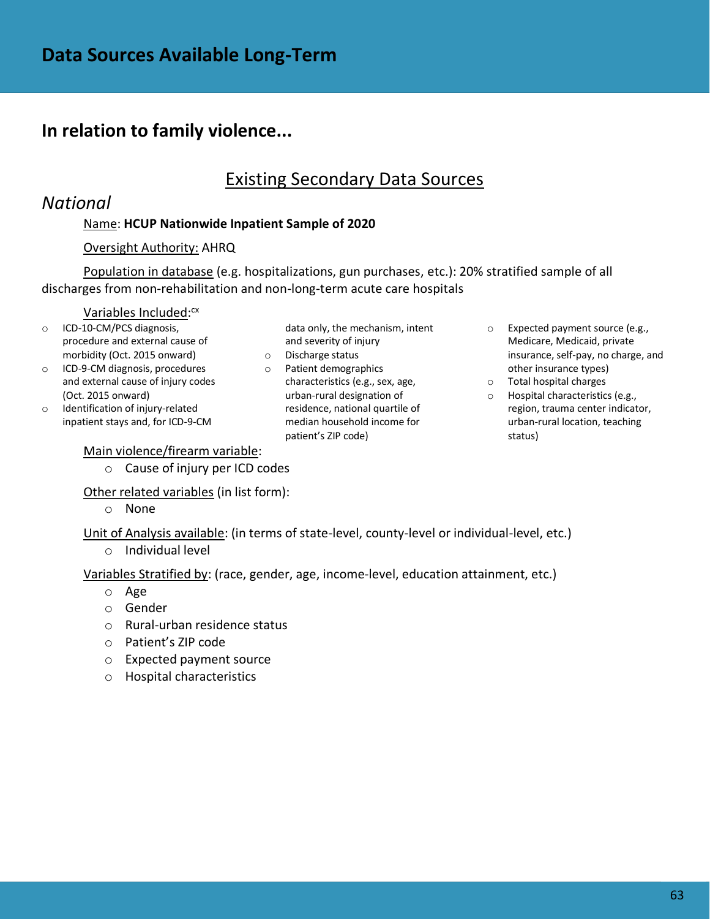# Data Sources Available Long-Term

## In relation to family violence...

### Existing Secondary Data Sources

*National*

Name: **HCUP Nationwide Inpatient Sample of 2020**

Oversight Authority: AHRQ

Population in database (e.g. hospitalizations, gun purchases, etc.): 20% stratified sample of all discharges from non-rehabilitation and non-long-term acute care hospitals

Variables Included:[cx]

- ICD-10-CM/PCS diagnosis, procedure and external cause of morbidity (Oct. 2015 onward)
- ICD-9-CM diagnosis, procedures and external cause of injury codes (Oct. 2015 onward)
- Identification of injury-related inpatient stays and, for ICD-9-CM data only, the mechanism, intent and severity of injury
- Discharge status
- Patient demographics characteristics (e.g., sex, age, urban-rural designation of residence, national quartile of median household income for patient's ZIP code)
- Expected payment source (e.g., Medicare, Medicaid, private insurance, self-pay, no charge, and other insurance types)
- Total hospital charges
- Hospital characteristics (e.g., region, trauma center indicator, urban-rural location, teaching status)

Main violence/firearm variable:

- Cause of injury per ICD codes

Other related variables (in list form):

- None

Unit of Analysis available: (in terms of state-level, county-level or individual-level, etc.)

- Individual level

Variables Stratified by: (race, gender, age, income-level, education attainment, etc.)

- Age
- Gender
- Rural-urban residence status
- Patient's ZIP code
- Expected payment source
- Hospital characteristics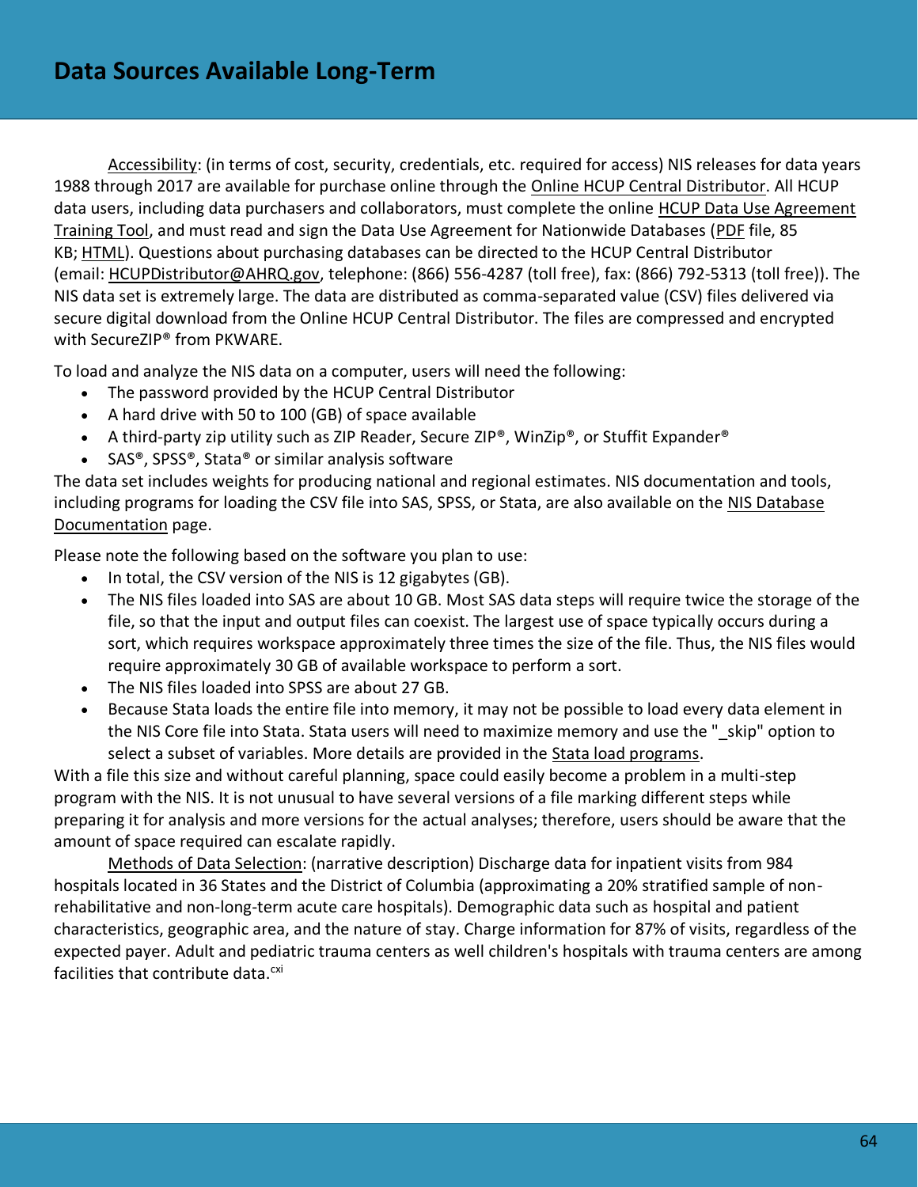# Data Sources Available Long-Term

Accessibility: (in terms of cost, security, credentials, etc. required for access) NIS releases for data years 1988 through 2017 are available for purchase online through the Online HCUP Central Distributor. All HCUP data users, including data purchasers and collaborators, must complete the online HCUP Data Use Agreement Training Tool, and must read and sign the Data Use Agreement for Nationwide Databases (PDF file, 85 KB; HTML). Questions about purchasing databases can be directed to the HCUP Central Distributor (email: HCUPDistributor@AHRQ.gov, telephone: (866) 556-4287 (toll free), fax: (866) 792-5313 (toll free)). The NIS data set is extremely large. The data are distributed as comma-separated value (CSV) files delivered via secure digital download from the Online HCUP Central Distributor. The files are compressed and encrypted with SecureZIP® from PKWARE.

To load and analyze the NIS data on a computer, users will need the following:

- The password provided by the HCUP Central Distributor
- A hard drive with 50 to 100 (GB) of space available
- A third-party zip utility such as ZIP Reader, Secure ZIP®, WinZip®, or Stuffit Expander®
- SAS®, SPSS®, Stata® or similar analysis software

The data set includes weights for producing national and regional estimates. NIS documentation and tools, including programs for loading the CSV file into SAS, SPSS, or Stata, are also available on the NIS Database Documentation page.

Please note the following based on the software you plan to use:

- In total, the CSV version of the NIS is 12 gigabytes (GB).
- The NIS files loaded into SAS are about 10 GB. Most SAS data steps will require twice the storage of the file, so that the input and output files can coexist. The largest use of space typically occurs during a sort, which requires workspace approximately three times the size of the file. Thus, the NIS files would require approximately 30 GB of available workspace to perform a sort.
- The NIS files loaded into SPSS are about 27 GB.
- Because Stata loads the entire file into memory, it may not be possible to load every data element in the NIS Core file into Stata. Stata users will need to maximize memory and use the "_skip" option to select a subset of variables. More details are provided in the Stata load programs.

With a file this size and without careful planning, space could easily become a problem in a multi-step program with the NIS. It is not unusual to have several versions of a file marking different steps while preparing it for analysis and more versions for the actual analyses; therefore, users should be aware that the amount of space required can escalate rapidly.

Methods of Data Selection: (narrative description) Discharge data for inpatient visits from 984 hospitals located in 36 States and the District of Columbia (approximating a 20% stratified sample of non-rehabilitative and non-long-term acute care hospitals). Demographic data such as hospital and patient characteristics, geographic area, and the nature of stay. Charge information for 87% of visits, regardless of the expected payer. Adult and pediatric trauma centers as well children's hospitals with trauma centers are among facilities that contribute data.[cxi]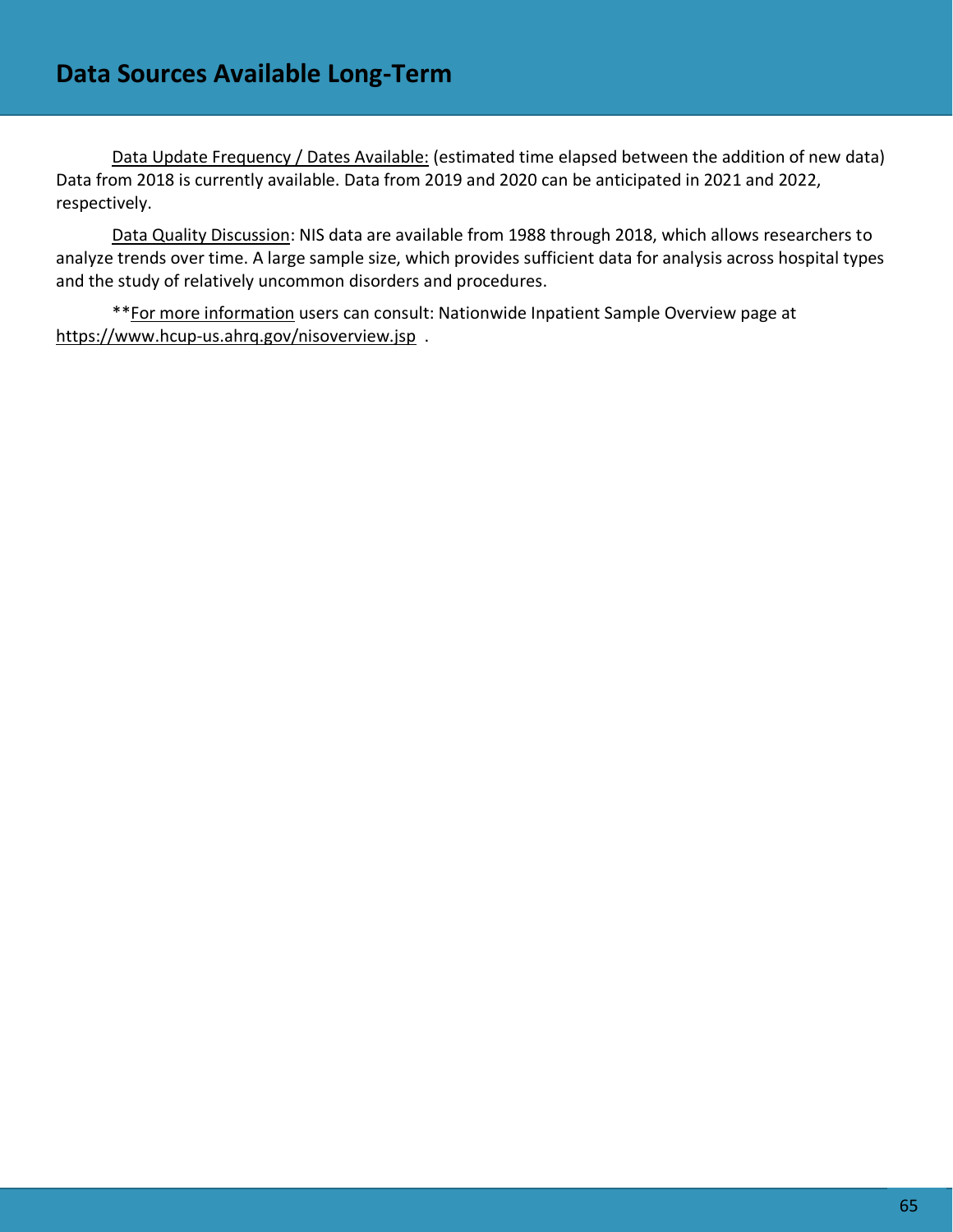# Data Sources Available Long-Term

Data Update Frequency / Dates Available: (estimated time elapsed between the addition of new data) Data from 2018 is currently available. Data from 2019 and 2020 can be anticipated in 2021 and 2022, respectively.

Data Quality Discussion: NIS data are available from 1988 through 2018, which allows researchers to analyze trends over time. A large sample size, which provides sufficient data for analysis across hospital types and the study of relatively uncommon disorders and procedures.

**For more information users can consult: Nationwide Inpatient Sample Overview page at https://www.hcup-us.ahrq.gov/nisoverview.jsp .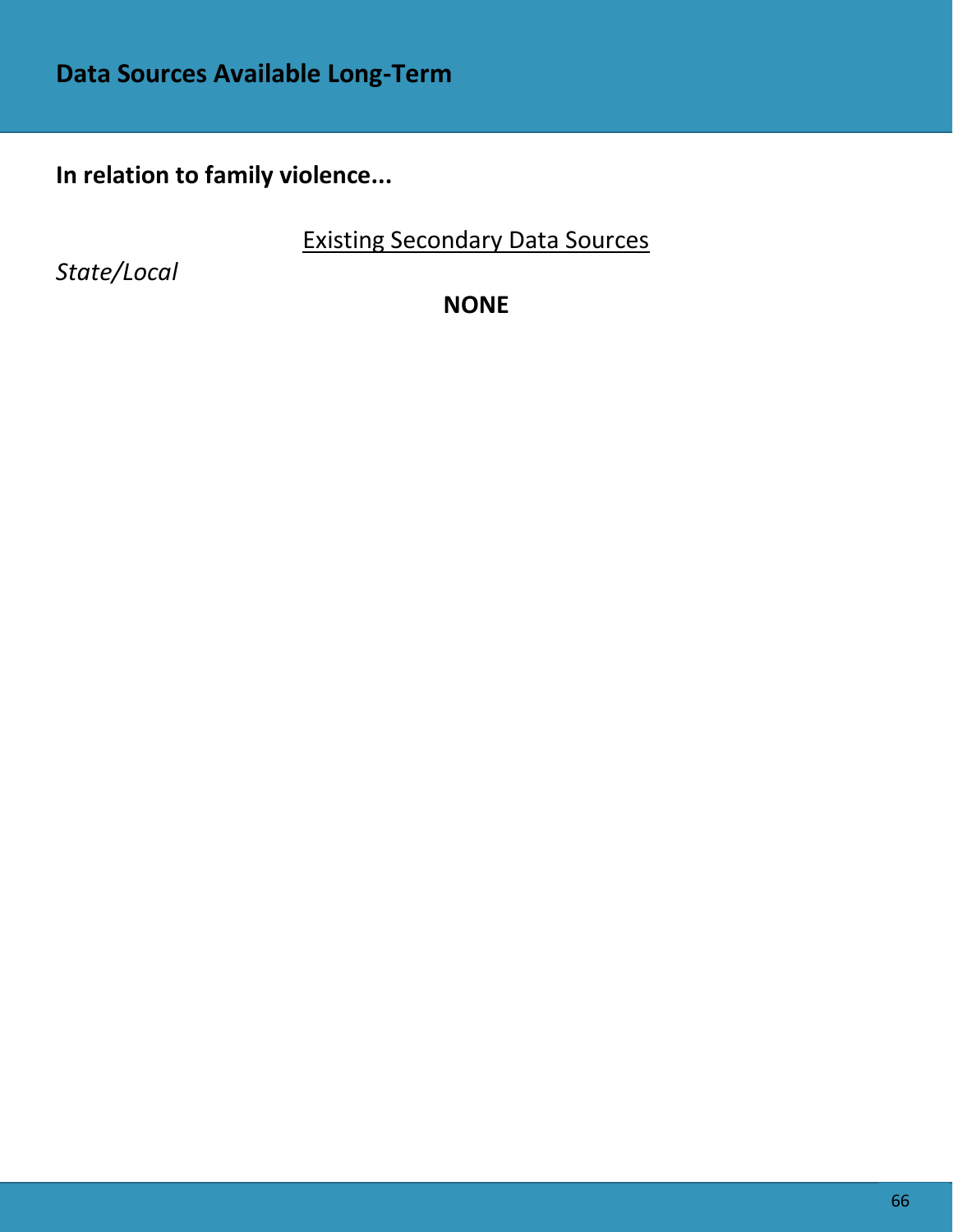# Data Sources Available Long-Term

**In relation to family violence...**

Existing Secondary Data Sources

*State/Local*

**NONE**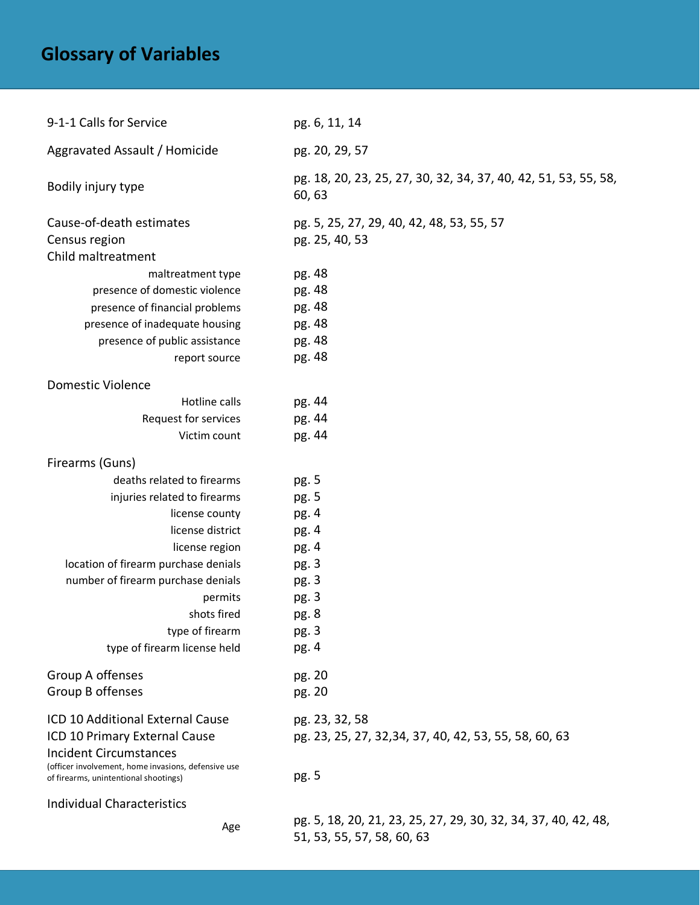# Glossary of Variables

| | |
|---|---|
| 9-1-1 Calls for Service | pg. 6, 11, 14 |
| Aggravated Assault / Homicide | pg. 20, 29, 57 |
| Bodily injury type | pg. 18, 20, 23, 25, 27, 30, 32, 34, 37, 40, 42, 51, 53, 55, 58, 60, 63 |
| Cause-of-death estimates | pg. 5, 25, 27, 29, 40, 42, 48, 53, 55, 57 |
| Census region | pg. 25, 40, 53 |
| **Child maltreatment** | |
| maltreatment type | pg. 48 |
| presence of domestic violence | pg. 48 |
| presence of financial problems | pg. 48 |
| presence of inadequate housing | pg. 48 |
| presence of public assistance | pg. 48 |
| report source | pg. 48 |
| **Domestic Violence** | |
| Hotline calls | pg. 44 |
| Request for services | pg. 44 |
| Victim count | pg. 44 |
| **Firearms (Guns)** | |
| deaths related to firearms | pg. 5 |
| injuries related to firearms | pg. 5 |
| license county | pg. 4 |
| license district | pg. 4 |
| license region | pg. 4 |
| location of firearm purchase denials | pg. 3 |
| number of firearm purchase denials | pg. 3 |
| permits | pg. 3 |
| shots fired | pg. 8 |
| type of firearm | pg. 3 |
| type of firearm license held | pg. 4 |
| Group A offenses | pg. 20 |
| Group B offenses | pg. 20 |
| ICD 10 Additional External Cause | pg. 23, 32, 58 |
| ICD 10 Primary External Cause | pg. 23, 25, 27, 32,34, 37, 40, 42, 53, 55, 58, 60, 63 |
| Incident Circumstances (officer involvement, home invasions, defensive use of firearms, unintentional shootings) | pg. 5 |
| **Individual Characteristics** | |
| Age | pg. 5, 18, 20, 21, 23, 25, 27, 29, 30, 32, 34, 37, 40, 42, 48, 51, 53, 55, 57, 58, 60, 63 |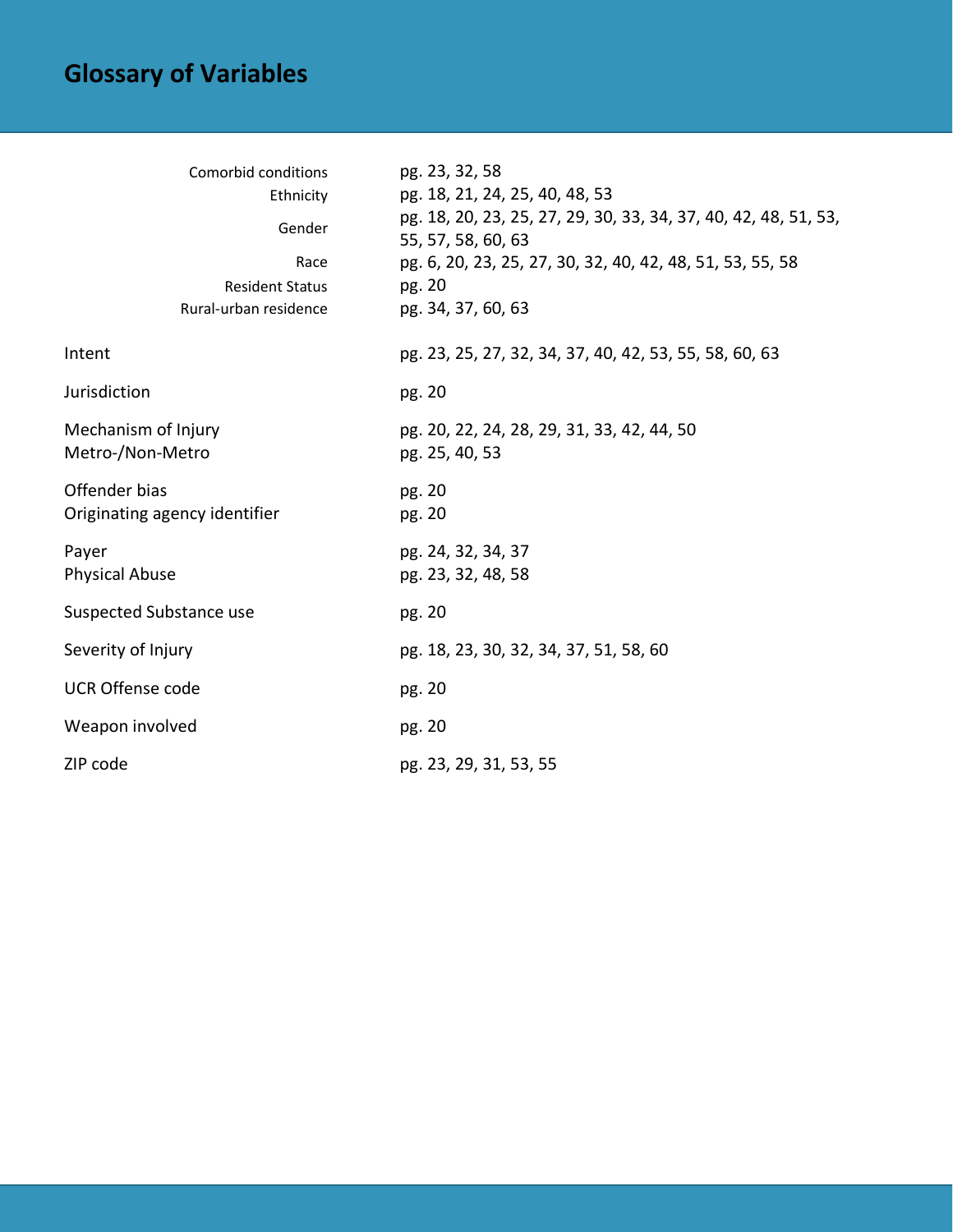## Glossary of Variables

| | |
|---|---|
| Comorbid conditions | pg. 23, 32, 58 |
| Ethnicity | pg. 18, 21, 24, 25, 40, 48, 53 |
| Gender | pg. 18, 20, 23, 25, 27, 29, 30, 33, 34, 37, 40, 42, 48, 51, 53, 55, 57, 58, 60, 63 |
| Race | pg. 6, 20, 23, 25, 27, 30, 32, 40, 42, 48, 51, 53, 55, 58 |
| Resident Status | pg. 20 |
| Rural-urban residence | pg. 34, 37, 60, 63 |
| Intent | pg. 23, 25, 27, 32, 34, 37, 40, 42, 53, 55, 58, 60, 63 |
| Jurisdiction | pg. 20 |
| Mechanism of Injury | pg. 20, 22, 24, 28, 29, 31, 33, 42, 44, 50 |
| Metro-/Non-Metro | pg. 25, 40, 53 |
| Offender bias | pg. 20 |
| Originating agency identifier | pg. 20 |
| Payer | pg. 24, 32, 34, 37 |
| Physical Abuse | pg. 23, 32, 48, 58 |
| Suspected Substance use | pg. 20 |
| Severity of Injury | pg. 18, 23, 30, 32, 34, 37, 51, 58, 60 |
| UCR Offense code | pg. 20 |
| Weapon involved | pg. 20 |
| ZIP code | pg. 23, 29, 31, 53, 55 |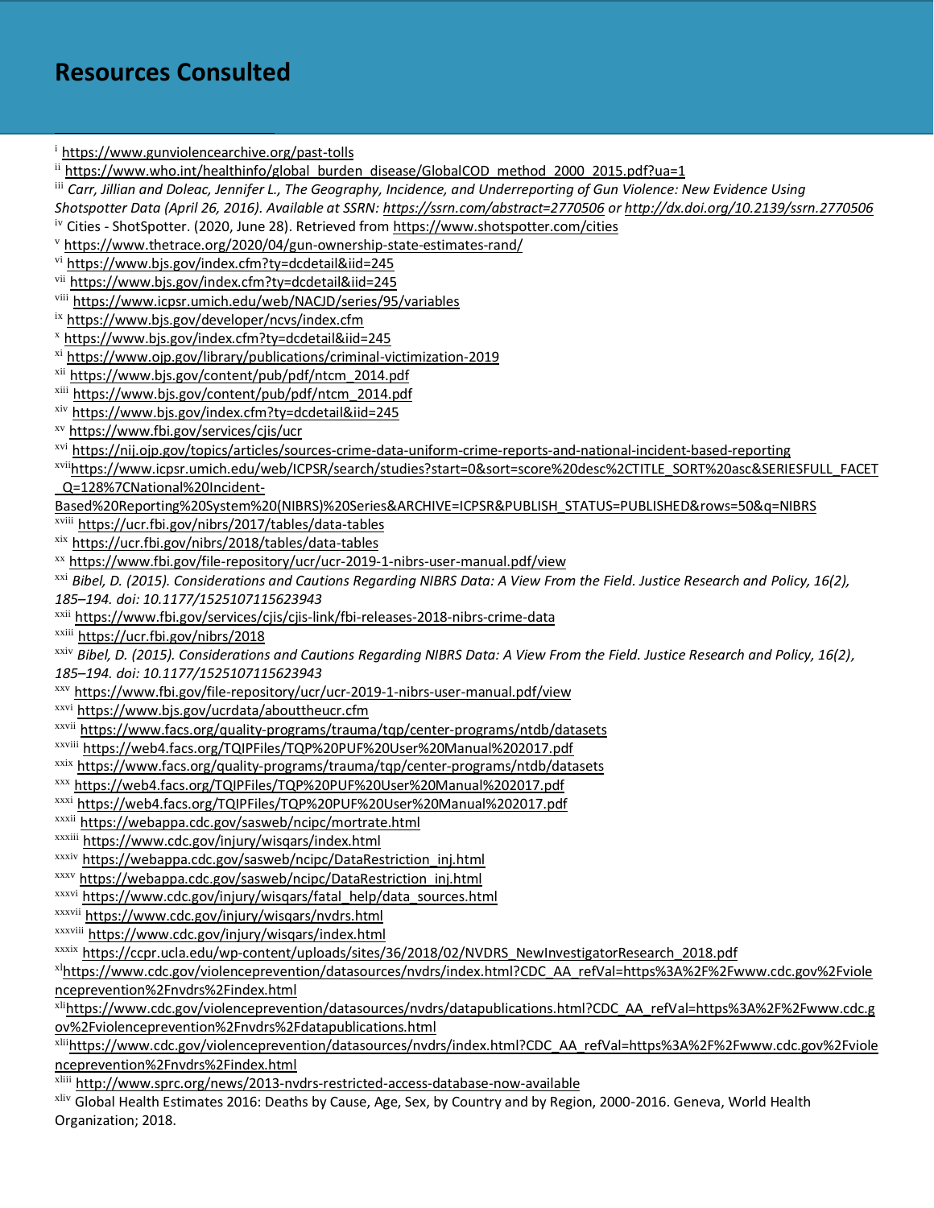# Resources Consulted

[i] https://www.gunviolencearchive.org/past-tolls

[ii] https://www.who.int/healthinfo/global_burden_disease/GlobalCOD_method_2000_2015.pdf?ua=1

[iii] *Carr, Jillian and Doleac, Jennifer L., The Geography, Incidence, and Underreporting of Gun Violence: New Evidence Using Shotspotter Data (April 26, 2016). Available at SSRN: https://ssrn.com/abstract=2770506 or http://dx.doi.org/10.2139/ssrn.2770506*

[iv] Cities - ShotSpotter. (2020, June 28). Retrieved from https://www.shotspotter.com/cities

[v] https://www.thetrace.org/2020/04/gun-ownership-state-estimates-rand/

[vi] https://www.bjs.gov/index.cfm?ty=dcdetail&iid=245

[vii] https://www.bjs.gov/index.cfm?ty=dcdetail&iid=245

[viii] https://www.icpsr.umich.edu/web/NACJD/series/95/variables

[ix] https://www.bjs.gov/developer/ncvs/index.cfm

[x] https://www.bjs.gov/index.cfm?ty=dcdetail&iid=245

[xi] https://www.ojp.gov/library/publications/criminal-victimization-2019

[xii] https://www.bjs.gov/content/pub/pdf/ntcm_2014.pdf

[xiii] https://www.bjs.gov/content/pub/pdf/ntcm_2014.pdf

[xiv] https://www.bjs.gov/index.cfm?ty=dcdetail&iid=245

[xv] https://www.fbi.gov/services/cjis/ucr

[xvi] https://nij.ojp.gov/topics/articles/sources-crime-data-uniform-crime-reports-and-national-incident-based-reporting

[xvii] https://www.icpsr.umich.edu/web/ICPSR/search/studies?start=0&sort=score%20desc%2CTITLE_SORT%20asc&SERIESFULL_FACET_Q=128%7CNational%20Incident-Based%20Reporting%20System%20(NIBRS)%20Series&ARCHIVE=ICPSR&PUBLISH_STATUS=PUBLISHED&rows=50&q=NIBRS

[xviii] https://ucr.fbi.gov/nibrs/2017/tables/data-tables

[xix] https://ucr.fbi.gov/nibrs/2018/tables/data-tables

[xx] https://www.fbi.gov/file-repository/ucr/ucr-2019-1-nibrs-user-manual.pdf/view

[xxi] *Bibel, D. (2015). Considerations and Cautions Regarding NIBRS Data: A View From the Field. Justice Research and Policy, 16(2), 185–194. doi: 10.1177/1525107115623943*

[xxii] https://www.fbi.gov/services/cjis/cjis-link/fbi-releases-2018-nibrs-crime-data

[xxiii] https://ucr.fbi.gov/nibrs/2018

[xxiv] *Bibel, D. (2015). Considerations and Cautions Regarding NIBRS Data: A View From the Field. Justice Research and Policy, 16(2), 185–194. doi: 10.1177/1525107115623943*

[xxv] https://www.fbi.gov/file-repository/ucr/ucr-2019-1-nibrs-user-manual.pdf/view

[xxvi] https://www.bjs.gov/ucrdata/abouttheucr.cfm

[xxvii] https://www.facs.org/quality-programs/trauma/tqp/center-programs/ntdb/datasets

[xxviii] https://web4.facs.org/TQIPFiles/TQP%20PUF%20User%20Manual%202017.pdf

[xxix] https://www.facs.org/quality-programs/trauma/tqp/center-programs/ntdb/datasets

[xxx] https://web4.facs.org/TQIPFiles/TQP%20PUF%20User%20Manual%202017.pdf

[xxxi] https://web4.facs.org/TQIPFiles/TQP%20PUF%20User%20Manual%202017.pdf

[xxxii] https://webappa.cdc.gov/sasweb/ncipc/mortrate.html

[xxxiii] https://www.cdc.gov/injury/wisqars/index.html

[xxxiv] https://webappa.cdc.gov/sasweb/ncipc/DataRestriction_inj.html

[xxxv] https://webappa.cdc.gov/sasweb/ncipc/DataRestriction_inj.html

[xxxvi] https://www.cdc.gov/injury/wisqars/fatal_help/data_sources.html

[xxxvii] https://www.cdc.gov/injury/wisqars/nvdrs.html

[xxxviii] https://www.cdc.gov/injury/wisqars/index.html

[xxxix] https://ccpr.ucla.edu/wp-content/uploads/sites/36/2018/02/NVDRS_NewInvestigatorResearch_2018.pdf

[xl] https://www.cdc.gov/violenceprevention/datasources/nvdrs/index.html?CDC_AA_refVal=https%3A%2F%2Fwww.cdc.gov%2Fviolenceprevention%2Fnvdrs%2Findex.html

[xli] https://www.cdc.gov/violenceprevention/datasources/nvdrs/datapublications.html?CDC_AA_refVal=https%3A%2F%2Fwww.cdc.gov%2Fviolenceprevention%2Fnvdrs%2Fdatapublications.html

[xlii] https://www.cdc.gov/violenceprevention/datasources/nvdrs/index.html?CDC_AA_refVal=https%3A%2F%2Fwww.cdc.gov%2Fviolenceprevention%2Fnvdrs%2Findex.html

[xliii] http://www.sprc.org/news/2013-nvdrs-restricted-access-database-now-available

[xliv] Global Health Estimates 2016: Deaths by Cause, Age, Sex, by Country and by Region, 2000-2016. Geneva, World Health Organization; 2018.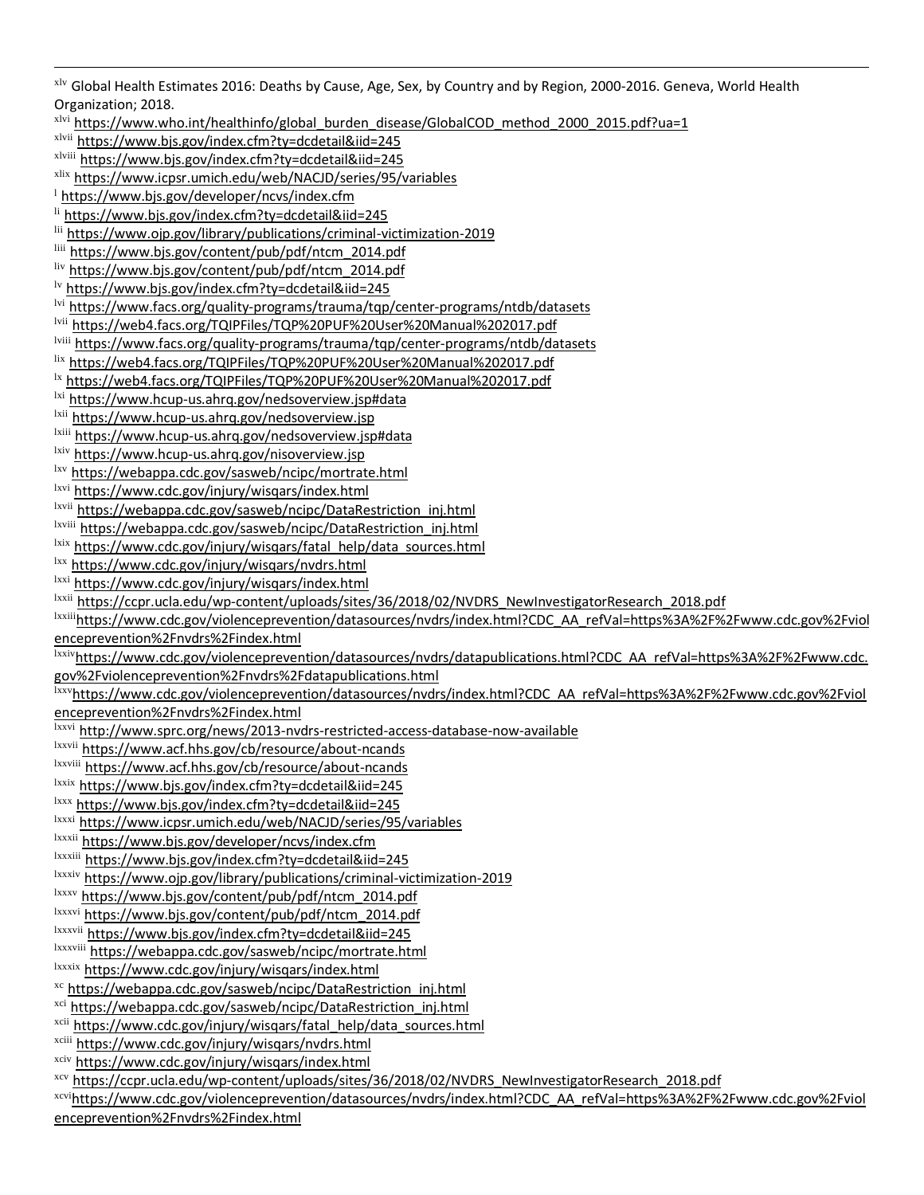[xlv] Global Health Estimates 2016: Deaths by Cause, Age, Sex, by Country and by Region, 2000-2016. Geneva, World Health Organization; 2018.

[xlvi] https://www.who.int/healthinfo/global_burden_disease/GlobalCOD_method_2000_2015.pdf?ua=1

[xlvii] https://www.bjs.gov/index.cfm?ty=dcdetail&iid=245

[xlviii] https://www.bjs.gov/index.cfm?ty=dcdetail&iid=245

[xlix] https://www.icpsr.umich.edu/web/NACJD/series/95/variables

[l] https://www.bjs.gov/developer/ncvs/index.cfm

[li] https://www.bjs.gov/index.cfm?ty=dcdetail&iid=245

[lii] https://www.ojp.gov/library/publications/criminal-victimization-2019

[liii] https://www.bjs.gov/content/pub/pdf/ntcm_2014.pdf

[liv] https://www.bjs.gov/content/pub/pdf/ntcm_2014.pdf

[lv] https://www.bjs.gov/index.cfm?ty=dcdetail&iid=245

[lvi] https://www.facs.org/quality-programs/trauma/tqp/center-programs/ntdb/datasets

[lvii] https://web4.facs.org/TQIPFiles/TQP%20PUF%20User%20Manual%202017.pdf

[lviii] https://www.facs.org/quality-programs/trauma/tqp/center-programs/ntdb/datasets

[lix] https://web4.facs.org/TQIPFiles/TQP%20PUF%20User%20Manual%202017.pdf

[lx] https://web4.facs.org/TQIPFiles/TQP%20PUF%20User%20Manual%202017.pdf

[lxi] https://www.hcup-us.ahrq.gov/nedsoverview.jsp#data

[lxii] https://www.hcup-us.ahrq.gov/nedsoverview.jsp

[lxiii] https://www.hcup-us.ahrq.gov/nedsoverview.jsp#data

[lxiv] https://www.hcup-us.ahrq.gov/nisoverview.jsp

[lxv] https://webappa.cdc.gov/sasweb/ncipc/mortrate.html

[lxvi] https://www.cdc.gov/injury/wisqars/index.html

[lxvii] https://webappa.cdc.gov/sasweb/ncipc/DataRestriction_inj.html

[lxviii] https://webappa.cdc.gov/sasweb/ncipc/DataRestriction_inj.html

[lxix] https://www.cdc.gov/injury/wisqars/fatal_help/data_sources.html

[lxx] https://www.cdc.gov/injury/wisqars/nvdrs.html

[lxxi] https://www.cdc.gov/injury/wisqars/index.html

[lxxii] https://ccpr.ucla.edu/wp-content/uploads/sites/36/2018/02/NVDRS_NewInvestigatorResearch_2018.pdf

[lxxiii] https://www.cdc.gov/violenceprevention/datasources/nvdrs/index.html?CDC_AA_refVal=https%3A%2F%2Fwww.cdc.gov%2Fviolenceprevention%2Fnvdrs%2Findex.html

[lxxiv] https://www.cdc.gov/violenceprevention/datasources/nvdrs/datapublications.html?CDC_AA_refVal=https%3A%2F%2Fwww.cdc.gov%2Fviolenceprevention%2Fnvdrs%2Fdatapublications.html

[lxxv] https://www.cdc.gov/violenceprevention/datasources/nvdrs/index.html?CDC_AA_refVal=https%3A%2F%2Fwww.cdc.gov%2Fviolenceprevention%2Fnvdrs%2Findex.html

[lxxvi] http://www.sprc.org/news/2013-nvdrs-restricted-access-database-now-available

[lxxvii] https://www.acf.hhs.gov/cb/resource/about-ncands

[lxxviii] https://www.acf.hhs.gov/cb/resource/about-ncands

[lxxix] https://www.bjs.gov/index.cfm?ty=dcdetail&iid=245

[lxxx] https://www.bjs.gov/index.cfm?ty=dcdetail&iid=245

[lxxxi] https://www.icpsr.umich.edu/web/NACJD/series/95/variables

[lxxxii] https://www.bjs.gov/developer/ncvs/index.cfm

[lxxxiii] https://www.bjs.gov/index.cfm?ty=dcdetail&iid=245

[lxxxiv] https://www.ojp.gov/library/publications/criminal-victimization-2019

[lxxxv] https://www.bjs.gov/content/pub/pdf/ntcm_2014.pdf

[lxxxvi] https://www.bjs.gov/content/pub/pdf/ntcm_2014.pdf

[lxxxvii] https://www.bjs.gov/index.cfm?ty=dcdetail&iid=245

[lxxxviii] https://webappa.cdc.gov/sasweb/ncipc/mortrate.html

[lxxxix] https://www.cdc.gov/injury/wisqars/index.html

[xc] https://webappa.cdc.gov/sasweb/ncipc/DataRestriction_inj.html

[xci] https://webappa.cdc.gov/sasweb/ncipc/DataRestriction_inj.html

[xcii] https://www.cdc.gov/injury/wisqars/fatal_help/data_sources.html

[xciii] https://www.cdc.gov/injury/wisqars/nvdrs.html

[xciv] https://www.cdc.gov/injury/wisqars/index.html

[xcv] https://ccpr.ucla.edu/wp-content/uploads/sites/36/2018/02/NVDRS_NewInvestigatorResearch_2018.pdf

[xcvi] https://www.cdc.gov/violenceprevention/datasources/nvdrs/index.html?CDC_AA_refVal=https%3A%2F%2Fwww.cdc.gov%2Fviolenceprevention%2Fnvdrs%2Findex.html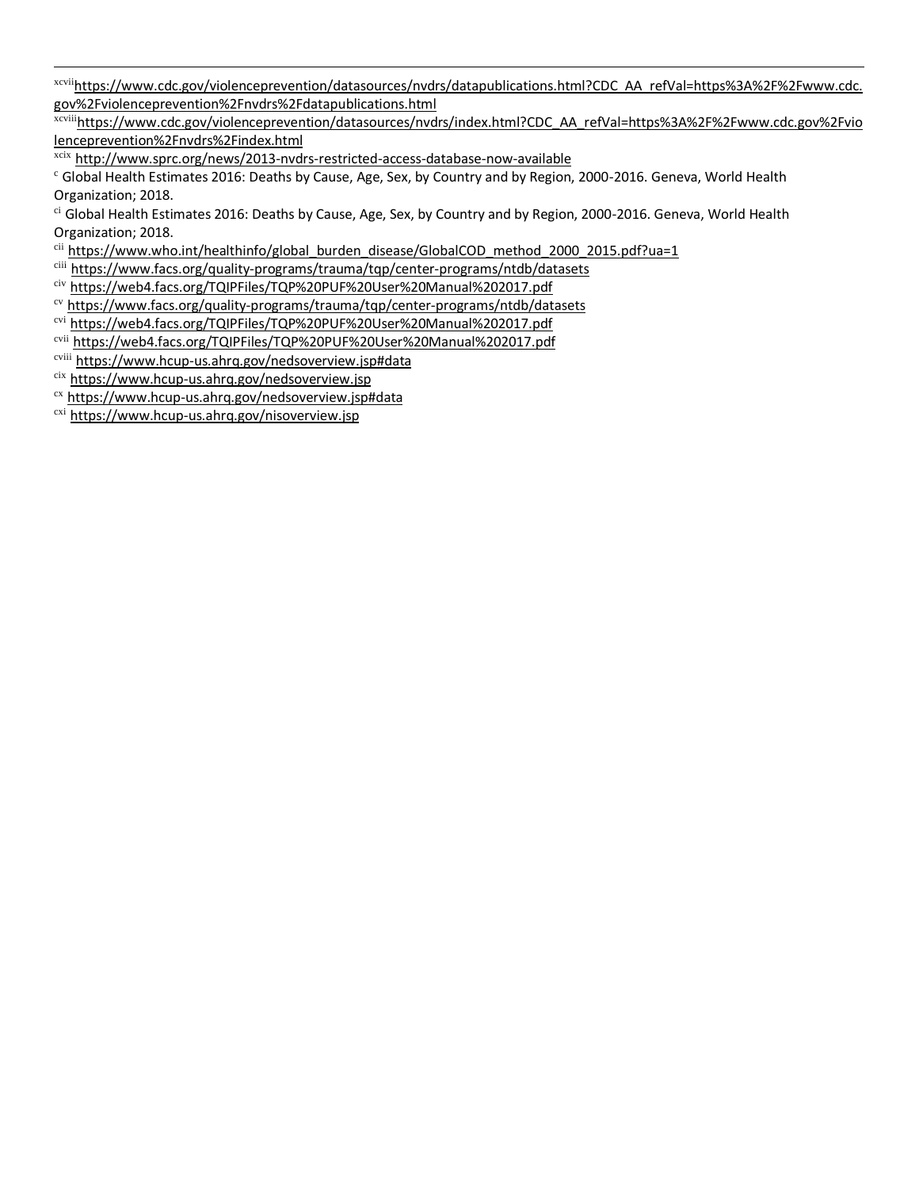[xcvii]https://www.cdc.gov/violenceprevention/datasources/nvdrs/datapublications.html?CDC_AA_refVal=https%3A%2F%2Fwww.cdc.gov%2Fviolenceprevention%2Fnvdrs%2Fdatapublications.html

[xcviii]https://www.cdc.gov/violenceprevention/datasources/nvdrs/index.html?CDC_AA_refVal=https%3A%2F%2Fwww.cdc.gov%2Fviolenceprevention%2Fnvdrs%2Findex.html

[xcix] http://www.sprc.org/news/2013-nvdrs-restricted-access-database-now-available

[c] Global Health Estimates 2016: Deaths by Cause, Age, Sex, by Country and by Region, 2000-2016. Geneva, World Health Organization; 2018.

[ci] Global Health Estimates 2016: Deaths by Cause, Age, Sex, by Country and by Region, 2000-2016. Geneva, World Health Organization; 2018.

[cii] https://www.who.int/healthinfo/global_burden_disease/GlobalCOD_method_2000_2015.pdf?ua=1

[ciii] https://www.facs.org/quality-programs/trauma/tqp/center-programs/ntdb/datasets

[civ] https://web4.facs.org/TQIPFiles/TQP%20PUF%20User%20Manual%202017.pdf

[cv] https://www.facs.org/quality-programs/trauma/tqp/center-programs/ntdb/datasets

[cvi] https://web4.facs.org/TQIPFiles/TQP%20PUF%20User%20Manual%202017.pdf

[cvii] https://web4.facs.org/TQIPFiles/TQP%20PUF%20User%20Manual%202017.pdf

[cviii] https://www.hcup-us.ahrq.gov/nedsoverview.jsp#data

[cix] https://www.hcup-us.ahrq.gov/nedsoverview.jsp

[cx] https://www.hcup-us.ahrq.gov/nedsoverview.jsp#data

[cxi] https://www.hcup-us.ahrq.gov/nisoverview.jsp